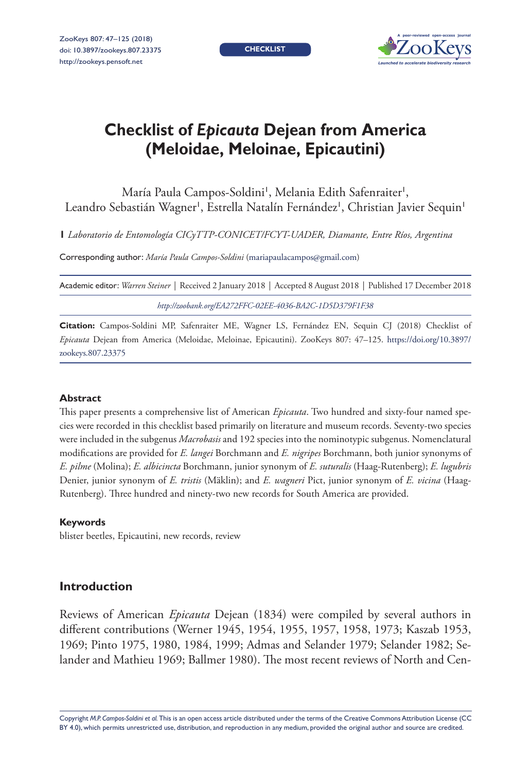CHECKLIST

# Checklist of *Epicauta* Dejean from America (Meloidae, Meloinae, Epicautini)

María Paula Campos-Soldini[1], Melania Edith Safenraiter[1], Leandro Sebastián Wagner[1], Estrella Natalín Fernández[1], Christian Javier Sequin[1]

**1** *Laboratorio de Entomología CICyTTP-CONICET/FCYT-UADER, Diamante, Entre Ríos, Argentina*

Corresponding author: *María Paula Campos-Soldini* (mariapaulacampos@gmail.com)

Academic editor: *Warren Steiner* | Received 2 January 2018 | Accepted 8 August 2018 | Published 17 December 2018

*http://zoobank.org/EA272FFC-02EE-4036-BA2C-1D5D379F1F38*

**Citation:** Campos-Soldini MP, Safenraiter ME, Wagner LS, Fernández EN, Sequin CJ (2018) Checklist of *Epicauta* Dejean from America (Meloidae, Meloinae, Epicautini). ZooKeys 807: 47–125. https://doi.org/10.3897/zookeys.807.23375

## Abstract

This paper presents a comprehensive list of American *Epicauta*. Two hundred and sixty-four named species were recorded in this checklist based primarily on literature and museum records. Seventy-two species were included in the subgenus *Macrobasis* and 192 species into the nominotypic subgenus. Nomenclatural modifications are provided for *E. langei* Borchmann and *E. nigripes* Borchmann, both junior synonyms of *E. pilme* (Molina); *E. albicincta* Borchmann, junior synonym of *E. suturalis* (Haag-Rutenberg); *E. lugubris* Denier, junior synonym of *E. tristis* (Mäklin); and *E. wagneri* Pict, junior synonym of *E. vicina* (Haag-Rutenberg). Three hundred and ninety-two new records for South America are provided.

## Keywords

blister beetles, Epicautini, new records, review

## Introduction

Reviews of American *Epicauta* Dejean (1834) were compiled by several authors in different contributions (Werner 1945, 1954, 1955, 1957, 1958, 1973; Kaszab 1953, 1969; Pinto 1975, 1980, 1984, 1999; Admas and Selander 1979; Selander 1982; Selander and Mathieu 1969; Ballmer 1980). The most recent reviews of North and Cen-

Copyright *M.P. Campos-Soldini et al.* This is an open access article distributed under the terms of the Creative Commons Attribution License (CC BY 4.0), which permits unrestricted use, distribution, and reproduction in any medium, provided the original author and source are credited.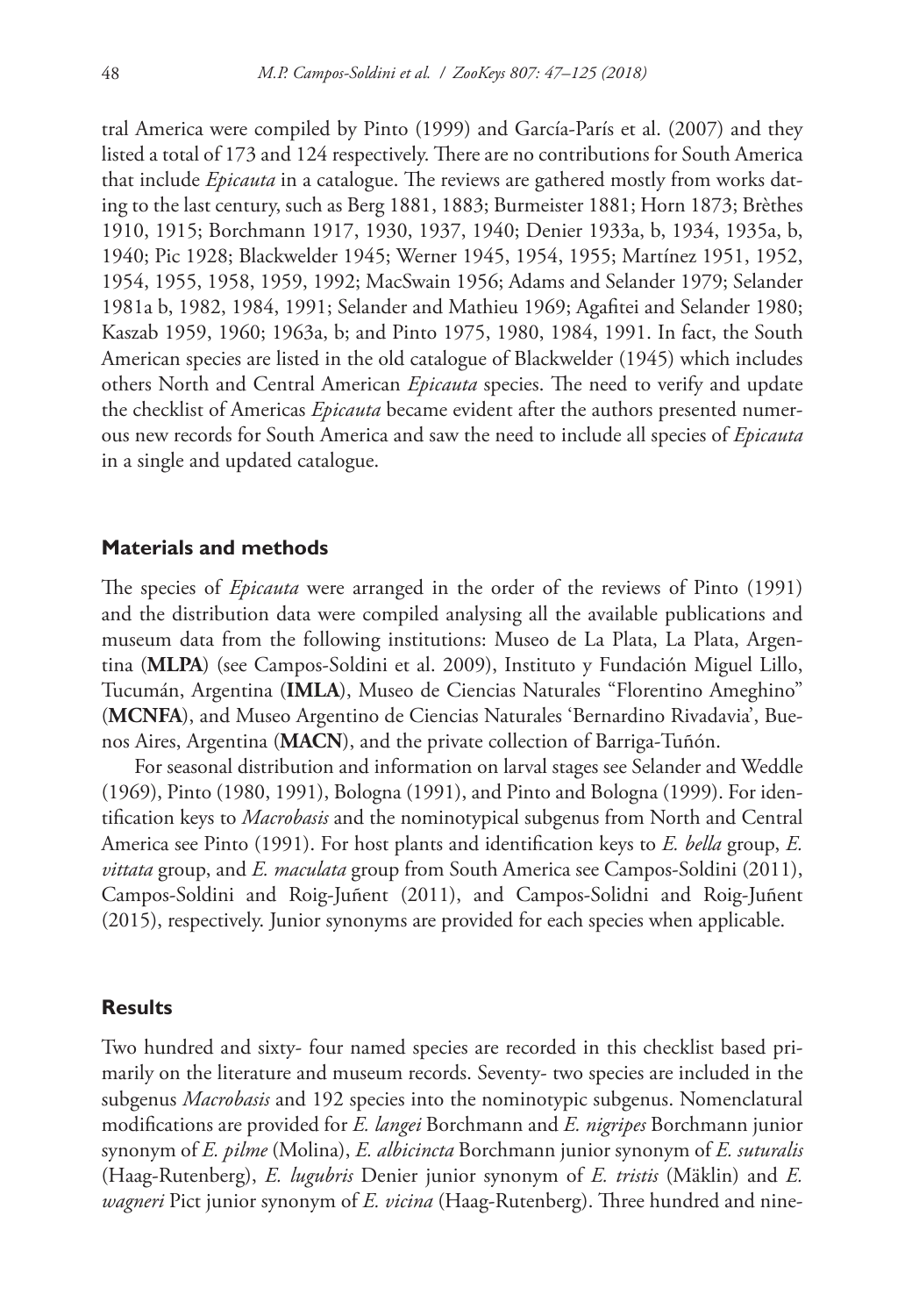tral America were compiled by Pinto (1999) and García-París et al. (2007) and they listed a total of 173 and 124 respectively. There are no contributions for South America that include *Epicauta* in a catalogue. The reviews are gathered mostly from works dating to the last century, such as Berg 1881, 1883; Burmeister 1881; Horn 1873; Brèthes 1910, 1915; Borchmann 1917, 1930, 1937, 1940; Denier 1933a, b, 1934, 1935a, b, 1940; Pic 1928; Blackwelder 1945; Werner 1945, 1954, 1955; Martínez 1951, 1952, 1954, 1955, 1958, 1959, 1992; MacSwain 1956; Adams and Selander 1979; Selander 1981a b, 1982, 1984, 1991; Selander and Mathieu 1969; Agafitei and Selander 1980; Kaszab 1959, 1960; 1963a, b; and Pinto 1975, 1980, 1984, 1991. In fact, the South American species are listed in the old catalogue of Blackwelder (1945) which includes others North and Central American *Epicauta* species. The need to verify and update the checklist of Americas *Epicauta* became evident after the authors presented numerous new records for South America and saw the need to include all species of *Epicauta* in a single and updated catalogue.

## Materials and methods

The species of *Epicauta* were arranged in the order of the reviews of Pinto (1991) and the distribution data were compiled analysing all the available publications and museum data from the following institutions: Museo de La Plata, La Plata, Argentina (**MLPA**) (see Campos-Soldini et al. 2009), Instituto y Fundación Miguel Lillo, Tucumán, Argentina (**IMLA**), Museo de Ciencias Naturales "Florentino Ameghino" (**MCNFA**), and Museo Argentino de Ciencias Naturales 'Bernardino Rivadavia', Buenos Aires, Argentina (**MACN**), and the private collection of Barriga-Tuñón.

For seasonal distribution and information on larval stages see Selander and Weddle (1969), Pinto (1980, 1991), Bologna (1991), and Pinto and Bologna (1999). For identification keys to *Macrobasis* and the nominotypical subgenus from North and Central America see Pinto (1991). For host plants and identification keys to *E. bella* group, *E. vittata* group, and *E. maculata* group from South America see Campos-Soldini (2011), Campos-Soldini and Roig-Juñent (2011), and Campos-Solidni and Roig-Juñent (2015), respectively. Junior synonyms are provided for each species when applicable.

## Results

Two hundred and sixty- four named species are recorded in this checklist based primarily on the literature and museum records. Seventy- two species are included in the subgenus *Macrobasis* and 192 species into the nominotypic subgenus. Nomenclatural modifications are provided for *E. langei* Borchmann and *E. nigripes* Borchmann junior synonym of *E. pilme* (Molina), *E. albicincta* Borchmann junior synonym of *E. suturalis* (Haag-Rutenberg), *E. lugubris* Denier junior synonym of *E. tristis* (Mäklin) and *E. wagneri* Pict junior synonym of *E. vicina* (Haag-Rutenberg). Three hundred and nine-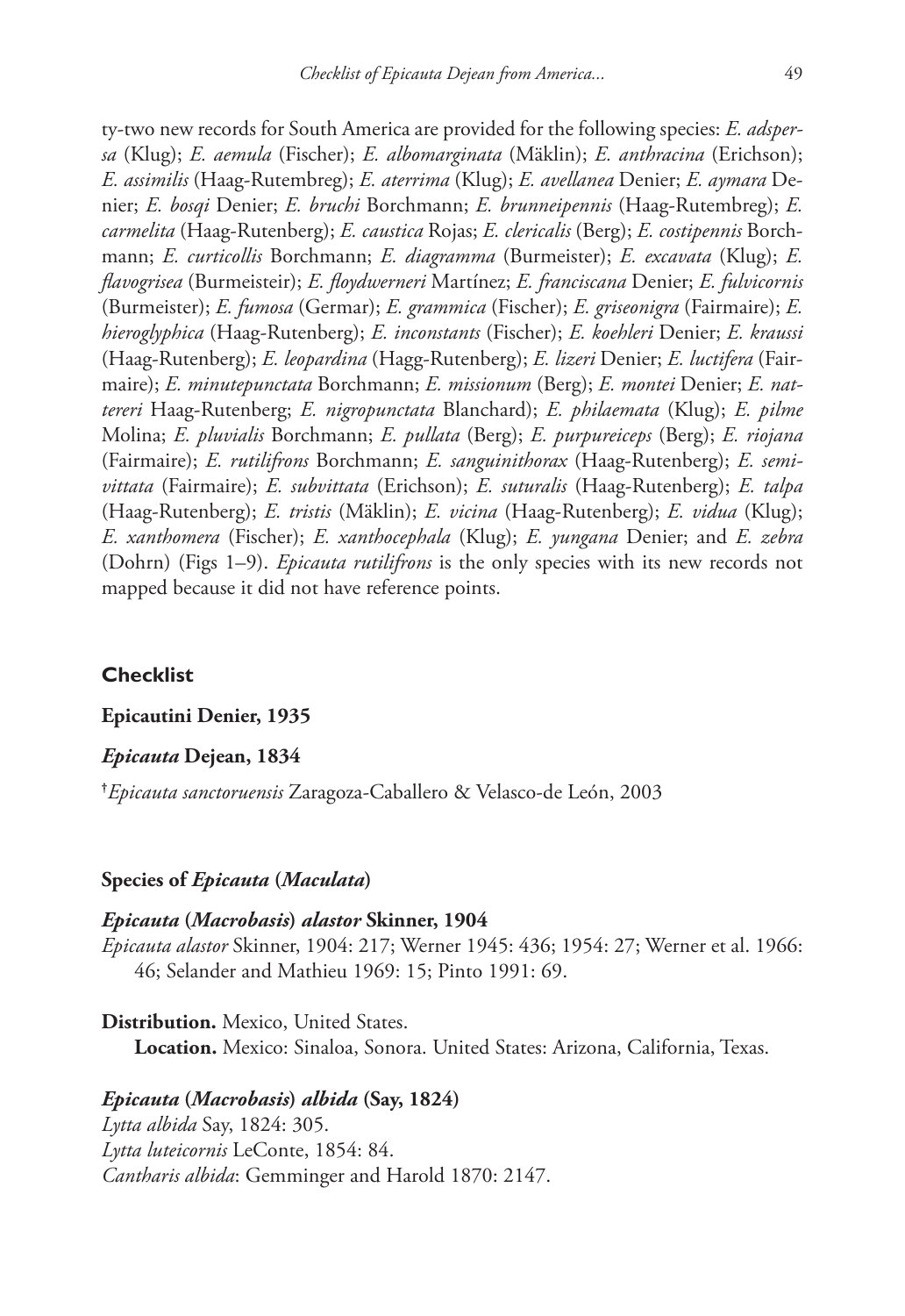ty-two new records for South America are provided for the following species: *E. adspersa* (Klug); *E. aemula* (Fischer); *E. albomarginata* (Mäklin); *E. anthracina* (Erichson); *E. assimilis* (Haag-Rutembreg); *E. aterrima* (Klug); *E. avellanea* Denier; *E. aymara* Denier; *E. bosqi* Denier; *E. bruchi* Borchmann; *E. brunneipennis* (Haag-Rutembreg); *E. carmelita* (Haag-Rutenberg); *E. caustica* Rojas; *E. clericalis* (Berg); *E. costipennis* Borchmann; *E. curticollis* Borchmann; *E. diagramma* (Burmeister); *E. excavata* (Klug); *E. flavogrisea* (Burmeisteir); *E. floydwerneri* Martínez; *E. franciscana* Denier; *E. fulvicornis* (Burmeister); *E. fumosa* (Germar); *E. grammica* (Fischer); *E. griseonigra* (Fairmaire); *E. hieroglyphica* (Haag-Rutenberg); *E. inconstants* (Fischer); *E. koehleri* Denier; *E. kraussi* (Haag-Rutenberg); *E. leopardina* (Hagg-Rutenberg); *E. lizeri* Denier; *E. luctifera* (Fairmaire); *E. minutepunctata* Borchmann; *E. missionum* (Berg); *E. montei* Denier; *E. nattereri* Haag-Rutenberg; *E. nigropunctata* Blanchard); *E. philaemata* (Klug); *E. pilme* Molina; *E. pluvialis* Borchmann; *E. pullata* (Berg); *E. purpureiceps* (Berg); *E. riojana* (Fairmaire); *E. rutilifrons* Borchmann; *E. sanguinithorax* (Haag-Rutenberg); *E. semivittata* (Fairmaire); *E. subvittata* (Erichson); *E. suturalis* (Haag-Rutenberg); *E. talpa* (Haag-Rutenberg); *E. tristis* (Mäklin); *E. vicina* (Haag-Rutenberg); *E. vidua* (Klug); *E. xanthomera* (Fischer); *E. xanthocephala* (Klug); *E. yungana* Denier; and *E. zebra* (Dohrn) (Figs 1–9). *Epicauta rutilifrons* is the only species with its new records not mapped because it did not have reference points.

## Checklist

**Epicautini Denier, 1935**

***Epicauta* Dejean, 1834**

†*Epicauta sanctoruensis* Zaragoza-Caballero & Velasco-de León, 2003

### Species of *Epicauta* (*Maculata*)

#### *Epicauta* (*Macrobasis*) *alastor* Skinner, 1904

*Epicauta alastor* Skinner, 1904: 217; Werner 1945: 436; 1954: 27; Werner et al. 1966: 46; Selander and Mathieu 1969: 15; Pinto 1991: 69.

**Distribution.** Mexico, United States.

**Location.** Mexico: Sinaloa, Sonora. United States: Arizona, California, Texas.

#### *Epicauta* (*Macrobasis*) *albida* (Say, 1824)

*Lytta albida* Say, 1824: 305.
*Lytta luteicornis* LeConte, 1854: 84.
*Cantharis albida*: Gemminger and Harold 1870: 2147.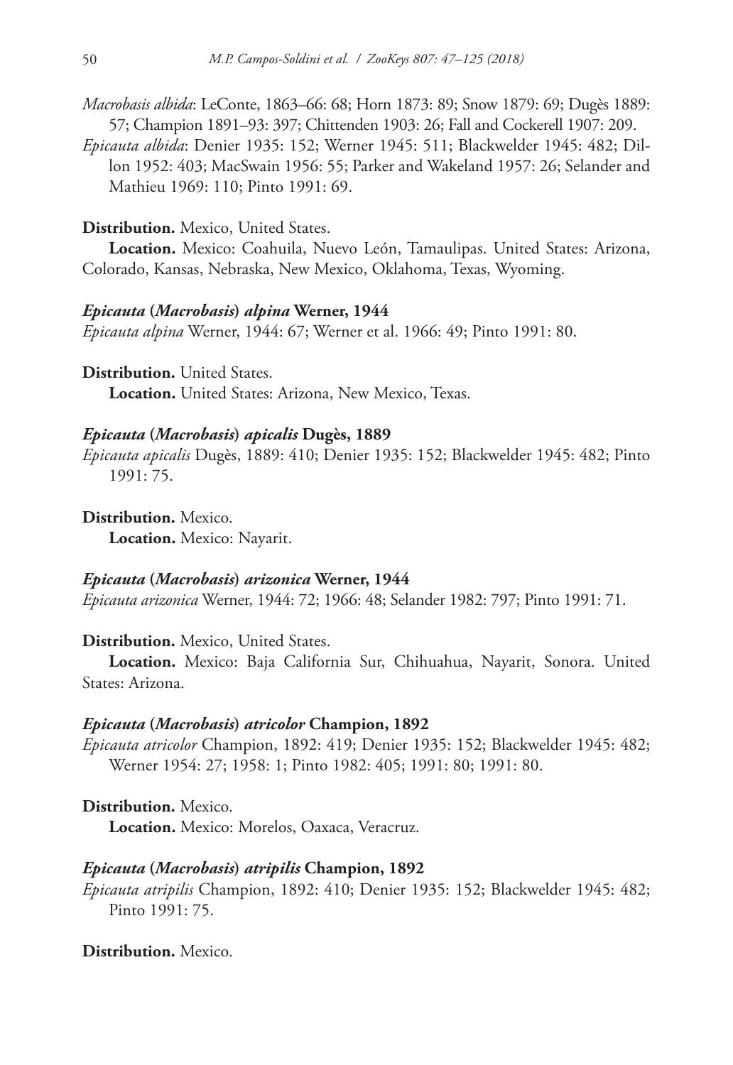*Macrobasis albida*: LeConte, 1863–66: 68; Horn 1873: 89; Snow 1879: 69; Dugès 1889: 57; Champion 1891–93: 397; Chittenden 1903: 26; Fall and Cockerell 1907: 209.

*Epicauta albida*: Denier 1935: 152; Werner 1945: 511; Blackwelder 1945: 482; Dillon 1952: 403; MacSwain 1956: 55; Parker and Wakeland 1957: 26; Selander and Mathieu 1969: 110; Pinto 1991: 69.

**Distribution.** Mexico, United States.

**Location.** Mexico: Coahuila, Nuevo León, Tamaulipas. United States: Arizona, Colorado, Kansas, Nebraska, New Mexico, Oklahoma, Texas, Wyoming.

### *Epicauta* (*Macrobasis*) *alpina* Werner, 1944

*Epicauta alpina* Werner, 1944: 67; Werner et al. 1966: 49; Pinto 1991: 80.

**Distribution.** United States.

**Location.** United States: Arizona, New Mexico, Texas.

### *Epicauta* (*Macrobasis*) *apicalis* Dugès, 1889

*Epicauta apicalis* Dugès, 1889: 410; Denier 1935: 152; Blackwelder 1945: 482; Pinto 1991: 75.

**Distribution.** Mexico.

**Location.** Mexico: Nayarit.

### *Epicauta* (*Macrobasis*) *arizonica* Werner, 1944

*Epicauta arizonica* Werner, 1944: 72; 1966: 48; Selander 1982: 797; Pinto 1991: 71.

**Distribution.** Mexico, United States.

**Location.** Mexico: Baja California Sur, Chihuahua, Nayarit, Sonora. United States: Arizona.

### *Epicauta* (*Macrobasis*) *atricolor* Champion, 1892

*Epicauta atricolor* Champion, 1892: 419; Denier 1935: 152; Blackwelder 1945: 482; Werner 1954: 27; 1958: 1; Pinto 1982: 405; 1991: 80; 1991: 80.

**Distribution.** Mexico.

**Location.** Mexico: Morelos, Oaxaca, Veracruz.

### *Epicauta* (*Macrobasis*) *atripilis* Champion, 1892

*Epicauta atripilis* Champion, 1892: 410; Denier 1935: 152; Blackwelder 1945: 482; Pinto 1991: 75.

**Distribution.** Mexico.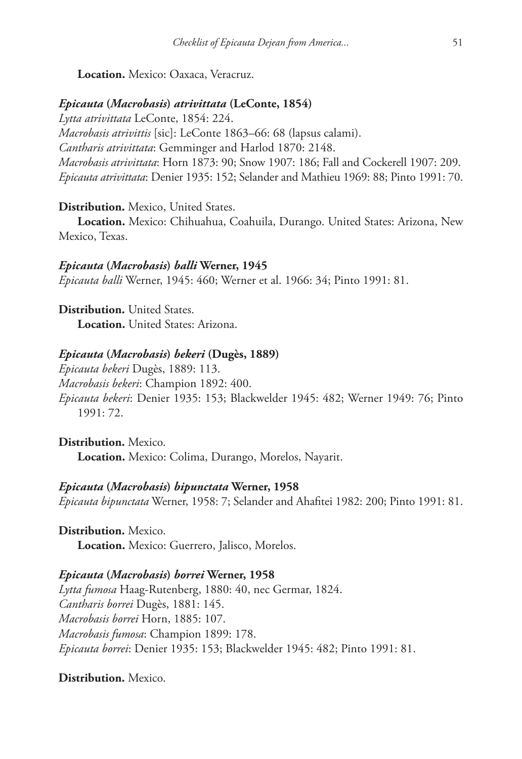**Location.** Mexico: Oaxaca, Veracruz.

### *Epicauta* (*Macrobasis*) *atrivittata* (LeConte, 1854)

*Lytta atrivittata* LeConte, 1854: 224.
*Macrobasis atrivittis* [sic]: LeConte 1863–66: 68 (lapsus calami).
*Cantharis atrivittata*: Gemminger and Harlod 1870: 2148.
*Macrobasis atrivittata*: Horn 1873: 90; Snow 1907: 186; Fall and Cockerell 1907: 209.
*Epicauta atrivittata*: Denier 1935: 152; Selander and Mathieu 1969: 88; Pinto 1991: 70.

**Distribution.** Mexico, United States.
**Location.** Mexico: Chihuahua, Coahuila, Durango. United States: Arizona, New Mexico, Texas.

### *Epicauta* (*Macrobasis*) *balli* Werner, 1945

*Epicauta balli* Werner, 1945: 460; Werner et al. 1966: 34; Pinto 1991: 81.

**Distribution.** United States.
**Location.** United States: Arizona.

### *Epicauta* (*Macrobasis*) *bekeri* (Dugès, 1889)

*Epicauta bekeri* Dugès, 1889: 113.
*Macrobasis bekeri*: Champion 1892: 400.
*Epicauta bekeri*: Denier 1935: 153; Blackwelder 1945: 482; Werner 1949: 76; Pinto 1991: 72.

**Distribution.** Mexico.
**Location.** Mexico: Colima, Durango, Morelos, Nayarit.

### *Epicauta* (*Macrobasis*) *bipunctata* Werner, 1958

*Epicauta bipunctata* Werner, 1958: 7; Selander and Ahafitei 1982: 200; Pinto 1991: 81.

**Distribution.** Mexico.
**Location.** Mexico: Guerrero, Jalisco, Morelos.

### *Epicauta* (*Macrobasis*) *borrei* Werner, 1958

*Lytta fumosa* Haag-Rutenberg, 1880: 40, nec Germar, 1824.
*Cantharis borrei* Dugès, 1881: 145.
*Macrobasis borrei* Horn, 1885: 107.
*Macrobasis fumosa*: Champion 1899: 178.
*Epicauta borrei*: Denier 1935: 153; Blackwelder 1945: 482; Pinto 1991: 81.

**Distribution.** Mexico.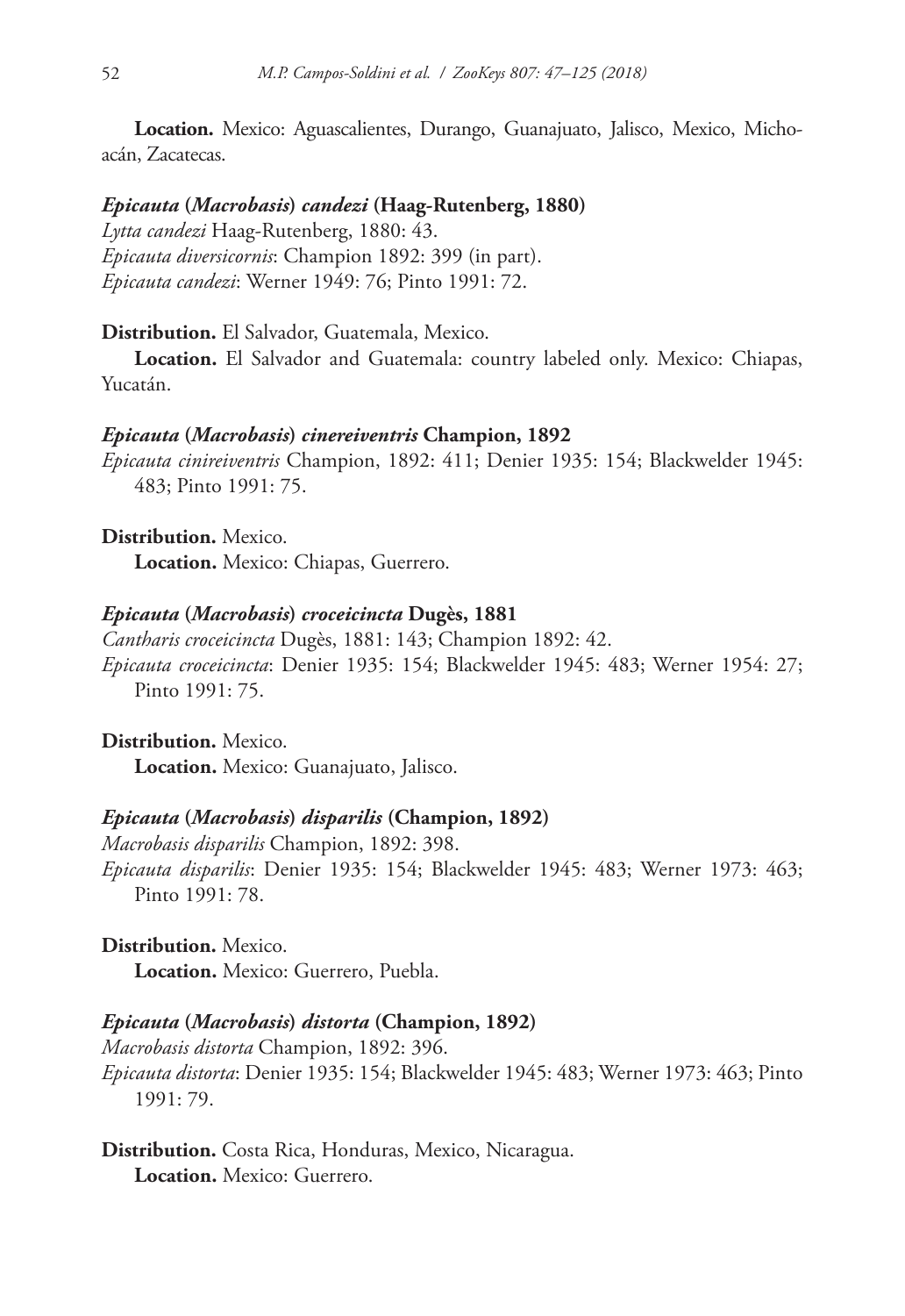**Location.** Mexico: Aguascalientes, Durango, Guanajuato, Jalisco, Mexico, Michoacán, Zacatecas.

***Epicauta* (*Macrobasis*) *candezi* (Haag-Rutenberg, 1880)**

*Lytta candezi* Haag-Rutenberg, 1880: 43.
*Epicauta diversicornis*: Champion 1892: 399 (in part).
*Epicauta candezi*: Werner 1949: 76; Pinto 1991: 72.

**Distribution.** El Salvador, Guatemala, Mexico.

**Location.** El Salvador and Guatemala: country labeled only. Mexico: Chiapas, Yucatán.

***Epicauta* (*Macrobasis*) *cinereiventris* Champion, 1892**

*Epicauta cinireiventris* Champion, 1892: 411; Denier 1935: 154; Blackwelder 1945: 483; Pinto 1991: 75.

**Distribution.** Mexico.

**Location.** Mexico: Chiapas, Guerrero.

***Epicauta* (*Macrobasis*) *croceicincta* Dugès, 1881**

*Cantharis croceicincta* Dugès, 1881: 143; Champion 1892: 42.
*Epicauta croceicincta*: Denier 1935: 154; Blackwelder 1945: 483; Werner 1954: 27; Pinto 1991: 75.

**Distribution.** Mexico.

**Location.** Mexico: Guanajuato, Jalisco.

***Epicauta* (*Macrobasis*) *disparilis* (Champion, 1892)**

*Macrobasis disparilis* Champion, 1892: 398.
*Epicauta disparilis*: Denier 1935: 154; Blackwelder 1945: 483; Werner 1973: 463; Pinto 1991: 78.

**Distribution.** Mexico.

**Location.** Mexico: Guerrero, Puebla.

***Epicauta* (*Macrobasis*) *distorta* (Champion, 1892)**

*Macrobasis distorta* Champion, 1892: 396.
*Epicauta distorta*: Denier 1935: 154; Blackwelder 1945: 483; Werner 1973: 463; Pinto 1991: 79.

**Distribution.** Costa Rica, Honduras, Mexico, Nicaragua.

**Location.** Mexico: Guerrero.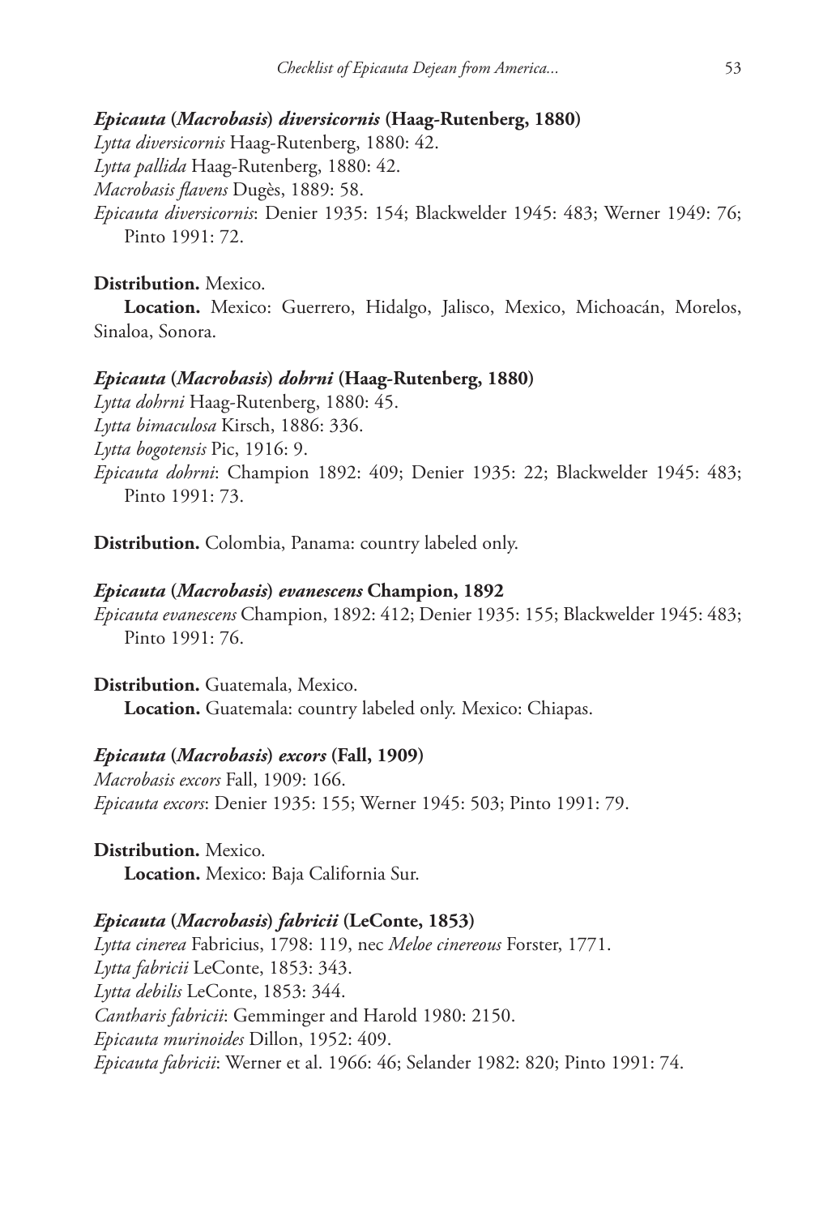### *Epicauta* (*Macrobasis*) *diversicornis* (Haag-Rutenberg, 1880)

*Lytta diversicornis* Haag-Rutenberg, 1880: 42.
*Lytta pallida* Haag-Rutenberg, 1880: 42.
*Macrobasis flavens* Dugès, 1889: 58.
*Epicauta diversicornis*: Denier 1935: 154; Blackwelder 1945: 483; Werner 1949: 76; Pinto 1991: 72.

**Distribution.** Mexico.
**Location.** Mexico: Guerrero, Hidalgo, Jalisco, Mexico, Michoacán, Morelos, Sinaloa, Sonora.

### *Epicauta* (*Macrobasis*) *dohrni* (Haag-Rutenberg, 1880)

*Lytta dohrni* Haag-Rutenberg, 1880: 45.
*Lytta bimaculosa* Kirsch, 1886: 336.
*Lytta bogotensis* Pic, 1916: 9.
*Epicauta dohrni*: Champion 1892: 409; Denier 1935: 22; Blackwelder 1945: 483; Pinto 1991: 73.

**Distribution.** Colombia, Panama: country labeled only.

### *Epicauta* (*Macrobasis*) *evanescens* Champion, 1892

*Epicauta evanescens* Champion, 1892: 412; Denier 1935: 155; Blackwelder 1945: 483; Pinto 1991: 76.

**Distribution.** Guatemala, Mexico.
**Location.** Guatemala: country labeled only. Mexico: Chiapas.

### *Epicauta* (*Macrobasis*) *excors* (Fall, 1909)

*Macrobasis excors* Fall, 1909: 166.
*Epicauta excors*: Denier 1935: 155; Werner 1945: 503; Pinto 1991: 79.

**Distribution.** Mexico.
**Location.** Mexico: Baja California Sur.

### *Epicauta* (*Macrobasis*) *fabricii* (LeConte, 1853)

*Lytta cinerea* Fabricius, 1798: 119, nec *Meloe cinereous* Forster, 1771.
*Lytta fabricii* LeConte, 1853: 343.
*Lytta debilis* LeConte, 1853: 344.
*Cantharis fabricii*: Gemminger and Harold 1980: 2150.
*Epicauta murinoides* Dillon, 1952: 409.
*Epicauta fabricii*: Werner et al. 1966: 46; Selander 1982: 820; Pinto 1991: 74.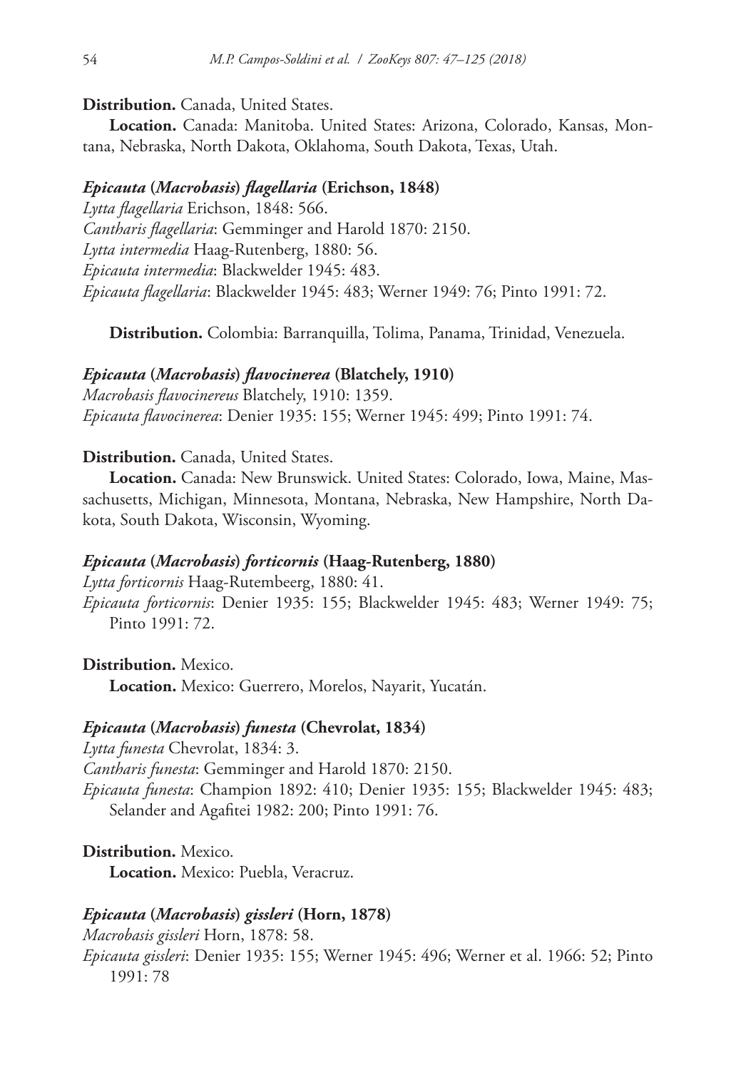**Distribution.** Canada, United States.

**Location.** Canada: Manitoba. United States: Arizona, Colorado, Kansas, Montana, Nebraska, North Dakota, Oklahoma, South Dakota, Texas, Utah.

***Epicauta* (*Macrobasis*) *flagellaria* (Erichson, 1848)**

*Lytta flagellaria* Erichson, 1848: 566.
*Cantharis flagellaria*: Gemminger and Harold 1870: 2150.
*Lytta intermedia* Haag-Rutenberg, 1880: 56.
*Epicauta intermedia*: Blackwelder 1945: 483.
*Epicauta flagellaria*: Blackwelder 1945: 483; Werner 1949: 76; Pinto 1991: 72.

**Distribution.** Colombia: Barranquilla, Tolima, Panama, Trinidad, Venezuela.

***Epicauta* (*Macrobasis*) *flavocinerea* (Blatchely, 1910)**

*Macrobasis flavocinereus* Blatchely, 1910: 1359.
*Epicauta flavocinerea*: Denier 1935: 155; Werner 1945: 499; Pinto 1991: 74.

**Distribution.** Canada, United States.

**Location.** Canada: New Brunswick. United States: Colorado, Iowa, Maine, Massachusetts, Michigan, Minnesota, Montana, Nebraska, New Hampshire, North Dakota, South Dakota, Wisconsin, Wyoming.

***Epicauta* (*Macrobasis*) *forticornis* (Haag-Rutenberg, 1880)**

*Lytta forticornis* Haag-Rutembeerg, 1880: 41.
*Epicauta forticornis*: Denier 1935: 155; Blackwelder 1945: 483; Werner 1949: 75; Pinto 1991: 72.

**Distribution.** Mexico.

**Location.** Mexico: Guerrero, Morelos, Nayarit, Yucatán.

***Epicauta* (*Macrobasis*) *funesta* (Chevrolat, 1834)**

*Lytta funesta* Chevrolat, 1834: 3.
*Cantharis funesta*: Gemminger and Harold 1870: 2150.
*Epicauta funesta*: Champion 1892: 410; Denier 1935: 155; Blackwelder 1945: 483; Selander and Agafitei 1982: 200; Pinto 1991: 76.

**Distribution.** Mexico.

**Location.** Mexico: Puebla, Veracruz.

***Epicauta* (*Macrobasis*) *gissleri* (Horn, 1878)**

*Macrobasis gissleri* Horn, 1878: 58.
*Epicauta gissleri*: Denier 1935: 155; Werner 1945: 496; Werner et al. 1966: 52; Pinto 1991: 78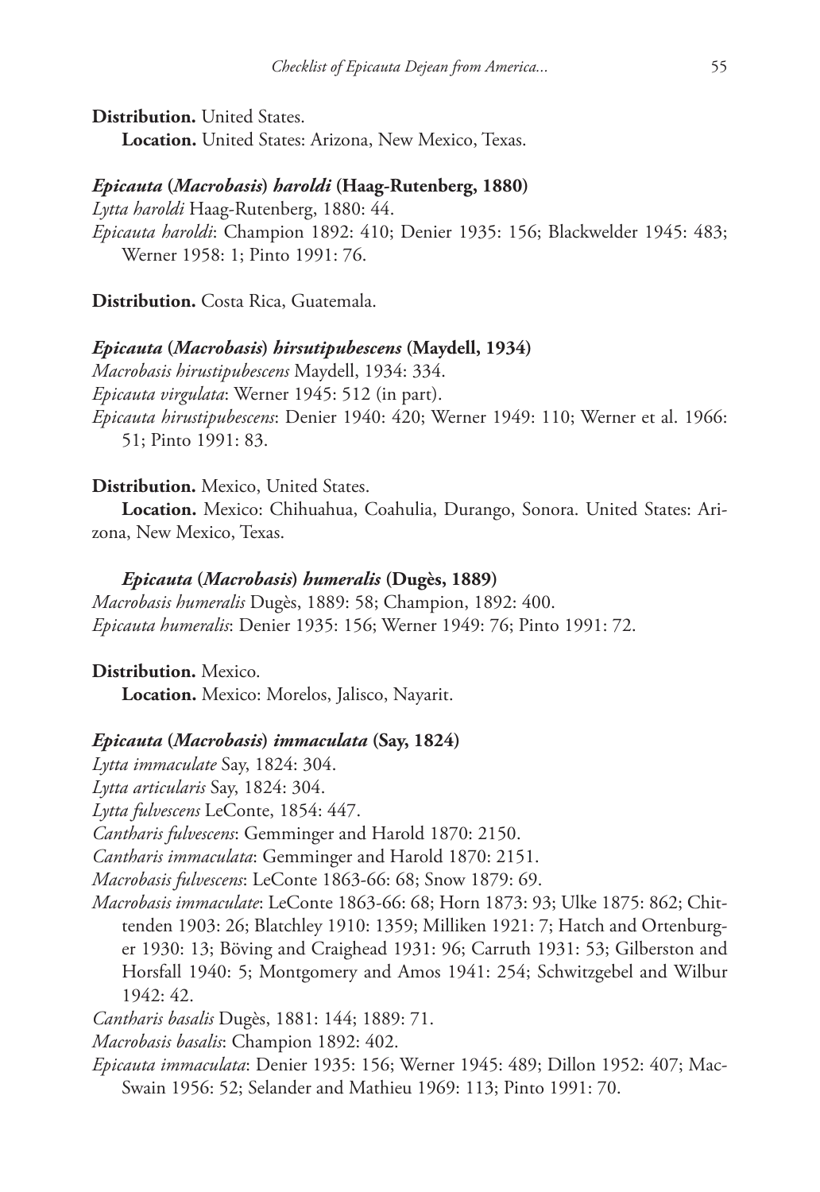**Distribution.** United States.

**Location.** United States: Arizona, New Mexico, Texas.

***Epicauta* (*Macrobasis*) *haroldi* (Haag-Rutenberg, 1880)**

*Lytta haroldi* Haag-Rutenberg, 1880: 44.

*Epicauta haroldi*: Champion 1892: 410; Denier 1935: 156; Blackwelder 1945: 483; Werner 1958: 1; Pinto 1991: 76.

**Distribution.** Costa Rica, Guatemala.

***Epicauta* (*Macrobasis*) *hirsutipubescens* (Maydell, 1934)**

*Macrobasis hirustipubescens* Maydell, 1934: 334.

*Epicauta virgulata*: Werner 1945: 512 (in part).

*Epicauta hirustipubescens*: Denier 1940: 420; Werner 1949: 110; Werner et al. 1966: 51; Pinto 1991: 83.

**Distribution.** Mexico, United States.

**Location.** Mexico: Chihuahua, Coahulia, Durango, Sonora. United States: Arizona, New Mexico, Texas.

***Epicauta* (*Macrobasis*) *humeralis* (Dugès, 1889)**

*Macrobasis humeralis* Dugès, 1889: 58; Champion, 1892: 400.

*Epicauta humeralis*: Denier 1935: 156; Werner 1949: 76; Pinto 1991: 72.

**Distribution.** Mexico.

**Location.** Mexico: Morelos, Jalisco, Nayarit.

***Epicauta* (*Macrobasis*) *immaculata* (Say, 1824)**

*Lytta immaculate* Say, 1824: 304.

*Lytta articularis* Say, 1824: 304.

*Lytta fulvescens* LeConte, 1854: 447.

*Cantharis fulvescens*: Gemminger and Harold 1870: 2150.

*Cantharis immaculata*: Gemminger and Harold 1870: 2151.

*Macrobasis fulvescens*: LeConte 1863-66: 68; Snow 1879: 69.

*Macrobasis immaculate*: LeConte 1863-66: 68; Horn 1873: 93; Ulke 1875: 862; Chittenden 1903: 26; Blatchley 1910: 1359; Milliken 1921: 7; Hatch and Ortenburger 1930: 13; Böving and Craighead 1931: 96; Carruth 1931: 53; Gilberston and Horsfall 1940: 5; Montgomery and Amos 1941: 254; Schwitzgebel and Wilbur 1942: 42.

*Cantharis basalis* Dugès, 1881: 144; 1889: 71.

*Macrobasis basalis*: Champion 1892: 402.

*Epicauta immaculata*: Denier 1935: 156; Werner 1945: 489; Dillon 1952: 407; MacSwain 1956: 52; Selander and Mathieu 1969: 113; Pinto 1991: 70.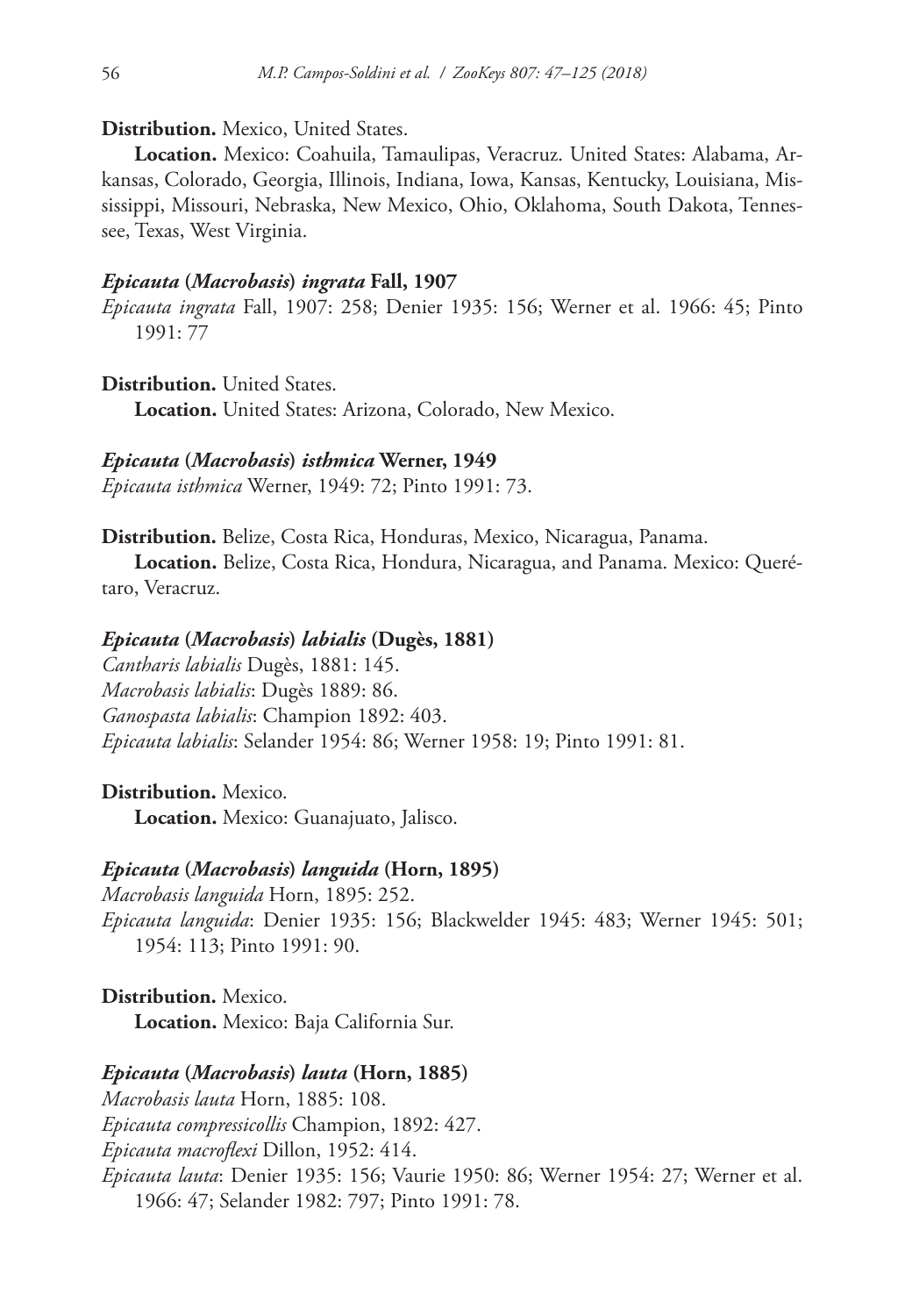**Distribution.** Mexico, United States.

**Location.** Mexico: Coahuila, Tamaulipas, Veracruz. United States: Alabama, Arkansas, Colorado, Georgia, Illinois, Indiana, Iowa, Kansas, Kentucky, Louisiana, Mississippi, Missouri, Nebraska, New Mexico, Ohio, Oklahoma, South Dakota, Tennessee, Texas, West Virginia.

### *Epicauta* (*Macrobasis*) *ingrata* Fall, 1907

*Epicauta ingrata* Fall, 1907: 258; Denier 1935: 156; Werner et al. 1966: 45; Pinto 1991: 77

**Distribution.** United States.

**Location.** United States: Arizona, Colorado, New Mexico.

### *Epicauta* (*Macrobasis*) *isthmica* Werner, 1949

*Epicauta isthmica* Werner, 1949: 72; Pinto 1991: 73.

**Distribution.** Belize, Costa Rica, Honduras, Mexico, Nicaragua, Panama.

**Location.** Belize, Costa Rica, Hondura, Nicaragua, and Panama. Mexico: Querétaro, Veracruz.

### *Epicauta* (*Macrobasis*) *labialis* (Dugès, 1881)

*Cantharis labialis* Dugès, 1881: 145.
*Macrobasis labialis*: Dugès 1889: 86.
*Ganospasta labialis*: Champion 1892: 403.
*Epicauta labialis*: Selander 1954: 86; Werner 1958: 19; Pinto 1991: 81.

**Distribution.** Mexico.

**Location.** Mexico: Guanajuato, Jalisco.

### *Epicauta* (*Macrobasis*) *languida* (Horn, 1895)

*Macrobasis languida* Horn, 1895: 252.
*Epicauta languida*: Denier 1935: 156; Blackwelder 1945: 483; Werner 1945: 501; 1954: 113; Pinto 1991: 90.

**Distribution.** Mexico.

**Location.** Mexico: Baja California Sur.

### *Epicauta* (*Macrobasis*) *lauta* (Horn, 1885)

*Macrobasis lauta* Horn, 1885: 108.
*Epicauta compressicollis* Champion, 1892: 427.
*Epicauta macroflexi* Dillon, 1952: 414.
*Epicauta lauta*: Denier 1935: 156; Vaurie 1950: 86; Werner 1954: 27; Werner et al. 1966: 47; Selander 1982: 797; Pinto 1991: 78.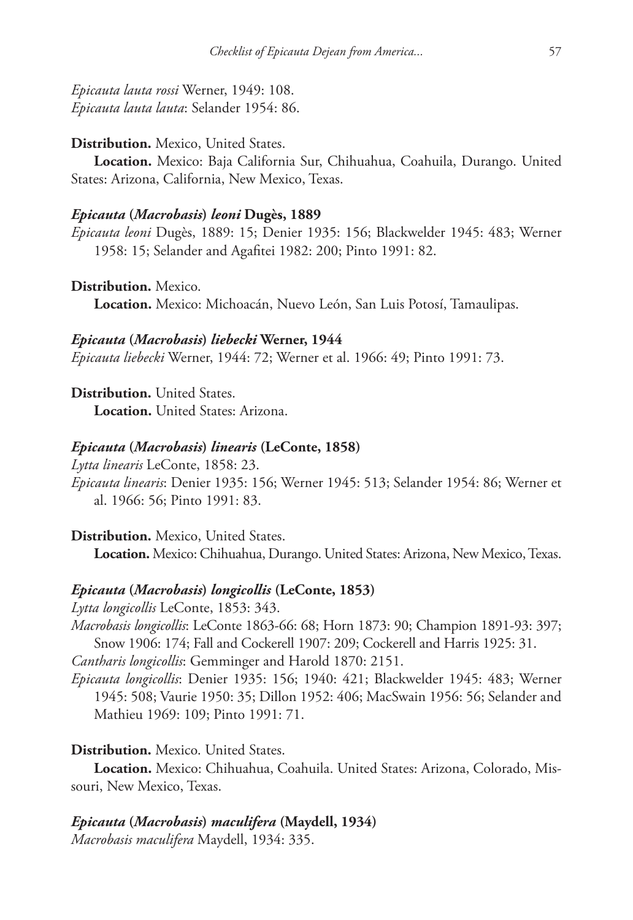*Epicauta lauta rossi* Werner, 1949: 108.
*Epicauta lauta lauta*: Selander 1954: 86.

**Distribution.** Mexico, United States.
**Location.** Mexico: Baja California Sur, Chihuahua, Coahuila, Durango. United States: Arizona, California, New Mexico, Texas.

### *Epicauta* (*Macrobasis*) *leoni* Dugès, 1889

*Epicauta leoni* Dugès, 1889: 15; Denier 1935: 156; Blackwelder 1945: 483; Werner 1958: 15; Selander and Agafitei 1982: 200; Pinto 1991: 82.

**Distribution.** Mexico.
**Location.** Mexico: Michoacán, Nuevo León, San Luis Potosí, Tamaulipas.

### *Epicauta* (*Macrobasis*) *liebecki* Werner, 1944

*Epicauta liebecki* Werner, 1944: 72; Werner et al. 1966: 49; Pinto 1991: 73.

**Distribution.** United States.
**Location.** United States: Arizona.

### *Epicauta* (*Macrobasis*) *linearis* (LeConte, 1858)

*Lytta linearis* LeConte, 1858: 23.
*Epicauta linearis*: Denier 1935: 156; Werner 1945: 513; Selander 1954: 86; Werner et al. 1966: 56; Pinto 1991: 83.

**Distribution.** Mexico, United States.
**Location.** Mexico: Chihuahua, Durango. United States: Arizona, New Mexico, Texas.

### *Epicauta* (*Macrobasis*) *longicollis* (LeConte, 1853)

*Lytta longicollis* LeConte, 1853: 343.
*Macrobasis longicollis*: LeConte 1863-66: 68; Horn 1873: 90; Champion 1891-93: 397; Snow 1906: 174; Fall and Cockerell 1907: 209; Cockerell and Harris 1925: 31.
*Cantharis longicollis*: Gemminger and Harold 1870: 2151.
*Epicauta longicollis*: Denier 1935: 156; 1940: 421; Blackwelder 1945: 483; Werner 1945: 508; Vaurie 1950: 35; Dillon 1952: 406; MacSwain 1956: 56; Selander and Mathieu 1969: 109; Pinto 1991: 71.

**Distribution.** Mexico. United States.
**Location.** Mexico: Chihuahua, Coahuila. United States: Arizona, Colorado, Missouri, New Mexico, Texas.

### *Epicauta* (*Macrobasis*) *maculifera* (Maydell, 1934)

*Macrobasis maculifera* Maydell, 1934: 335.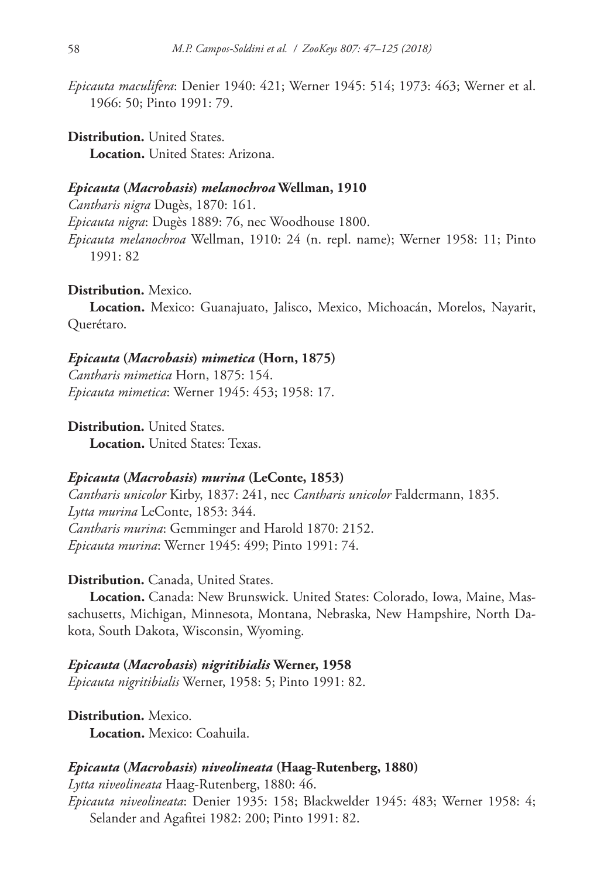*Epicauta maculifera*: Denier 1940: 421; Werner 1945: 514; 1973: 463; Werner et al. 1966: 50; Pinto 1991: 79.

**Distribution.** United States.

**Location.** United States: Arizona.

### *Epicauta* (*Macrobasis*) *melanochroa* Wellman, 1910

*Cantharis nigra* Dugès, 1870: 161.

*Epicauta nigra*: Dugès 1889: 76, nec Woodhouse 1800.

*Epicauta melanochroa* Wellman, 1910: 24 (n. repl. name); Werner 1958: 11; Pinto 1991: 82

**Distribution.** Mexico.

**Location.** Mexico: Guanajuato, Jalisco, Mexico, Michoacán, Morelos, Nayarit, Querétaro.

### *Epicauta* (*Macrobasis*) *mimetica* (Horn, 1875)

*Cantharis mimetica* Horn, 1875: 154.

*Epicauta mimetica*: Werner 1945: 453; 1958: 17.

**Distribution.** United States.

**Location.** United States: Texas.

### *Epicauta* (*Macrobasis*) *murina* (LeConte, 1853)

*Cantharis unicolor* Kirby, 1837: 241, nec *Cantharis unicolor* Faldermann, 1835.

*Lytta murina* LeConte, 1853: 344.

*Cantharis murina*: Gemminger and Harold 1870: 2152.

*Epicauta murina*: Werner 1945: 499; Pinto 1991: 74.

**Distribution.** Canada, United States.

**Location.** Canada: New Brunswick. United States: Colorado, Iowa, Maine, Massachusetts, Michigan, Minnesota, Montana, Nebraska, New Hampshire, North Dakota, South Dakota, Wisconsin, Wyoming.

### *Epicauta* (*Macrobasis*) *nigritibialis* Werner, 1958

*Epicauta nigritibialis* Werner, 1958: 5; Pinto 1991: 82.

**Distribution.** Mexico.

**Location.** Mexico: Coahuila.

### *Epicauta* (*Macrobasis*) *niveolineata* (Haag-Rutenberg, 1880)

*Lytta niveolineata* Haag-Rutenberg, 1880: 46.

*Epicauta niveolineata*: Denier 1935: 158; Blackwelder 1945: 483; Werner 1958: 4; Selander and Agafitei 1982: 200; Pinto 1991: 82.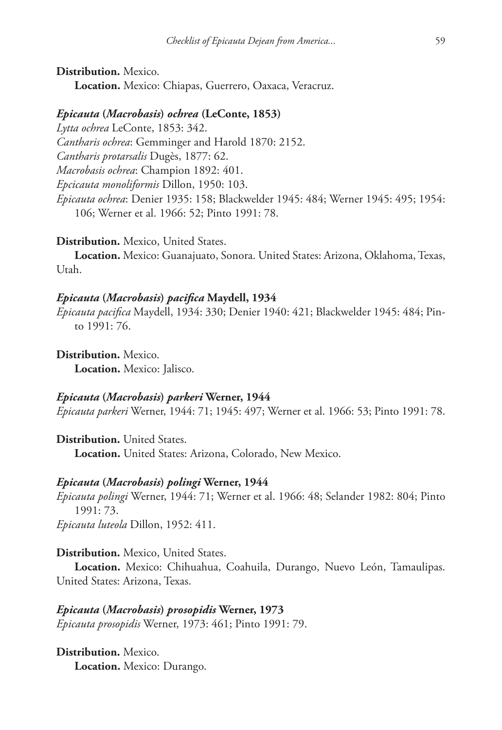**Distribution.** Mexico.

**Location.** Mexico: Chiapas, Guerrero, Oaxaca, Veracruz.

### *Epicauta* (*Macrobasis*) *ochrea* (LeConte, 1853)

*Lytta ochrea* LeConte, 1853: 342.
*Cantharis ochrea*: Gemminger and Harold 1870: 2152.
*Cantharis protarsalis* Dugès, 1877: 62.
*Macrobasis ochrea*: Champion 1892: 401.
*Epcicauta monoliformis* Dillon, 1950: 103.
*Epicauta ochrea*: Denier 1935: 158; Blackwelder 1945: 484; Werner 1945: 495; 1954: 106; Werner et al. 1966: 52; Pinto 1991: 78.

**Distribution.** Mexico, United States.

**Location.** Mexico: Guanajuato, Sonora. United States: Arizona, Oklahoma, Texas, Utah.

### *Epicauta* (*Macrobasis*) *pacifica* Maydell, 1934

*Epicauta pacifica* Maydell, 1934: 330; Denier 1940: 421; Blackwelder 1945: 484; Pinto 1991: 76.

**Distribution.** Mexico.

**Location.** Mexico: Jalisco.

### *Epicauta* (*Macrobasis*) *parkeri* Werner, 1944

*Epicauta parkeri* Werner, 1944: 71; 1945: 497; Werner et al. 1966: 53; Pinto 1991: 78.

**Distribution.** United States.

**Location.** United States: Arizona, Colorado, New Mexico.

### *Epicauta* (*Macrobasis*) *polingi* Werner, 1944

*Epicauta polingi* Werner, 1944: 71; Werner et al. 1966: 48; Selander 1982: 804; Pinto 1991: 73.
*Epicauta luteola* Dillon, 1952: 411.

**Distribution.** Mexico, United States.

**Location.** Mexico: Chihuahua, Coahuila, Durango, Nuevo León, Tamaulipas. United States: Arizona, Texas.

### *Epicauta* (*Macrobasis*) *prosopidis* Werner, 1973

*Epicauta prosopidis* Werner, 1973: 461; Pinto 1991: 79.

**Distribution.** Mexico.

**Location.** Mexico: Durango.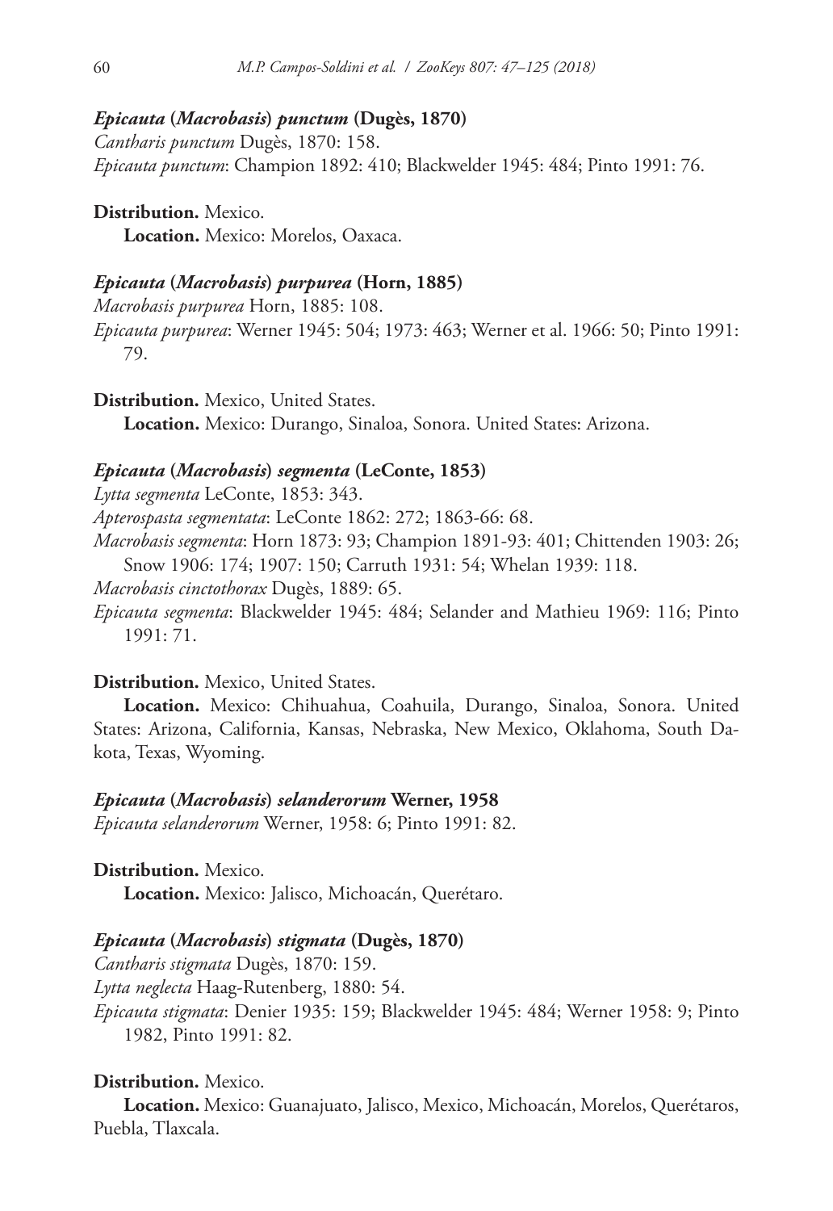***Epicauta* (*Macrobasis*) *punctum* (Dugès, 1870)**

*Cantharis punctum* Dugès, 1870: 158.
*Epicauta punctum*: Champion 1892: 410; Blackwelder 1945: 484; Pinto 1991: 76.

**Distribution.** Mexico.

**Location.** Mexico: Morelos, Oaxaca.

***Epicauta* (*Macrobasis*) *purpurea* (Horn, 1885)**

*Macrobasis purpurea* Horn, 1885: 108.
*Epicauta purpurea*: Werner 1945: 504; 1973: 463; Werner et al. 1966: 50; Pinto 1991: 79.

**Distribution.** Mexico, United States.

**Location.** Mexico: Durango, Sinaloa, Sonora. United States: Arizona.

***Epicauta* (*Macrobasis*) *segmenta* (LeConte, 1853)**

*Lytta segmenta* LeConte, 1853: 343.
*Apterospasta segmentata*: LeConte 1862: 272; 1863-66: 68.
*Macrobasis segmenta*: Horn 1873: 93; Champion 1891-93: 401; Chittenden 1903: 26; Snow 1906: 174; 1907: 150; Carruth 1931: 54; Whelan 1939: 118.
*Macrobasis cinctothorax* Dugès, 1889: 65.
*Epicauta segmenta*: Blackwelder 1945: 484; Selander and Mathieu 1969: 116; Pinto 1991: 71.

**Distribution.** Mexico, United States.

**Location.** Mexico: Chihuahua, Coahuila, Durango, Sinaloa, Sonora. United States: Arizona, California, Kansas, Nebraska, New Mexico, Oklahoma, South Dakota, Texas, Wyoming.

***Epicauta* (*Macrobasis*) *selanderorum* Werner, 1958**

*Epicauta selanderorum* Werner, 1958: 6; Pinto 1991: 82.

**Distribution.** Mexico.

**Location.** Mexico: Jalisco, Michoacán, Querétaro.

***Epicauta* (*Macrobasis*) *stigmata* (Dugès, 1870)**

*Cantharis stigmata* Dugès, 1870: 159.
*Lytta neglecta* Haag-Rutenberg, 1880: 54.
*Epicauta stigmata*: Denier 1935: 159; Blackwelder 1945: 484; Werner 1958: 9; Pinto 1982, Pinto 1991: 82.

**Distribution.** Mexico.

**Location.** Mexico: Guanajuato, Jalisco, Mexico, Michoacán, Morelos, Querétaros, Puebla, Tlaxcala.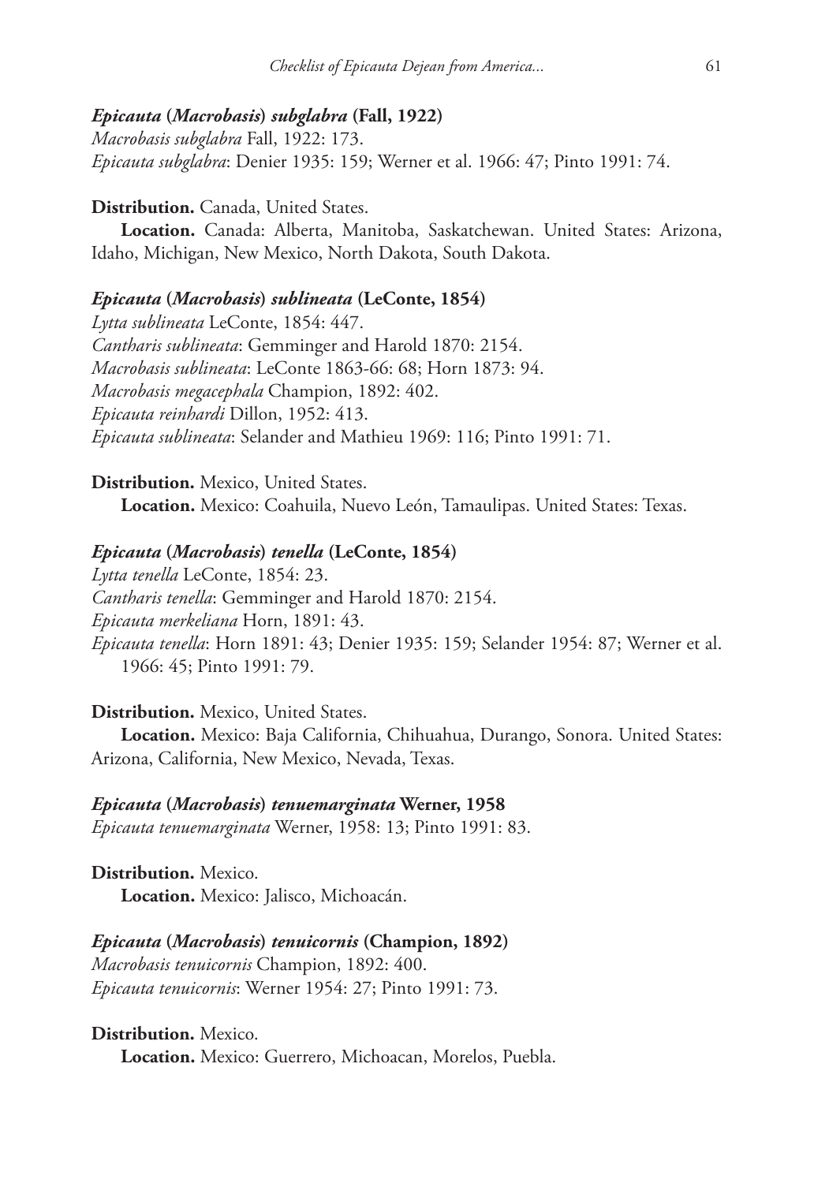### *Epicauta* (*Macrobasis*) *subglabra* (Fall, 1922)

*Macrobasis subglabra* Fall, 1922: 173.
*Epicauta subglabra*: Denier 1935: 159; Werner et al. 1966: 47; Pinto 1991: 74.

**Distribution.** Canada, United States.

**Location.** Canada: Alberta, Manitoba, Saskatchewan. United States: Arizona, Idaho, Michigan, New Mexico, North Dakota, South Dakota.

### *Epicauta* (*Macrobasis*) *sublineata* (LeConte, 1854)

*Lytta sublineata* LeConte, 1854: 447.
*Cantharis sublineata*: Gemminger and Harold 1870: 2154.
*Macrobasis sublineata*: LeConte 1863-66: 68; Horn 1873: 94.
*Macrobasis megacephala* Champion, 1892: 402.
*Epicauta reinhardi* Dillon, 1952: 413.
*Epicauta sublineata*: Selander and Mathieu 1969: 116; Pinto 1991: 71.

**Distribution.** Mexico, United States.

**Location.** Mexico: Coahuila, Nuevo León, Tamaulipas. United States: Texas.

### *Epicauta* (*Macrobasis*) *tenella* (LeConte, 1854)

*Lytta tenella* LeConte, 1854: 23.
*Cantharis tenella*: Gemminger and Harold 1870: 2154.
*Epicauta merkeliana* Horn, 1891: 43.
*Epicauta tenella*: Horn 1891: 43; Denier 1935: 159; Selander 1954: 87; Werner et al. 1966: 45; Pinto 1991: 79.

**Distribution.** Mexico, United States.

**Location.** Mexico: Baja California, Chihuahua, Durango, Sonora. United States: Arizona, California, New Mexico, Nevada, Texas.

### *Epicauta* (*Macrobasis*) *tenuemarginata* Werner, 1958

*Epicauta tenuemarginata* Werner, 1958: 13; Pinto 1991: 83.

**Distribution.** Mexico.

**Location.** Mexico: Jalisco, Michoacán.

### *Epicauta* (*Macrobasis*) *tenuicornis* (Champion, 1892)

*Macrobasis tenuicornis* Champion, 1892: 400.
*Epicauta tenuicornis*: Werner 1954: 27; Pinto 1991: 73.

**Distribution.** Mexico.

**Location.** Mexico: Guerrero, Michoacan, Morelos, Puebla.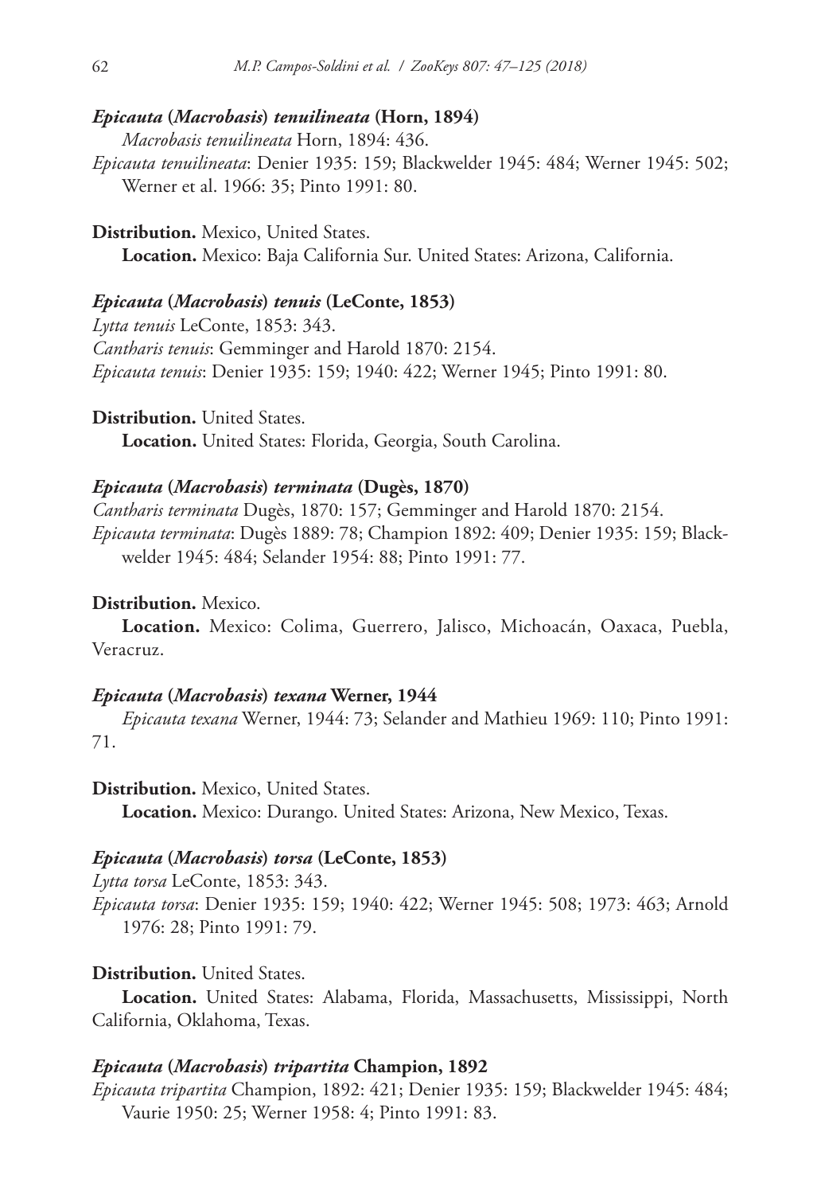***Epicauta* (*Macrobasis*) *tenuilineata* (Horn, 1894)**

*Macrobasis tenuilineata* Horn, 1894: 436.

*Epicauta tenuilineata*: Denier 1935: 159; Blackwelder 1945: 484; Werner 1945: 502; Werner et al. 1966: 35; Pinto 1991: 80.

**Distribution.** Mexico, United States.

**Location.** Mexico: Baja California Sur. United States: Arizona, California.

***Epicauta* (*Macrobasis*) *tenuis* (LeConte, 1853)**

*Lytta tenuis* LeConte, 1853: 343.

*Cantharis tenuis*: Gemminger and Harold 1870: 2154.

*Epicauta tenuis*: Denier 1935: 159; 1940: 422; Werner 1945; Pinto 1991: 80.

**Distribution.** United States.

**Location.** United States: Florida, Georgia, South Carolina.

***Epicauta* (*Macrobasis*) *terminata* (Dugès, 1870)**

*Cantharis terminata* Dugès, 1870: 157; Gemminger and Harold 1870: 2154.

*Epicauta terminata*: Dugès 1889: 78; Champion 1892: 409; Denier 1935: 159; Blackwelder 1945: 484; Selander 1954: 88; Pinto 1991: 77.

**Distribution.** Mexico.

**Location.** Mexico: Colima, Guerrero, Jalisco, Michoacán, Oaxaca, Puebla, Veracruz.

***Epicauta* (*Macrobasis*) *texana* Werner, 1944**

*Epicauta texana* Werner, 1944: 73; Selander and Mathieu 1969: 110; Pinto 1991: 71.

**Distribution.** Mexico, United States.

**Location.** Mexico: Durango. United States: Arizona, New Mexico, Texas.

***Epicauta* (*Macrobasis*) *torsa* (LeConte, 1853)**

*Lytta torsa* LeConte, 1853: 343.

*Epicauta torsa*: Denier 1935: 159; 1940: 422; Werner 1945: 508; 1973: 463; Arnold 1976: 28; Pinto 1991: 79.

**Distribution.** United States.

**Location.** United States: Alabama, Florida, Massachusetts, Mississippi, North California, Oklahoma, Texas.

***Epicauta* (*Macrobasis*) *tripartita* Champion, 1892**

*Epicauta tripartita* Champion, 1892: 421; Denier 1935: 159; Blackwelder 1945: 484; Vaurie 1950: 25; Werner 1958: 4; Pinto 1991: 83.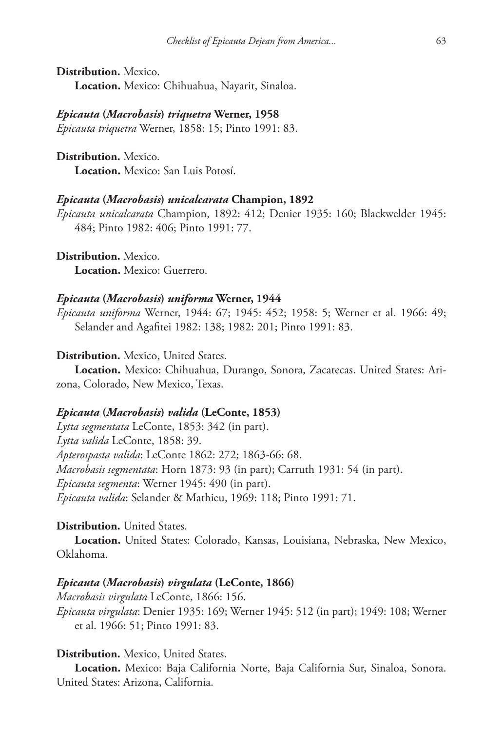**Distribution.** Mexico.

**Location.** Mexico: Chihuahua, Nayarit, Sinaloa.

### *Epicauta* (*Macrobasis*) *triquetra* Werner, 1958

*Epicauta triquetra* Werner, 1858: 15; Pinto 1991: 83.

**Distribution.** Mexico.

**Location.** Mexico: San Luis Potosí.

### *Epicauta* (*Macrobasis*) *unicalcarata* Champion, 1892

*Epicauta unicalcarata* Champion, 1892: 412; Denier 1935: 160; Blackwelder 1945: 484; Pinto 1982: 406; Pinto 1991: 77.

**Distribution.** Mexico.

**Location.** Mexico: Guerrero.

### *Epicauta* (*Macrobasis*) *uniforma* Werner, 1944

*Epicauta uniforma* Werner, 1944: 67; 1945: 452; 1958: 5; Werner et al. 1966: 49; Selander and Agafitei 1982: 138; 1982: 201; Pinto 1991: 83.

**Distribution.** Mexico, United States.

**Location.** Mexico: Chihuahua, Durango, Sonora, Zacatecas. United States: Arizona, Colorado, New Mexico, Texas.

### *Epicauta* (*Macrobasis*) *valida* (LeConte, 1853)

*Lytta segmentata* LeConte, 1853: 342 (in part).
*Lytta valida* LeConte, 1858: 39.
*Apterospasta valida*: LeConte 1862: 272; 1863-66: 68.
*Macrobasis segmentata*: Horn 1873: 93 (in part); Carruth 1931: 54 (in part).
*Epicauta segmenta*: Werner 1945: 490 (in part).
*Epicauta valida*: Selander & Mathieu, 1969: 118; Pinto 1991: 71.

**Distribution.** United States.

**Location.** United States: Colorado, Kansas, Louisiana, Nebraska, New Mexico, Oklahoma.

### *Epicauta* (*Macrobasis*) *virgulata* (LeConte, 1866)

*Macrobasis virgulata* LeConte, 1866: 156.
*Epicauta virgulata*: Denier 1935: 169; Werner 1945: 512 (in part); 1949: 108; Werner et al. 1966: 51; Pinto 1991: 83.

**Distribution.** Mexico, United States.

**Location.** Mexico: Baja California Norte, Baja California Sur, Sinaloa, Sonora. United States: Arizona, California.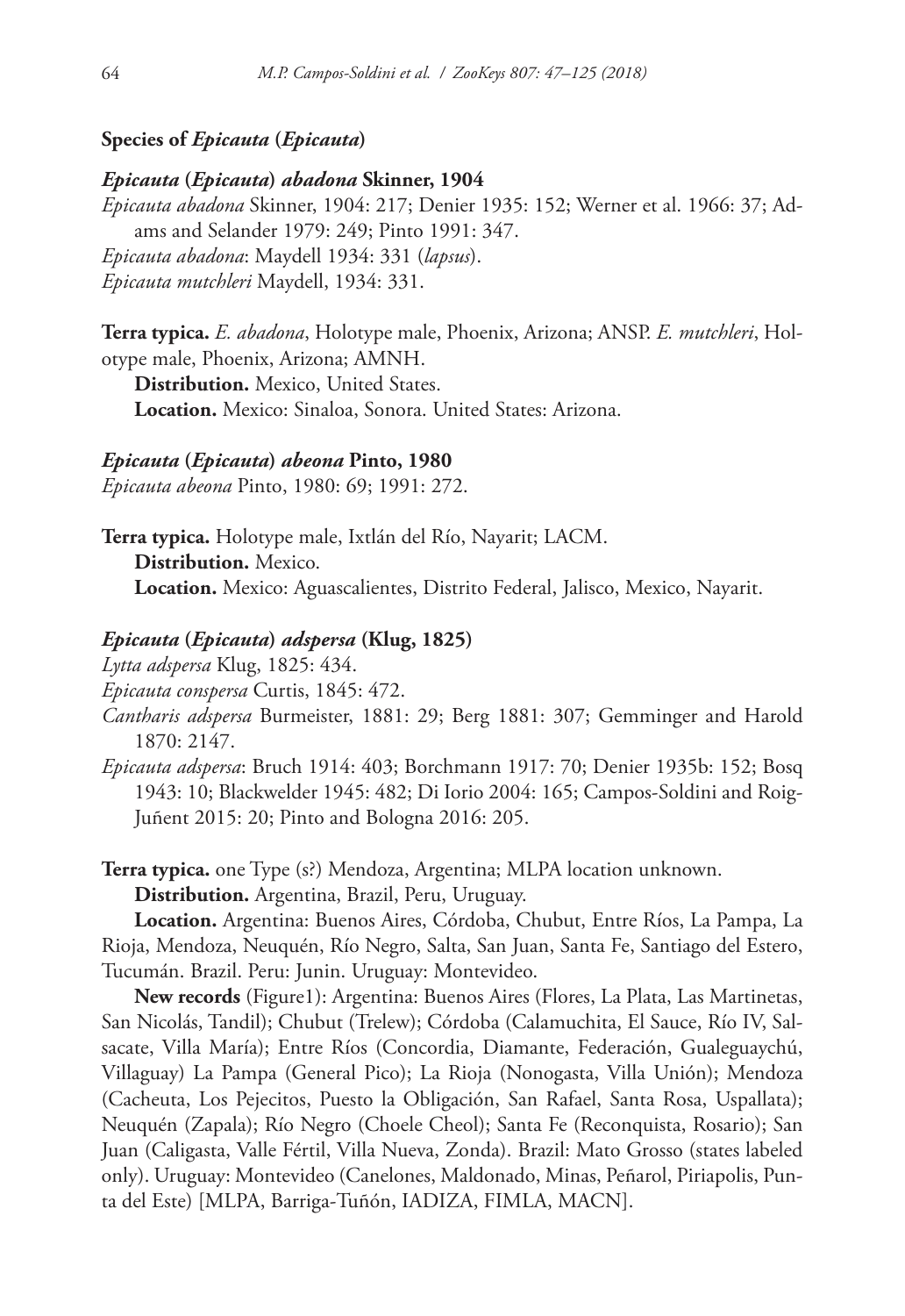### Species of *Epicauta* (*Epicauta*)

#### *Epicauta* (*Epicauta*) *abadona* Skinner, 1904

*Epicauta abadona* Skinner, 1904: 217; Denier 1935: 152; Werner et al. 1966: 37; Adams and Selander 1979: 249; Pinto 1991: 347.
*Epicauta abadona*: Maydell 1934: 331 (*lapsus*).
*Epicauta mutchleri* Maydell, 1934: 331.

**Terra typica.** *E. abadona*, Holotype male, Phoenix, Arizona; ANSP. *E. mutchleri*, Holotype male, Phoenix, Arizona; AMNH.

**Distribution.** Mexico, United States.

**Location.** Mexico: Sinaloa, Sonora. United States: Arizona.

#### *Epicauta* (*Epicauta*) *abeona* Pinto, 1980

*Epicauta abeona* Pinto, 1980: 69; 1991: 272.

**Terra typica.** Holotype male, Ixtlán del Río, Nayarit; LACM.

**Distribution.** Mexico.

**Location.** Mexico: Aguascalientes, Distrito Federal, Jalisco, Mexico, Nayarit.

#### *Epicauta* (*Epicauta*) *adspersa* (Klug, 1825)

*Lytta adspersa* Klug, 1825: 434.
*Epicauta conspersa* Curtis, 1845: 472.
*Cantharis adspersa* Burmeister, 1881: 29; Berg 1881: 307; Gemminger and Harold 1870: 2147.
*Epicauta adspersa*: Bruch 1914: 403; Borchmann 1917: 70; Denier 1935b: 152; Bosq 1943: 10; Blackwelder 1945: 482; Di Iorio 2004: 165; Campos-Soldini and Roig-Juñent 2015: 20; Pinto and Bologna 2016: 205.

**Terra typica.** one Type (s?) Mendoza, Argentina; MLPA location unknown.

**Distribution.** Argentina, Brazil, Peru, Uruguay.

**Location.** Argentina: Buenos Aires, Córdoba, Chubut, Entre Ríos, La Pampa, La Rioja, Mendoza, Neuquén, Río Negro, Salta, San Juan, Santa Fe, Santiago del Estero, Tucumán. Brazil. Peru: Junin. Uruguay: Montevideo.

**New records** (Figure1): Argentina: Buenos Aires (Flores, La Plata, Las Martinetas, San Nicolás, Tandil); Chubut (Trelew); Córdoba (Calamuchita, El Sauce, Río IV, Salsacate, Villa María); Entre Ríos (Concordia, Diamante, Federación, Gualeguaychú, Villaguay) La Pampa (General Pico); La Rioja (Nonogasta, Villa Unión); Mendoza (Cacheuta, Los Pejecitos, Puesto la Obligación, San Rafael, Santa Rosa, Uspallata); Neuquén (Zapala); Río Negro (Choele Cheol); Santa Fe (Reconquista, Rosario); San Juan (Caligasta, Valle Fértil, Villa Nueva, Zonda). Brazil: Mato Grosso (states labeled only). Uruguay: Montevideo (Canelones, Maldonado, Minas, Peñarol, Piriapolis, Punta del Este) [MLPA, Barriga-Tuñón, IADIZA, FIMLA, MACN].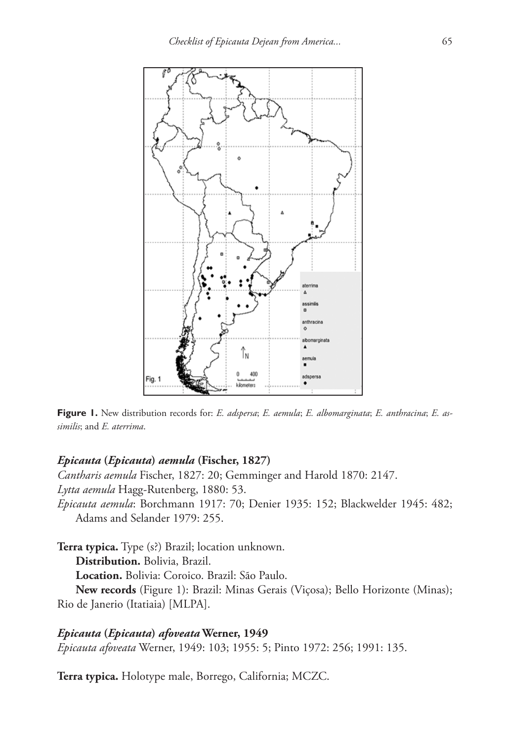**Figure 1.** New distribution records for: *E. adspersa*; *E. aemula*; *E. albomarginata*; *E. anthracina*; *E. assimilis*; and *E. aterrima*.

### *Epicauta* (*Epicauta*) *aemula* (Fischer, 1827)

*Cantharis aemula* Fischer, 1827: 20; Gemminger and Harold 1870: 2147.
*Lytta aemula* Hagg-Rutenberg, 1880: 53.
*Epicauta aemula*: Borchmann 1917: 70; Denier 1935: 152; Blackwelder 1945: 482; Adams and Selander 1979: 255.

**Terra typica.** Type (s?) Brazil; location unknown.

**Distribution.** Bolivia, Brazil.

**Location.** Bolivia: Coroico. Brazil: São Paulo.

**New records** (Figure 1): Brazil: Minas Gerais (Viçosa); Bello Horizonte (Minas); Rio de Janerio (Itatiaia) [MLPA].

### *Epicauta* (*Epicauta*) *afoveata* Werner, 1949

*Epicauta afoveata* Werner, 1949: 103; 1955: 5; Pinto 1972: 256; 1991: 135.

**Terra typica.** Holotype male, Borrego, California; MCZC.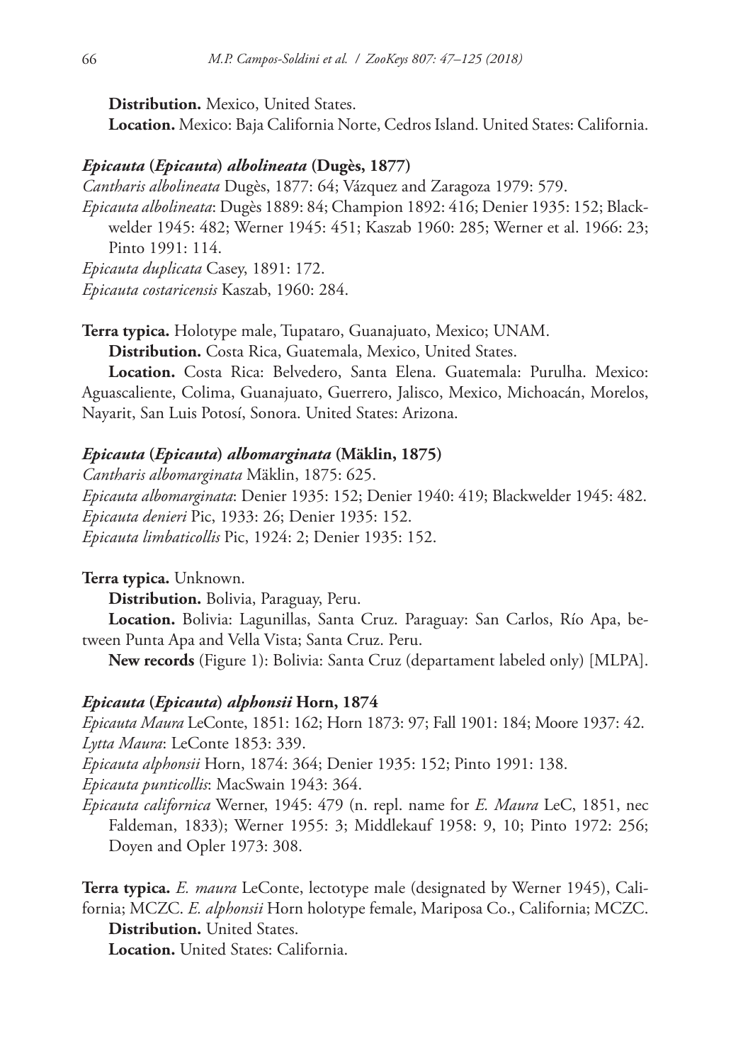**Distribution.** Mexico, United States.

**Location.** Mexico: Baja California Norte, Cedros Island. United States: California.

### *Epicauta* (*Epicauta*) *albolineata* (Dugès, 1877)

*Cantharis albolineata* Dugès, 1877: 64; Vázquez and Zaragoza 1979: 579.

*Epicauta albolineata*: Dugès 1889: 84; Champion 1892: 416; Denier 1935: 152; Blackwelder 1945: 482; Werner 1945: 451; Kaszab 1960: 285; Werner et al. 1966: 23; Pinto 1991: 114.

*Epicauta duplicata* Casey, 1891: 172.

*Epicauta costaricensis* Kaszab, 1960: 284.

**Terra typica.** Holotype male, Tupataro, Guanajuato, Mexico; UNAM.

**Distribution.** Costa Rica, Guatemala, Mexico, United States.

**Location.** Costa Rica: Belvedero, Santa Elena. Guatemala: Purulha. Mexico: Aguascaliente, Colima, Guanajuato, Guerrero, Jalisco, Mexico, Michoacán, Morelos, Nayarit, San Luis Potosí, Sonora. United States: Arizona.

### *Epicauta* (*Epicauta*) *albomarginata* (Mäklin, 1875)

*Cantharis albomarginata* Mäklin, 1875: 625.

*Epicauta albomarginata*: Denier 1935: 152; Denier 1940: 419; Blackwelder 1945: 482.

*Epicauta denieri* Pic, 1933: 26; Denier 1935: 152.

*Epicauta limbaticollis* Pic, 1924: 2; Denier 1935: 152.

**Terra typica.** Unknown.

**Distribution.** Bolivia, Paraguay, Peru.

**Location.** Bolivia: Lagunillas, Santa Cruz. Paraguay: San Carlos, Río Apa, between Punta Apa and Vella Vista; Santa Cruz. Peru.

**New records** (Figure 1): Bolivia: Santa Cruz (departament labeled only) [MLPA].

### *Epicauta* (*Epicauta*) *alphonsii* Horn, 1874

*Epicauta Maura* LeConte, 1851: 162; Horn 1873: 97; Fall 1901: 184; Moore 1937: 42.

*Lytta Maura*: LeConte 1853: 339.

*Epicauta alphonsii* Horn, 1874: 364; Denier 1935: 152; Pinto 1991: 138.

*Epicauta punticollis*: MacSwain 1943: 364.

*Epicauta californica* Werner, 1945: 479 (n. repl. name for *E. Maura* LeC, 1851, nec Faldeman, 1833); Werner 1955: 3; Middlekauf 1958: 9, 10; Pinto 1972: 256; Doyen and Opler 1973: 308.

**Terra typica.** *E. maura* LeConte, lectotype male (designated by Werner 1945), California; MCZC. *E. alphonsii* Horn holotype female, Mariposa Co., California; MCZC.

**Distribution.** United States.

**Location.** United States: California.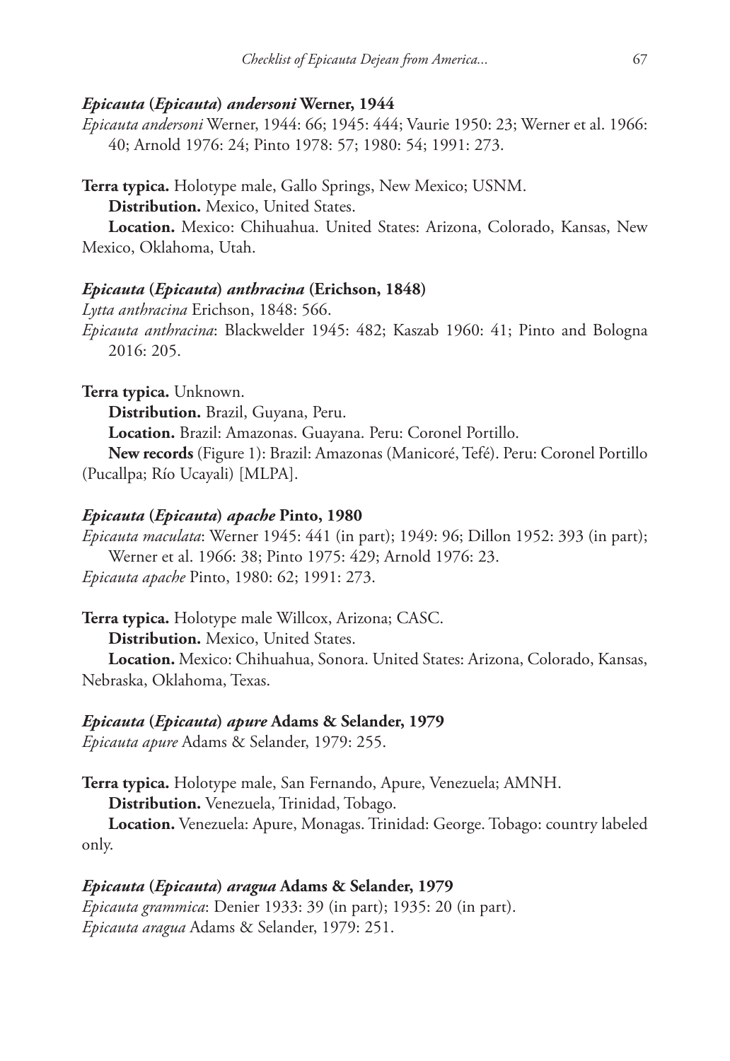#### ***Epicauta* (*Epicauta*) *andersoni* Werner, 1944**

*Epicauta andersoni* Werner, 1944: 66; 1945: 444; Vaurie 1950: 23; Werner et al. 1966: 40; Arnold 1976: 24; Pinto 1978: 57; 1980: 54; 1991: 273.

**Terra typica.** Holotype male, Gallo Springs, New Mexico; USNM.

**Distribution.** Mexico, United States.

**Location.** Mexico: Chihuahua. United States: Arizona, Colorado, Kansas, New Mexico, Oklahoma, Utah.

#### ***Epicauta* (*Epicauta*) *anthracina* (Erichson, 1848)**

*Lytta anthracina* Erichson, 1848: 566.

*Epicauta anthracina*: Blackwelder 1945: 482; Kaszab 1960: 41; Pinto and Bologna 2016: 205.

**Terra typica.** Unknown.

**Distribution.** Brazil, Guyana, Peru.

**Location.** Brazil: Amazonas. Guayana. Peru: Coronel Portillo.

**New records** (Figure 1): Brazil: Amazonas (Manicoré, Tefé). Peru: Coronel Portillo (Pucallpa; Río Ucayali) [MLPA].

#### ***Epicauta* (*Epicauta*) *apache* Pinto, 1980**

*Epicauta maculata*: Werner 1945: 441 (in part); 1949: 96; Dillon 1952: 393 (in part); Werner et al. 1966: 38; Pinto 1975: 429; Arnold 1976: 23.

*Epicauta apache* Pinto, 1980: 62; 1991: 273.

**Terra typica.** Holotype male Willcox, Arizona; CASC.

**Distribution.** Mexico, United States.

**Location.** Mexico: Chihuahua, Sonora. United States: Arizona, Colorado, Kansas, Nebraska, Oklahoma, Texas.

#### ***Epicauta* (*Epicauta*) *apure* Adams & Selander, 1979**

*Epicauta apure* Adams & Selander, 1979: 255.

**Terra typica.** Holotype male, San Fernando, Apure, Venezuela; AMNH.

**Distribution.** Venezuela, Trinidad, Tobago.

**Location.** Venezuela: Apure, Monagas. Trinidad: George. Tobago: country labeled only.

#### ***Epicauta* (*Epicauta*) *aragua* Adams & Selander, 1979**

*Epicauta grammica*: Denier 1933: 39 (in part); 1935: 20 (in part).

*Epicauta aragua* Adams & Selander, 1979: 251.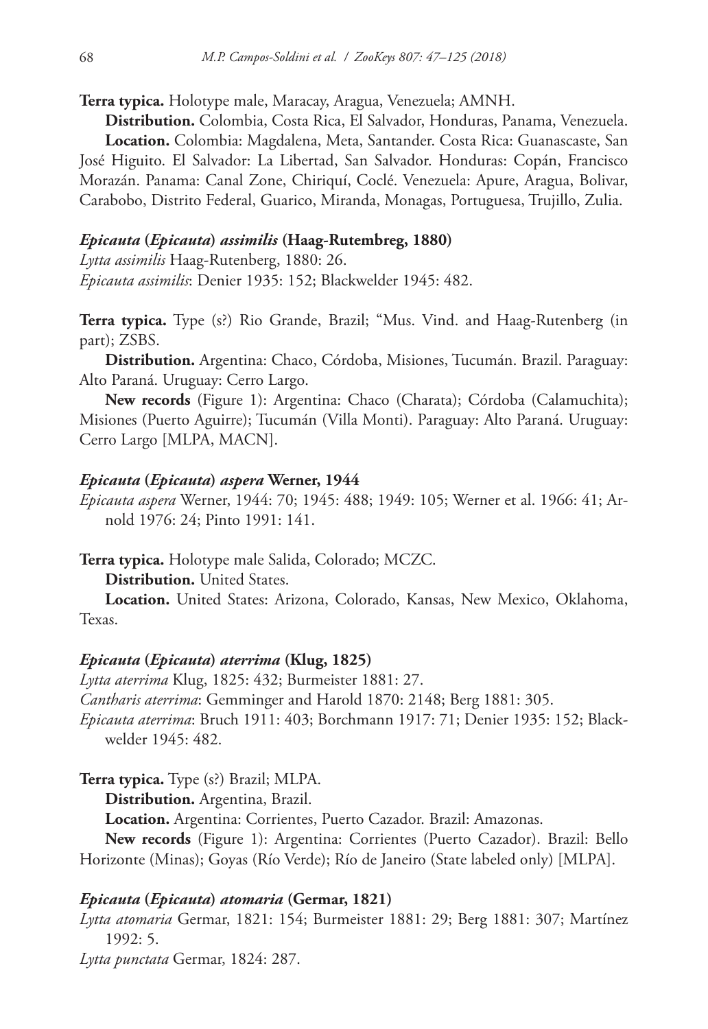**Terra typica.** Holotype male, Maracay, Aragua, Venezuela; AMNH.

**Distribution.** Colombia, Costa Rica, El Salvador, Honduras, Panama, Venezuela.

**Location.** Colombia: Magdalena, Meta, Santander. Costa Rica: Guanascaste, San José Higuito. El Salvador: La Libertad, San Salvador. Honduras: Copán, Francisco Morazán. Panama: Canal Zone, Chiriquí, Coclé. Venezuela: Apure, Aragua, Bolivar, Carabobo, Distrito Federal, Guarico, Miranda, Monagas, Portuguesa, Trujillo, Zulia.

#### *Epicauta* (*Epicauta*) *assimilis* (Haag-Rutembreg, 1880)

*Lytta assimilis* Haag-Rutenberg, 1880: 26.
*Epicauta assimilis*: Denier 1935: 152; Blackwelder 1945: 482.

**Terra typica.** Type (s?) Rio Grande, Brazil; "Mus. Vind. and Haag-Rutenberg (in part); ZSBS.

**Distribution.** Argentina: Chaco, Córdoba, Misiones, Tucumán. Brazil. Paraguay: Alto Paraná. Uruguay: Cerro Largo.

**New records** (Figure 1): Argentina: Chaco (Charata); Córdoba (Calamuchita); Misiones (Puerto Aguirre); Tucumán (Villa Monti). Paraguay: Alto Paraná. Uruguay: Cerro Largo [MLPA, MACN].

#### *Epicauta* (*Epicauta*) *aspera* Werner, 1944

*Epicauta aspera* Werner, 1944: 70; 1945: 488; 1949: 105; Werner et al. 1966: 41; Arnold 1976: 24; Pinto 1991: 141.

**Terra typica.** Holotype male Salida, Colorado; MCZC.

**Distribution.** United States.

**Location.** United States: Arizona, Colorado, Kansas, New Mexico, Oklahoma, Texas.

#### *Epicauta* (*Epicauta*) *aterrima* (Klug, 1825)

*Lytta aterrima* Klug, 1825: 432; Burmeister 1881: 27.
*Cantharis aterrima*: Gemminger and Harold 1870: 2148; Berg 1881: 305.
*Epicauta aterrima*: Bruch 1911: 403; Borchmann 1917: 71; Denier 1935: 152; Blackwelder 1945: 482.

**Terra typica.** Type (s?) Brazil; MLPA.

**Distribution.** Argentina, Brazil.

**Location.** Argentina: Corrientes, Puerto Cazador. Brazil: Amazonas.

**New records** (Figure 1): Argentina: Corrientes (Puerto Cazador). Brazil: Bello Horizonte (Minas); Goyas (Río Verde); Río de Janeiro (State labeled only) [MLPA].

#### *Epicauta* (*Epicauta*) *atomaria* (Germar, 1821)

*Lytta atomaria* Germar, 1821: 154; Burmeister 1881: 29; Berg 1881: 307; Martínez 1992: 5.
*Lytta punctata* Germar, 1824: 287.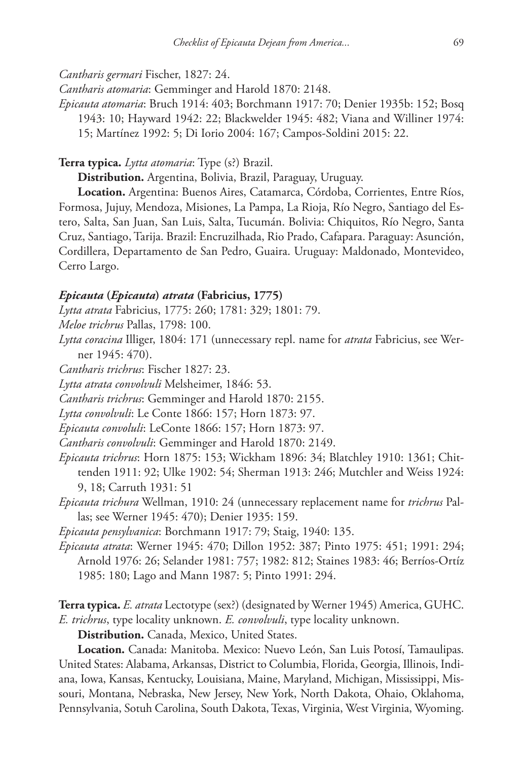*Cantharis germari* Fischer, 1827: 24.

*Cantharis atomaria*: Gemminger and Harold 1870: 2148.

*Epicauta atomaria*: Bruch 1914: 403; Borchmann 1917: 70; Denier 1935b: 152; Bosq 1943: 10; Hayward 1942: 22; Blackwelder 1945: 482; Viana and Williner 1974: 15; Martínez 1992: 5; Di Iorio 2004: 167; Campos-Soldini 2015: 22.

**Terra typica.** *Lytta atomaria*: Type (s?) Brazil.

**Distribution.** Argentina, Bolivia, Brazil, Paraguay, Uruguay.

**Location.** Argentina: Buenos Aires, Catamarca, Córdoba, Corrientes, Entre Ríos, Formosa, Jujuy, Mendoza, Misiones, La Pampa, La Rioja, Río Negro, Santiago del Estero, Salta, San Juan, San Luis, Salta, Tucumán. Bolivia: Chiquitos, Río Negro, Santa Cruz, Santiago, Tarija. Brazil: Encruzilhada, Rio Prado, Cafapara. Paraguay: Asunción, Cordillera, Departamento de San Pedro, Guaira. Uruguay: Maldonado, Montevideo, Cerro Largo.

### *Epicauta* (*Epicauta*) *atrata* (Fabricius, 1775)

*Lytta atrata* Fabricius, 1775: 260; 1781: 329; 1801: 79.

*Meloe trichrus* Pallas, 1798: 100.

*Lytta coracina* Illiger, 1804: 171 (unnecessary repl. name for *atrata* Fabricius, see Werner 1945: 470).

*Cantharis trichrus*: Fischer 1827: 23.

*Lytta atrata convolvuli* Melsheimer, 1846: 53.

*Cantharis trichrus*: Gemminger and Harold 1870: 2155.

*Lytta convolvuli*: Le Conte 1866: 157; Horn 1873: 97.

*Epicauta convoluli*: LeConte 1866: 157; Horn 1873: 97.

*Cantharis convolvuli*: Gemminger and Harold 1870: 2149.

*Epicauta trichrus*: Horn 1875: 153; Wickham 1896: 34; Blatchley 1910: 1361; Chittenden 1911: 92; Ulke 1902: 54; Sherman 1913: 246; Mutchler and Weiss 1924: 9, 18; Carruth 1931: 51

*Epicauta trichura* Wellman, 1910: 24 (unnecessary replacement name for *trichrus* Pallas; see Werner 1945: 470); Denier 1935: 159.

*Epicauta pensylvanica*: Borchmann 1917: 79; Staig, 1940: 135.

*Epicauta atrata*: Werner 1945: 470; Dillon 1952: 387; Pinto 1975: 451; 1991: 294; Arnold 1976: 26; Selander 1981: 757; 1982: 812; Staines 1983: 46; Berríos-Ortíz 1985: 180; Lago and Mann 1987: 5; Pinto 1991: 294.

**Terra typica.** *E. atrata* Lectotype (sex?) (designated by Werner 1945) America, GUHC. *E. trichrus*, type locality unknown. *E. convolvuli*, type locality unknown.

**Distribution.** Canada, Mexico, United States.

**Location.** Canada: Manitoba. Mexico: Nuevo León, San Luis Potosí, Tamaulipas. United States: Alabama, Arkansas, District to Columbia, Florida, Georgia, Illinois, Indiana, Iowa, Kansas, Kentucky, Louisiana, Maine, Maryland, Michigan, Mississippi, Missouri, Montana, Nebraska, New Jersey, New York, North Dakota, Ohaio, Oklahoma, Pennsylvania, Sotuh Carolina, South Dakota, Texas, Virginia, West Virginia, Wyoming.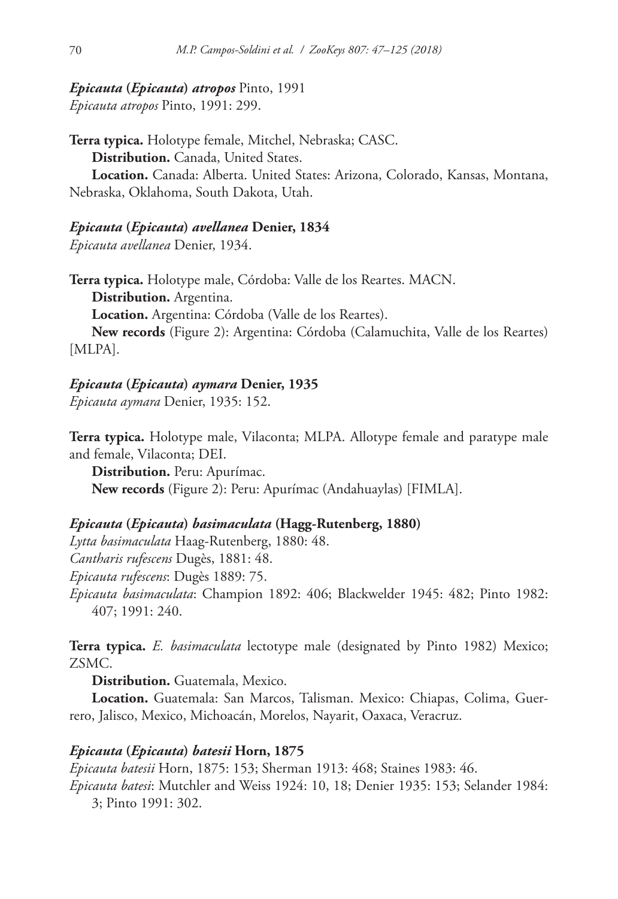***Epicauta* (*Epicauta*) *atropos*** Pinto, 1991

*Epicauta atropos* Pinto, 1991: 299.

**Terra typica.** Holotype female, Mitchel, Nebraska; CASC.

**Distribution.** Canada, United States.

**Location.** Canada: Alberta. United States: Arizona, Colorado, Kansas, Montana, Nebraska, Oklahoma, South Dakota, Utah.

***Epicauta* (*Epicauta*) *avellanea* Denier, 1834**

*Epicauta avellanea* Denier, 1934.

**Terra typica.** Holotype male, Córdoba: Valle de los Reartes. MACN.

**Distribution.** Argentina.

**Location.** Argentina: Córdoba (Valle de los Reartes).

**New records** (Figure 2): Argentina: Córdoba (Calamuchita, Valle de los Reartes) [MLPA].

***Epicauta* (*Epicauta*) *aymara* Denier, 1935**

*Epicauta aymara* Denier, 1935: 152.

**Terra typica.** Holotype male, Vilaconta; MLPA. Allotype female and paratype male and female, Vilaconta; DEI.

**Distribution.** Peru: Apurímac.

**New records** (Figure 2): Peru: Apurímac (Andahuaylas) [FIMLA].

***Epicauta* (*Epicauta*) *basimaculata* (Hagg-Rutenberg, 1880)**

*Lytta basimaculata* Haag-Rutenberg, 1880: 48.

*Cantharis rufescens* Dugès, 1881: 48.

*Epicauta rufescens*: Dugès 1889: 75.

*Epicauta basimaculata*: Champion 1892: 406; Blackwelder 1945: 482; Pinto 1982: 407; 1991: 240.

**Terra typica.** *E. basimaculata* lectotype male (designated by Pinto 1982) Mexico; ZSMC.

**Distribution.** Guatemala, Mexico.

**Location.** Guatemala: San Marcos, Talisman. Mexico: Chiapas, Colima, Guerrero, Jalisco, Mexico, Michoacán, Morelos, Nayarit, Oaxaca, Veracruz.

***Epicauta* (*Epicauta*) *batesii* Horn, 1875**

*Epicauta batesii* Horn, 1875: 153; Sherman 1913: 468; Staines 1983: 46.

*Epicauta batesi*: Mutchler and Weiss 1924: 10, 18; Denier 1935: 153; Selander 1984: 3; Pinto 1991: 302.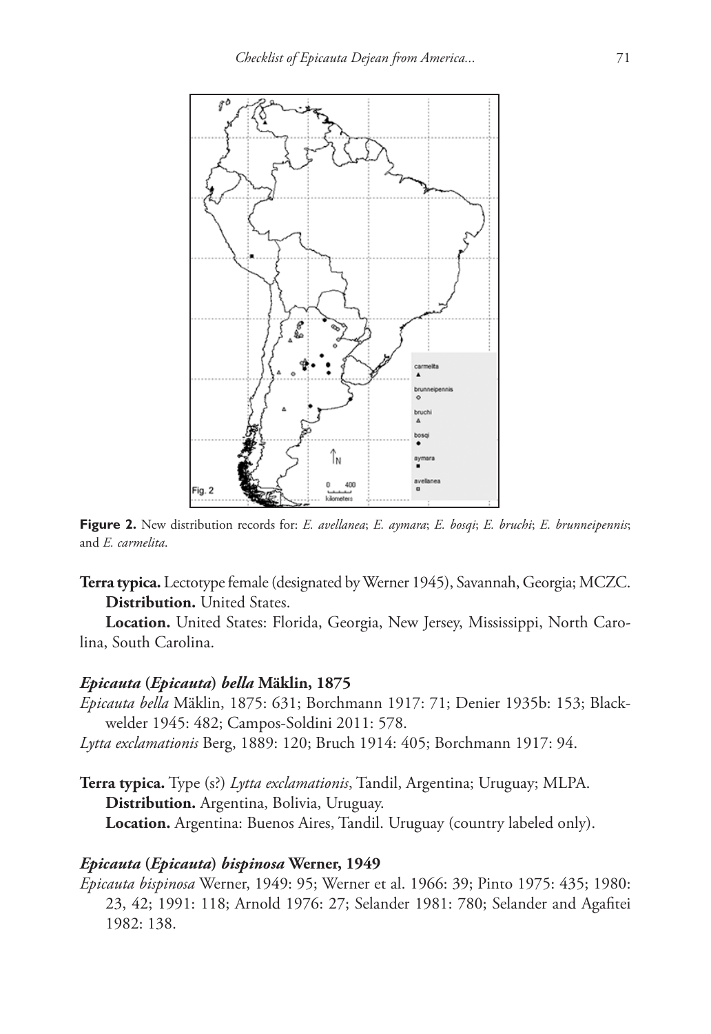**Figure 2.** New distribution records for: *E. avellanea*; *E. aymara*; *E. bosqi*; *E. bruchi*; *E. brunneipennis*; and *E. carmelita*.

**Terra typica.** Lectotype female (designated by Werner 1945), Savannah, Georgia; MCZC.

**Distribution.** United States.

**Location.** United States: Florida, Georgia, New Jersey, Mississippi, North Carolina, South Carolina.

#### *Epicauta* (*Epicauta*) *bella* Mäklin, 1875

*Epicauta bella* Mäklin, 1875: 631; Borchmann 1917: 71; Denier 1935b: 153; Blackwelder 1945: 482; Campos-Soldini 2011: 578.

*Lytta exclamationis* Berg, 1889: 120; Bruch 1914: 405; Borchmann 1917: 94.

**Terra typica.** Type (s?) *Lytta exclamationis*, Tandil, Argentina; Uruguay; MLPA.

**Distribution.** Argentina, Bolivia, Uruguay.

**Location.** Argentina: Buenos Aires, Tandil. Uruguay (country labeled only).

#### *Epicauta* (*Epicauta*) *bispinosa* Werner, 1949

*Epicauta bispinosa* Werner, 1949: 95; Werner et al. 1966: 39; Pinto 1975: 435; 1980: 23, 42; 1991: 118; Arnold 1976: 27; Selander 1981: 780; Selander and Agafitei 1982: 138.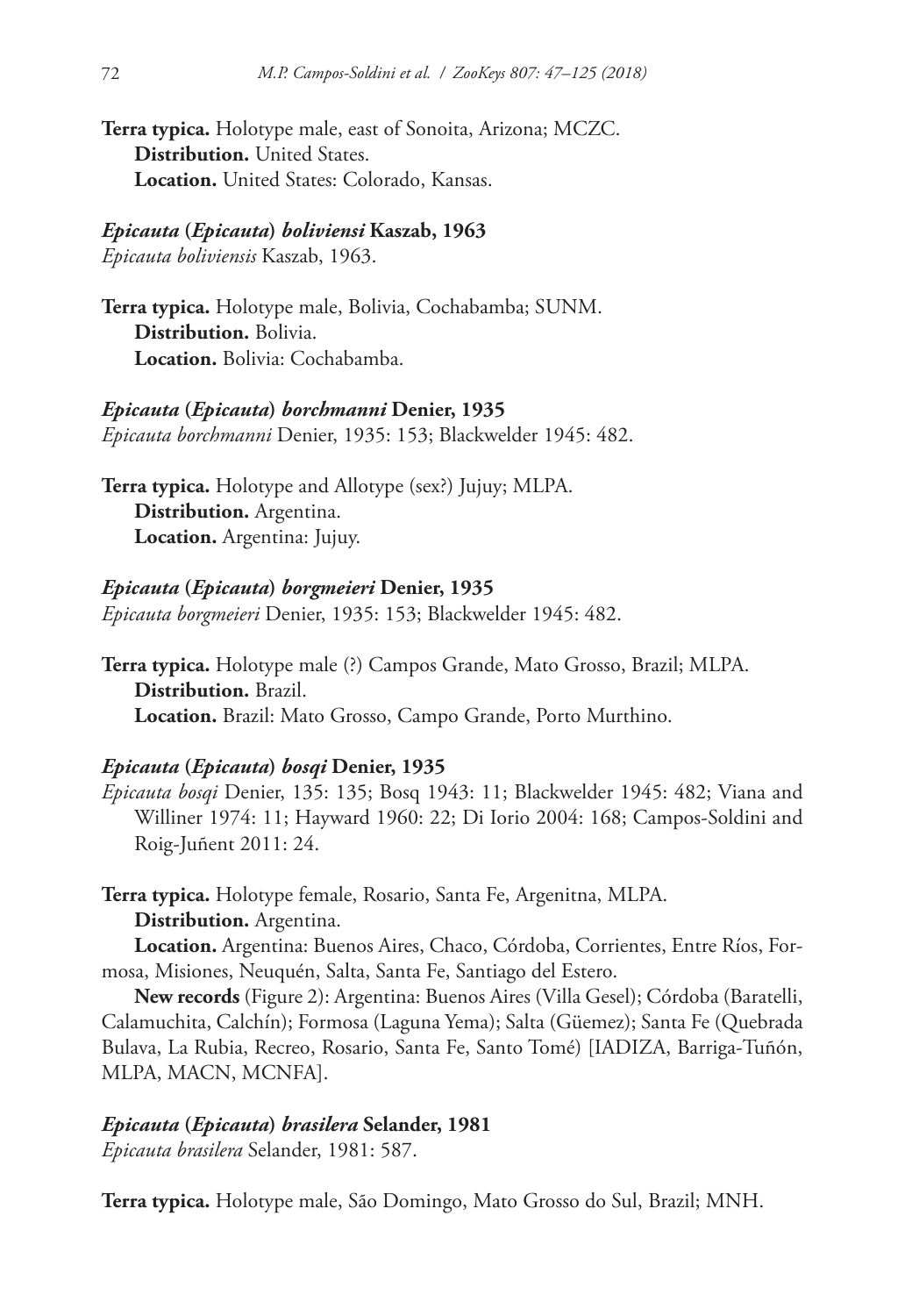**Terra typica.** Holotype male, east of Sonoita, Arizona; MCZC.

**Distribution.** United States.

**Location.** United States: Colorado, Kansas.

***Epicauta* (*Epicauta*) *boliviensi* Kaszab, 1963**

*Epicauta boliviensis* Kaszab, 1963.

**Terra typica.** Holotype male, Bolivia, Cochabamba; SUNM.

**Distribution.** Bolivia.

**Location.** Bolivia: Cochabamba.

***Epicauta* (*Epicauta*) *borchmanni* Denier, 1935**

*Epicauta borchmanni* Denier, 1935: 153; Blackwelder 1945: 482.

**Terra typica.** Holotype and Allotype (sex?) Jujuy; MLPA.

**Distribution.** Argentina.

**Location.** Argentina: Jujuy.

***Epicauta* (*Epicauta*) *borgmeieri* Denier, 1935**

*Epicauta borgmeieri* Denier, 1935: 153; Blackwelder 1945: 482.

**Terra typica.** Holotype male (?) Campos Grande, Mato Grosso, Brazil; MLPA.

**Distribution.** Brazil.

**Location.** Brazil: Mato Grosso, Campo Grande, Porto Murthino.

***Epicauta* (*Epicauta*) *bosqi* Denier, 1935**

*Epicauta bosqi* Denier, 135: 135; Bosq 1943: 11; Blackwelder 1945: 482; Viana and Williner 1974: 11; Hayward 1960: 22; Di Iorio 2004: 168; Campos-Soldini and Roig-Juñent 2011: 24.

**Terra typica.** Holotype female, Rosario, Santa Fe, Argenitna, MLPA.

**Distribution.** Argentina.

**Location.** Argentina: Buenos Aires, Chaco, Córdoba, Corrientes, Entre Ríos, Formosa, Misiones, Neuquén, Salta, Santa Fe, Santiago del Estero.

**New records** (Figure 2): Argentina: Buenos Aires (Villa Gesel); Córdoba (Baratelli, Calamuchita, Calchín); Formosa (Laguna Yema); Salta (Güemez); Santa Fe (Quebrada Bulava, La Rubia, Recreo, Rosario, Santa Fe, Santo Tomé) [IADIZA, Barriga-Tuñón, MLPA, MACN, MCNFA].

***Epicauta* (*Epicauta*) *brasilera* Selander, 1981**

*Epicauta brasilera* Selander, 1981: 587.

**Terra typica.** Holotype male, São Domingo, Mato Grosso do Sul, Brazil; MNH.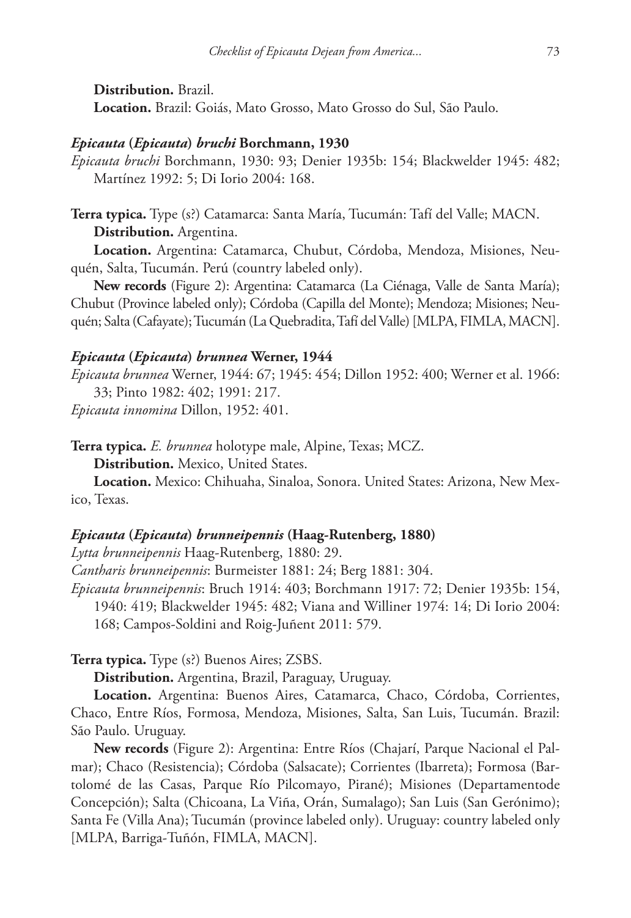**Distribution.** Brazil.

**Location.** Brazil: Goiás, Mato Grosso, Mato Grosso do Sul, São Paulo.

### *Epicauta* (*Epicauta*) *bruchi* Borchmann, 1930

*Epicauta bruchi* Borchmann, 1930: 93; Denier 1935b: 154; Blackwelder 1945: 482; Martínez 1992: 5; Di Iorio 2004: 168.

**Terra typica.** Type (s?) Catamarca: Santa María, Tucumán: Tafí del Valle; MACN.

**Distribution.** Argentina.

**Location.** Argentina: Catamarca, Chubut, Córdoba, Mendoza, Misiones, Neuquén, Salta, Tucumán. Perú (country labeled only).

**New records** (Figure 2): Argentina: Catamarca (La Ciénaga, Valle de Santa María); Chubut (Province labeled only); Córdoba (Capilla del Monte); Mendoza; Misiones; Neuquén; Salta (Cafayate); Tucumán (La Quebradita, Tafí del Valle) [MLPA, FIMLA, MACN].

### *Epicauta* (*Epicauta*) *brunnea* Werner, 1944

*Epicauta brunnea* Werner, 1944: 67; 1945: 454; Dillon 1952: 400; Werner et al. 1966: 33; Pinto 1982: 402; 1991: 217.

*Epicauta innomina* Dillon, 1952: 401.

**Terra typica.** *E. brunnea* holotype male, Alpine, Texas; MCZ.

**Distribution.** Mexico, United States.

**Location.** Mexico: Chihuaha, Sinaloa, Sonora. United States: Arizona, New Mexico, Texas.

### *Epicauta* (*Epicauta*) *brunneipennis* (Haag-Rutenberg, 1880)

*Lytta brunneipennis* Haag-Rutenberg, 1880: 29.

*Cantharis brunneipennis*: Burmeister 1881: 24; Berg 1881: 304.

*Epicauta brunneipennis*: Bruch 1914: 403; Borchmann 1917: 72; Denier 1935b: 154, 1940: 419; Blackwelder 1945: 482; Viana and Williner 1974: 14; Di Iorio 2004: 168; Campos-Soldini and Roig-Juñent 2011: 579.

**Terra typica.** Type (s?) Buenos Aires; ZSBS.

**Distribution.** Argentina, Brazil, Paraguay, Uruguay.

**Location.** Argentina: Buenos Aires, Catamarca, Chaco, Córdoba, Corrientes, Chaco, Entre Ríos, Formosa, Mendoza, Misiones, Salta, San Luis, Tucumán. Brazil: São Paulo. Uruguay.

**New records** (Figure 2): Argentina: Entre Ríos (Chajarí, Parque Nacional el Palmar); Chaco (Resistencia); Córdoba (Salsacate); Corrientes (Ibarreta); Formosa (Bartolomé de las Casas, Parque Río Pilcomayo, Pirané); Misiones (Departamentode Concepción); Salta (Chicoana, La Viña, Orán, Sumalago); San Luis (San Gerónimo); Santa Fe (Villa Ana); Tucumán (province labeled only). Uruguay: country labeled only [MLPA, Barriga-Tuñón, FIMLA, MACN].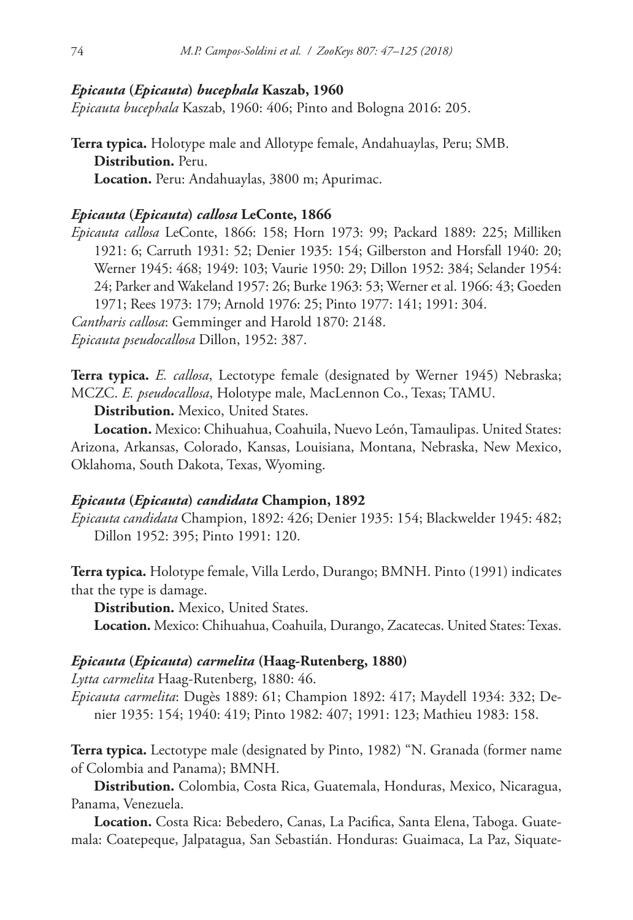### *Epicauta* (*Epicauta*) *bucephala* Kaszab, 1960

*Epicauta bucephala* Kaszab, 1960: 406; Pinto and Bologna 2016: 205.

**Terra typica.** Holotype male and Allotype female, Andahuaylas, Peru; SMB.

**Distribution.** Peru.

**Location.** Peru: Andahuaylas, 3800 m; Apurimac.

### *Epicauta* (*Epicauta*) *callosa* LeConte, 1866

*Epicauta callosa* LeConte, 1866: 158; Horn 1973: 99; Packard 1889: 225; Milliken 1921: 6; Carruth 1931: 52; Denier 1935: 154; Gilberston and Horsfall 1940: 20; Werner 1945: 468; 1949: 103; Vaurie 1950: 29; Dillon 1952: 384; Selander 1954: 24; Parker and Wakeland 1957: 26; Burke 1963: 53; Werner et al. 1966: 43; Goeden 1971; Rees 1973: 179; Arnold 1976: 25; Pinto 1977: 141; 1991: 304.

*Cantharis callosa*: Gemminger and Harold 1870: 2148.

*Epicauta pseudocallosa* Dillon, 1952: 387.

**Terra typica.** *E. callosa*, Lectotype female (designated by Werner 1945) Nebraska; MCZC. *E. pseudocallosa*, Holotype male, MacLennon Co., Texas; TAMU.

**Distribution.** Mexico, United States.

**Location.** Mexico: Chihuahua, Coahuila, Nuevo León, Tamaulipas. United States: Arizona, Arkansas, Colorado, Kansas, Louisiana, Montana, Nebraska, New Mexico, Oklahoma, South Dakota, Texas, Wyoming.

### *Epicauta* (*Epicauta*) *candidata* Champion, 1892

*Epicauta candidata* Champion, 1892: 426; Denier 1935: 154; Blackwelder 1945: 482; Dillon 1952: 395; Pinto 1991: 120.

**Terra typica.** Holotype female, Villa Lerdo, Durango; BMNH. Pinto (1991) indicates that the type is damage.

**Distribution.** Mexico, United States.

**Location.** Mexico: Chihuahua, Coahuila, Durango, Zacatecas. United States: Texas.

### *Epicauta* (*Epicauta*) *carmelita* (Haag-Rutenberg, 1880)

*Lytta carmelita* Haag-Rutenberg, 1880: 46.

*Epicauta carmelita*: Dugès 1889: 61; Champion 1892: 417; Maydell 1934: 332; Denier 1935: 154; 1940: 419; Pinto 1982: 407; 1991: 123; Mathieu 1983: 158.

**Terra typica.** Lectotype male (designated by Pinto, 1982) "N. Granada (former name of Colombia and Panama); BMNH.

**Distribution.** Colombia, Costa Rica, Guatemala, Honduras, Mexico, Nicaragua, Panama, Venezuela.

**Location.** Costa Rica: Bebedero, Canas, La Pacifica, Santa Elena, Taboga. Guatemala: Coatepeque, Jalpatagua, San Sebastián. Honduras: Guaimaca, La Paz, Siquate-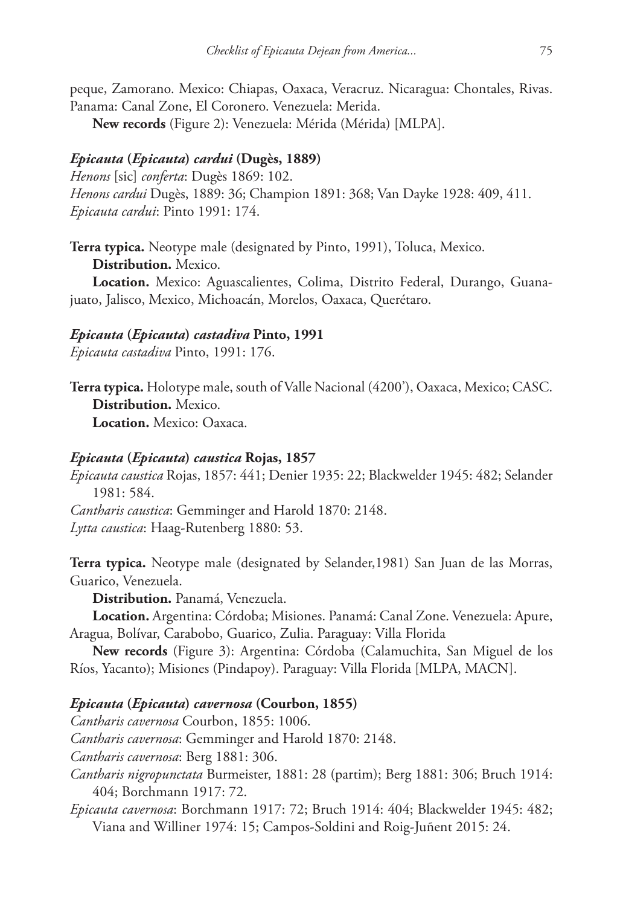peque, Zamorano. Mexico: Chiapas, Oaxaca, Veracruz. Nicaragua: Chontales, Rivas. Panama: Canal Zone, El Coronero. Venezuela: Merida.

**New records** (Figure 2): Venezuela: Mérida (Mérida) [MLPA].

### *Epicauta* (*Epicauta*) *cardui* (Dugès, 1889)

*Henons* [sic] *conferta*: Dugès 1869: 102.
*Henons cardui* Dugès, 1889: 36; Champion 1891: 368; Van Dayke 1928: 409, 411.
*Epicauta cardui*: Pinto 1991: 174.

**Terra typica.** Neotype male (designated by Pinto, 1991), Toluca, Mexico.

**Distribution.** Mexico.

**Location.** Mexico: Aguascalientes, Colima, Distrito Federal, Durango, Guanajuato, Jalisco, Mexico, Michoacán, Morelos, Oaxaca, Querétaro.

### *Epicauta* (*Epicauta*) *castadiva* Pinto, 1991

*Epicauta castadiva* Pinto, 1991: 176.

**Terra typica.** Holotype male, south of Valle Nacional (4200'), Oaxaca, Mexico; CASC.

**Distribution.** Mexico.

**Location.** Mexico: Oaxaca.

### *Epicauta* (*Epicauta*) *caustica* Rojas, 1857

*Epicauta caustica* Rojas, 1857: 441; Denier 1935: 22; Blackwelder 1945: 482; Selander 1981: 584.
*Cantharis caustica*: Gemminger and Harold 1870: 2148.
*Lytta caustica*: Haag-Rutenberg 1880: 53.

**Terra typica.** Neotype male (designated by Selander,1981) San Juan de las Morras, Guarico, Venezuela.

**Distribution.** Panamá, Venezuela.

**Location.** Argentina: Córdoba; Misiones. Panamá: Canal Zone. Venezuela: Apure, Aragua, Bolívar, Carabobo, Guarico, Zulia. Paraguay: Villa Florida

**New records** (Figure 3): Argentina: Córdoba (Calamuchita, San Miguel de los Ríos, Yacanto); Misiones (Pindapoy). Paraguay: Villa Florida [MLPA, MACN].

### *Epicauta* (*Epicauta*) *cavernosa* (Courbon, 1855)

*Cantharis cavernosa* Courbon, 1855: 1006.
*Cantharis cavernosa*: Gemminger and Harold 1870: 2148.
*Cantharis cavernosa*: Berg 1881: 306.
*Cantharis nigropunctata* Burmeister, 1881: 28 (partim); Berg 1881: 306; Bruch 1914: 404; Borchmann 1917: 72.
*Epicauta cavernosa*: Borchmann 1917: 72; Bruch 1914: 404; Blackwelder 1945: 482; Viana and Williner 1974: 15; Campos-Soldini and Roig-Juñent 2015: 24.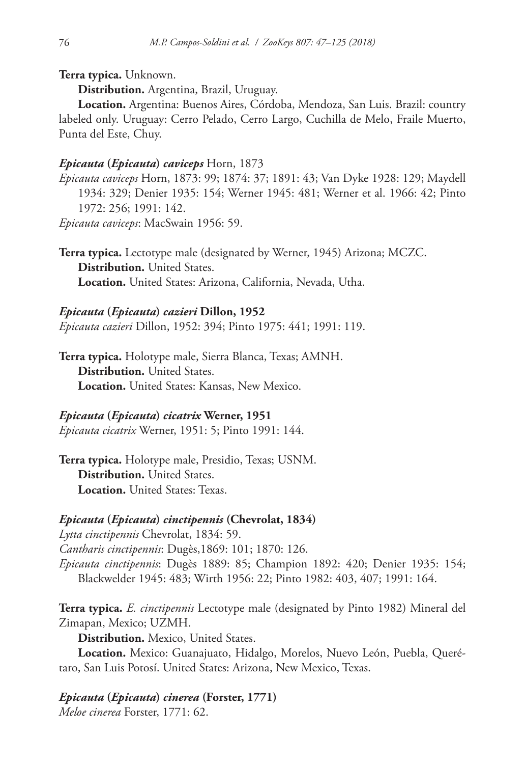**Terra typica.** Unknown.

**Distribution.** Argentina, Brazil, Uruguay.

**Location.** Argentina: Buenos Aires, Córdoba, Mendoza, San Luis. Brazil: country labeled only. Uruguay: Cerro Pelado, Cerro Largo, Cuchilla de Melo, Fraile Muerto, Punta del Este, Chuy.

***Epicauta* (*Epicauta*) *caviceps*** **Horn, 1873**

*Epicauta caviceps* Horn, 1873: 99; 1874: 37; 1891: 43; Van Dyke 1928: 129; Maydell 1934: 329; Denier 1935: 154; Werner 1945: 481; Werner et al. 1966: 42; Pinto 1972: 256; 1991: 142.

*Epicauta caviceps*: MacSwain 1956: 59.

**Terra typica.** Lectotype male (designated by Werner, 1945) Arizona; MCZC.

**Distribution.** United States.

**Location.** United States: Arizona, California, Nevada, Utha.

***Epicauta* (*Epicauta*) *cazieri*** **Dillon, 1952**

*Epicauta cazieri* Dillon, 1952: 394; Pinto 1975: 441; 1991: 119.

**Terra typica.** Holotype male, Sierra Blanca, Texas; AMNH.

**Distribution.** United States.

**Location.** United States: Kansas, New Mexico.

***Epicauta* (*Epicauta*) *cicatrix*** **Werner, 1951**

*Epicauta cicatrix* Werner, 1951: 5; Pinto 1991: 144.

**Terra typica.** Holotype male, Presidio, Texas; USNM.

**Distribution.** United States.

**Location.** United States: Texas.

***Epicauta* (*Epicauta*) *cinctipennis*** **(Chevrolat, 1834)**

*Lytta cinctipennis* Chevrolat, 1834: 59.

*Cantharis cinctipennis*: Dugès,1869: 101; 1870: 126.

*Epicauta cinctipennis*: Dugès 1889: 85; Champion 1892: 420; Denier 1935: 154; Blackwelder 1945: 483; Wirth 1956: 22; Pinto 1982: 403, 407; 1991: 164.

**Terra typica.** *E. cinctipennis* Lectotype male (designated by Pinto 1982) Mineral del Zimapan, Mexico; UZMH.

**Distribution.** Mexico, United States.

**Location.** Mexico: Guanajuato, Hidalgo, Morelos, Nuevo León, Puebla, Querétaro, San Luis Potosí. United States: Arizona, New Mexico, Texas.

***Epicauta* (*Epicauta*) *cinerea*** **(Forster, 1771)**

*Meloe cinerea* Forster, 1771: 62.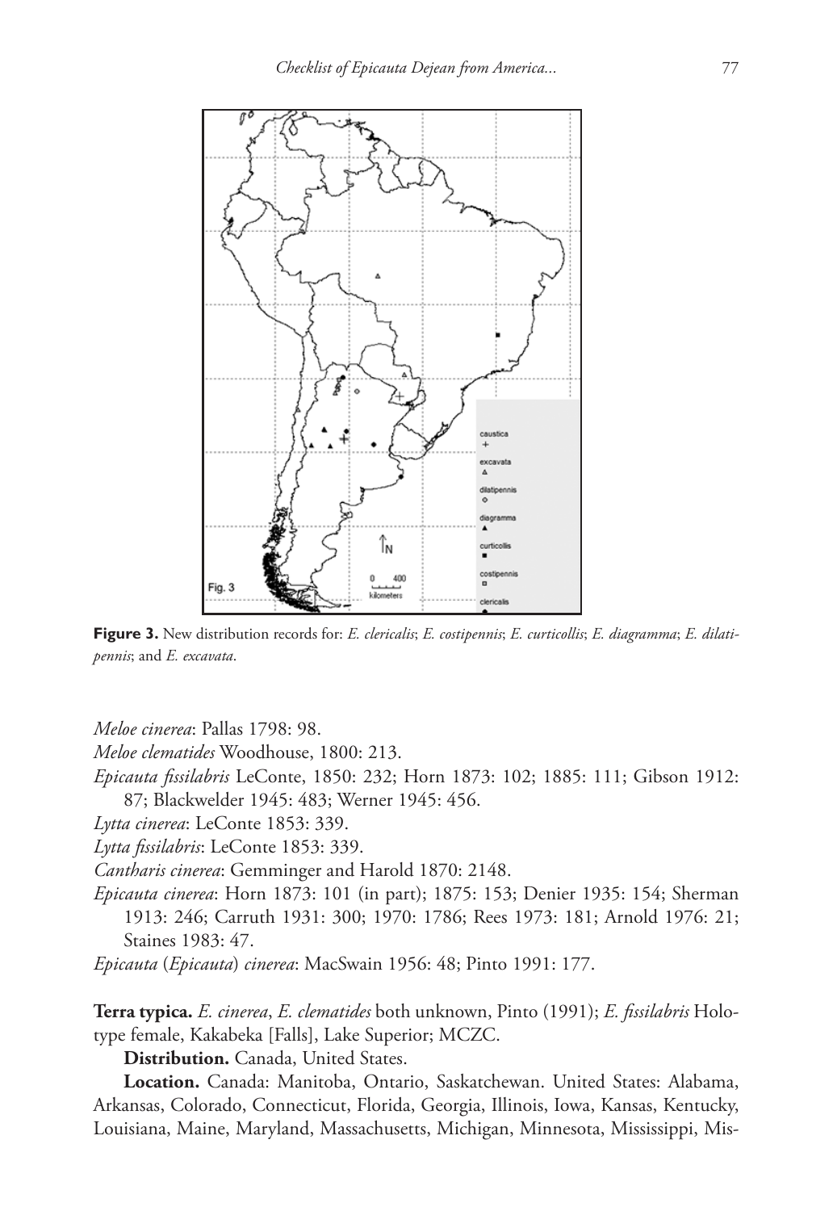**Figure 3.** New distribution records for: *E. clericalis*; *E. costipennis*; *E. curticollis*; *E. diagramma*; *E. dilatipennis*; and *E. excavata*.

*Meloe cinerea*: Pallas 1798: 98.

*Meloe clematides* Woodhouse, 1800: 213.

*Epicauta fissilabris* LeConte, 1850: 232; Horn 1873: 102; 1885: 111; Gibson 1912: 87; Blackwelder 1945: 483; Werner 1945: 456.

*Lytta cinerea*: LeConte 1853: 339.

*Lytta fissilabris*: LeConte 1853: 339.

*Cantharis cinerea*: Gemminger and Harold 1870: 2148.

*Epicauta cinerea*: Horn 1873: 101 (in part); 1875: 153; Denier 1935: 154; Sherman 1913: 246; Carruth 1931: 300; 1970: 1786; Rees 1973: 181; Arnold 1976: 21; Staines 1983: 47.

*Epicauta* (*Epicauta*) *cinerea*: MacSwain 1956: 48; Pinto 1991: 177.

**Terra typica.** *E. cinerea*, *E. clematides* both unknown, Pinto (1991); *E. fissilabris* Holotype female, Kakabeka [Falls], Lake Superior; MCZC.

**Distribution.** Canada, United States.

**Location.** Canada: Manitoba, Ontario, Saskatchewan. United States: Alabama, Arkansas, Colorado, Connecticut, Florida, Georgia, Illinois, Iowa, Kansas, Kentucky, Louisiana, Maine, Maryland, Massachusetts, Michigan, Minnesota, Mississippi, Mis-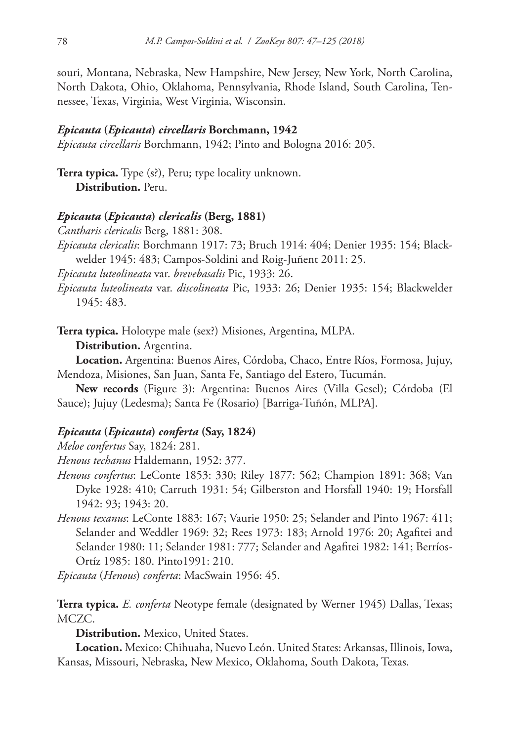souri, Montana, Nebraska, New Hampshire, New Jersey, New York, North Carolina, North Dakota, Ohio, Oklahoma, Pennsylvania, Rhode Island, South Carolina, Tennessee, Texas, Virginia, West Virginia, Wisconsin.

### *Epicauta* (*Epicauta*) *circellaris* Borchmann, 1942

*Epicauta circellaris* Borchmann, 1942; Pinto and Bologna 2016: 205.

**Terra typica.** Type (s?), Peru; type locality unknown.

**Distribution.** Peru.

### *Epicauta* (*Epicauta*) *clericalis* (Berg, 1881)

*Cantharis clericalis* Berg, 1881: 308.

*Epicauta clericalis*: Borchmann 1917: 73; Bruch 1914: 404; Denier 1935: 154; Blackwelder 1945: 483; Campos-Soldini and Roig-Juñent 2011: 25.

*Epicauta luteolineata* var. *brevebasalis* Pic, 1933: 26.

*Epicauta luteolineata* var. *discolineata* Pic, 1933: 26; Denier 1935: 154; Blackwelder 1945: 483.

**Terra typica.** Holotype male (sex?) Misiones, Argentina, MLPA.

**Distribution.** Argentina.

**Location.** Argentina: Buenos Aires, Córdoba, Chaco, Entre Ríos, Formosa, Jujuy, Mendoza, Misiones, San Juan, Santa Fe, Santiago del Estero, Tucumán.

**New records** (Figure 3): Argentina: Buenos Aires (Villa Gesel); Córdoba (El Sauce); Jujuy (Ledesma); Santa Fe (Rosario) [Barriga-Tuñón, MLPA].

### *Epicauta* (*Epicauta*) *conferta* (Say, 1824)

*Meloe confertus* Say, 1824: 281.

*Henous techanus* Haldemann, 1952: 377.

*Henous confertus*: LeConte 1853: 330; Riley 1877: 562; Champion 1891: 368; Van Dyke 1928: 410; Carruth 1931: 54; Gilberston and Horsfall 1940: 19; Horsfall 1942: 93; 1943: 20.

*Henous texanus*: LeConte 1883: 167; Vaurie 1950: 25; Selander and Pinto 1967: 411; Selander and Weddler 1969: 32; Rees 1973: 183; Arnold 1976: 20; Agafitei and Selander 1980: 11; Selander 1981: 777; Selander and Agafitei 1982: 141; Berríos-Ortíz 1985: 180. Pinto1991: 210.

*Epicauta* (*Henous*) *conferta*: MacSwain 1956: 45.

**Terra typica.** *E. conferta* Neotype female (designated by Werner 1945) Dallas, Texas; MCZC.

**Distribution.** Mexico, United States.

**Location.** Mexico: Chihuaha, Nuevo León. United States: Arkansas, Illinois, Iowa, Kansas, Missouri, Nebraska, New Mexico, Oklahoma, South Dakota, Texas.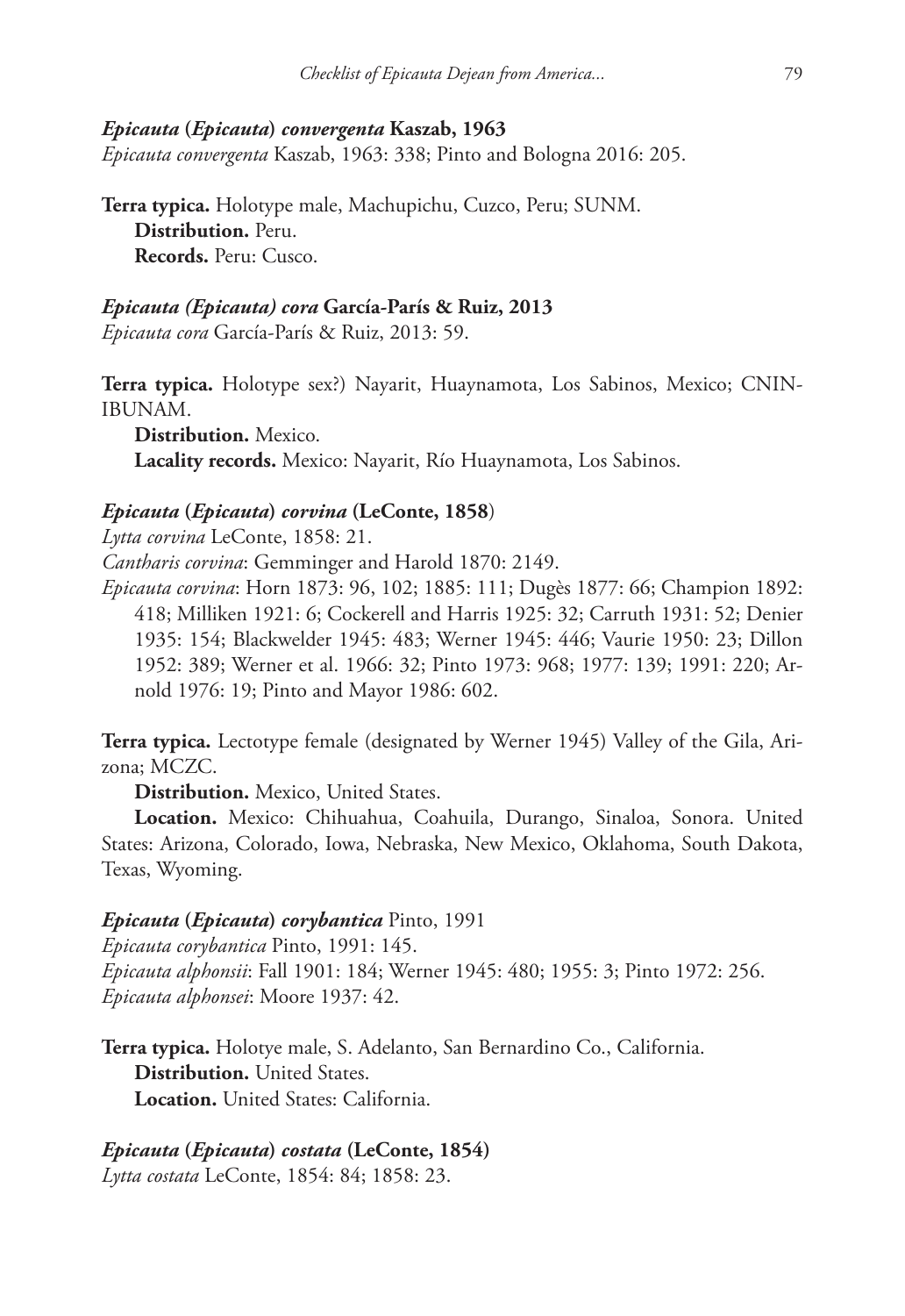***Epicauta* (*Epicauta*) *convergenta* Kaszab, 1963**

*Epicauta convergenta* Kaszab, 1963: 338; Pinto and Bologna 2016: 205.

**Terra typica.** Holotype male, Machupichu, Cuzco, Peru; SUNM.

**Distribution.** Peru.

**Records.** Peru: Cusco.

***Epicauta (Epicauta) cora* García-París & Ruiz, 2013**

*Epicauta cora* García-París & Ruiz, 2013: 59.

**Terra typica.** Holotype sex?) Nayarit, Huaynamota, Los Sabinos, Mexico; CNIN-IBUNAM.

**Distribution.** Mexico.

**Lacality records.** Mexico: Nayarit, Río Huaynamota, Los Sabinos.

***Epicauta* (*Epicauta*) *corvina* (LeConte, 1858)**

*Lytta corvina* LeConte, 1858: 21.

*Cantharis corvina*: Gemminger and Harold 1870: 2149.

*Epicauta corvina*: Horn 1873: 96, 102; 1885: 111; Dugès 1877: 66; Champion 1892: 418; Milliken 1921: 6; Cockerell and Harris 1925: 32; Carruth 1931: 52; Denier 1935: 154; Blackwelder 1945: 483; Werner 1945: 446; Vaurie 1950: 23; Dillon 1952: 389; Werner et al. 1966: 32; Pinto 1973: 968; 1977: 139; 1991: 220; Arnold 1976: 19; Pinto and Mayor 1986: 602.

**Terra typica.** Lectotype female (designated by Werner 1945) Valley of the Gila, Arizona; MCZC.

**Distribution.** Mexico, United States.

**Location.** Mexico: Chihuahua, Coahuila, Durango, Sinaloa, Sonora. United States: Arizona, Colorado, Iowa, Nebraska, New Mexico, Oklahoma, South Dakota, Texas, Wyoming.

***Epicauta* (*Epicauta*) *corybantica*** Pinto, 1991

*Epicauta corybantica* Pinto, 1991: 145.

*Epicauta alphonsii*: Fall 1901: 184; Werner 1945: 480; 1955: 3; Pinto 1972: 256.

*Epicauta alphonsei*: Moore 1937: 42.

**Terra typica.** Holotye male, S. Adelanto, San Bernardino Co., California.

**Distribution.** United States.

**Location.** United States: California.

***Epicauta* (*Epicauta*) *costata* (LeConte, 1854)**

*Lytta costata* LeConte, 1854: 84; 1858: 23.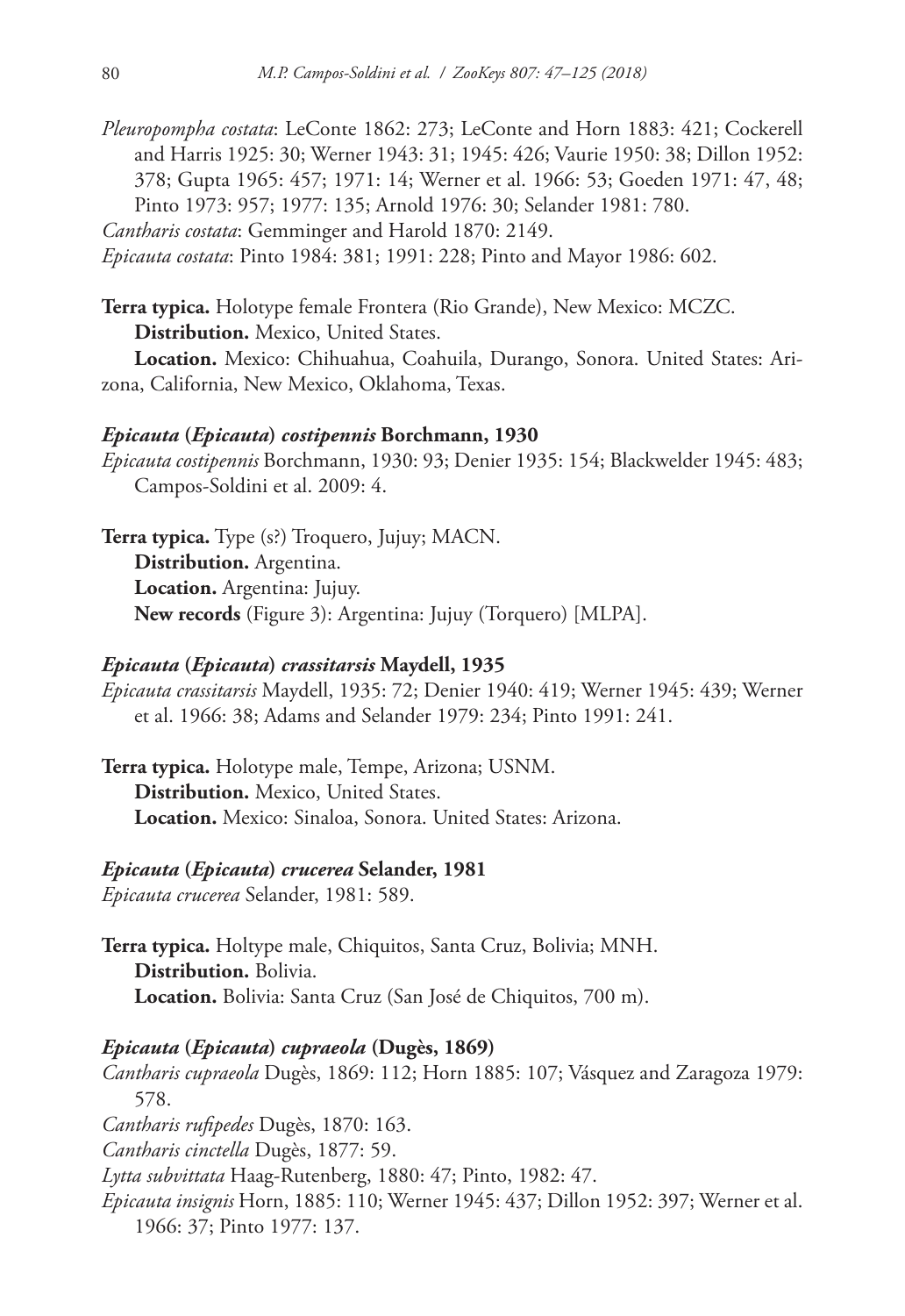*Pleuropompha costata*: LeConte 1862: 273; LeConte and Horn 1883: 421; Cockerell and Harris 1925: 30; Werner 1943: 31; 1945: 426; Vaurie 1950: 38; Dillon 1952: 378; Gupta 1965: 457; 1971: 14; Werner et al. 1966: 53; Goeden 1971: 47, 48; Pinto 1973: 957; 1977: 135; Arnold 1976: 30; Selander 1981: 780.

*Cantharis costata*: Gemminger and Harold 1870: 2149.

*Epicauta costata*: Pinto 1984: 381; 1991: 228; Pinto and Mayor 1986: 602.

**Terra typica.** Holotype female Frontera (Rio Grande), New Mexico: MCZC.

**Distribution.** Mexico, United States.

**Location.** Mexico: Chihuahua, Coahuila, Durango, Sonora. United States: Arizona, California, New Mexico, Oklahoma, Texas.

### *Epicauta* (*Epicauta*) *costipennis* Borchmann, 1930

*Epicauta costipennis* Borchmann, 1930: 93; Denier 1935: 154; Blackwelder 1945: 483; Campos-Soldini et al. 2009: 4.

**Terra typica.** Type (s?) Troquero, Jujuy; MACN.

**Distribution.** Argentina.

**Location.** Argentina: Jujuy.

**New records** (Figure 3): Argentina: Jujuy (Torquero) [MLPA].

### *Epicauta* (*Epicauta*) *crassitarsis* Maydell, 1935

*Epicauta crassitarsis* Maydell, 1935: 72; Denier 1940: 419; Werner 1945: 439; Werner et al. 1966: 38; Adams and Selander 1979: 234; Pinto 1991: 241.

**Terra typica.** Holotype male, Tempe, Arizona; USNM.

**Distribution.** Mexico, United States.

**Location.** Mexico: Sinaloa, Sonora. United States: Arizona.

### *Epicauta* (*Epicauta*) *crucerea* Selander, 1981

*Epicauta crucerea* Selander, 1981: 589.

**Terra typica.** Holtype male, Chiquitos, Santa Cruz, Bolivia; MNH.

**Distribution.** Bolivia.

**Location.** Bolivia: Santa Cruz (San José de Chiquitos, 700 m).

### *Epicauta* (*Epicauta*) *cupraeola* (Dugès, 1869)

*Cantharis cupraeola* Dugès, 1869: 112; Horn 1885: 107; Vásquez and Zaragoza 1979: 578.

*Cantharis rufipedes* Dugès, 1870: 163.

*Cantharis cinctella* Dugès, 1877: 59.

*Lytta subvittata* Haag-Rutenberg, 1880: 47; Pinto, 1982: 47.

*Epicauta insignis* Horn, 1885: 110; Werner 1945: 437; Dillon 1952: 397; Werner et al. 1966: 37; Pinto 1977: 137.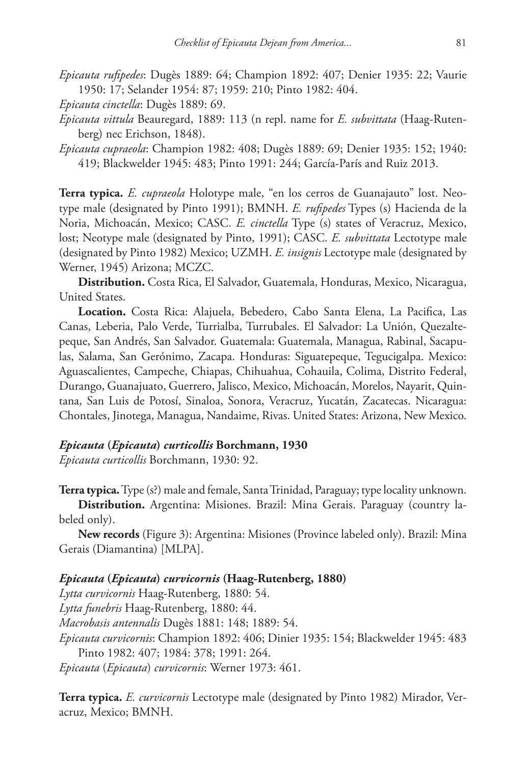*Epicauta rufipedes*: Dugès 1889: 64; Champion 1892: 407; Denier 1935: 22; Vaurie 1950: 17; Selander 1954: 87; 1959: 210; Pinto 1982: 404.

*Epicauta cinctella*: Dugès 1889: 69.

*Epicauta vittula* Beauregard, 1889: 113 (n repl. name for *E. subvittata* (Haag-Rutenberg) nec Erichson, 1848).

*Epicauta cupraeola*: Champion 1982: 408; Dugès 1889: 69; Denier 1935: 152; 1940: 419; Blackwelder 1945: 483; Pinto 1991: 244; García-París and Ruiz 2013.

**Terra typica.** *E. cupraeola* Holotype male, "en los cerros de Guanajauto" lost. Neotype male (designated by Pinto 1991); BMNH. *E. rufipedes* Types (s) Hacienda de la Noria, Michoacán, Mexico; CASC. *E. cinctella* Type (s) states of Veracruz, Mexico, lost; Neotype male (designated by Pinto, 1991); CASC. *E. subvittata* Lectotype male (designated by Pinto 1982) Mexico; UZMH. *E. insignis* Lectotype male (designated by Werner, 1945) Arizona; MCZC.

**Distribution.** Costa Rica, El Salvador, Guatemala, Honduras, Mexico, Nicaragua, United States.

**Location.** Costa Rica: Alajuela, Bebedero, Cabo Santa Elena, La Pacifica, Las Canas, Leberia, Palo Verde, Turrialba, Turrubales. El Salvador: La Unión, Quezaltepeque, San Andrés, San Salvador. Guatemala: Guatemala, Managua, Rabinal, Sacapulas, Salama, San Gerónimo, Zacapa. Honduras: Siguatepeque, Tegucigalpa. Mexico: Aguascalientes, Campeche, Chiapas, Chihuahua, Cohauila, Colima, Distrito Federal, Durango, Guanajuato, Guerrero, Jalisco, Mexico, Michoacán, Morelos, Nayarit, Quintana, San Luis de Potosí, Sinaloa, Sonora, Veracruz, Yucatán, Zacatecas. Nicaragua: Chontales, Jinotega, Managua, Nandaime, Rivas. United States: Arizona, New Mexico.

#### *Epicauta* (*Epicauta*) *curticollis* Borchmann, 1930

*Epicauta curticollis* Borchmann, 1930: 92.

**Terra typica.** Type (s?) male and female, Santa Trinidad, Paraguay; type locality unknown.

**Distribution.** Argentina: Misiones. Brazil: Mina Gerais. Paraguay (country labeled only).

**New records** (Figure 3): Argentina: Misiones (Province labeled only). Brazil: Mina Gerais (Diamantina) [MLPA].

#### *Epicauta* (*Epicauta*) *curvicornis* (Haag-Rutenberg, 1880)

*Lytta curvicornis* Haag-Rutenberg, 1880: 54.

*Lytta funebris* Haag-Rutenberg, 1880: 44.

*Macrobasis antennalis* Dugès 1881: 148; 1889: 54.

*Epicauta curvicornis*: Champion 1892: 406; Dinier 1935: 154; Blackwelder 1945: 483 Pinto 1982: 407; 1984: 378; 1991: 264.

*Epicauta* (*Epicauta*) *curvicornis*: Werner 1973: 461.

**Terra typica.** *E. curvicornis* Lectotype male (designated by Pinto 1982) Mirador, Veracruz, Mexico; BMNH.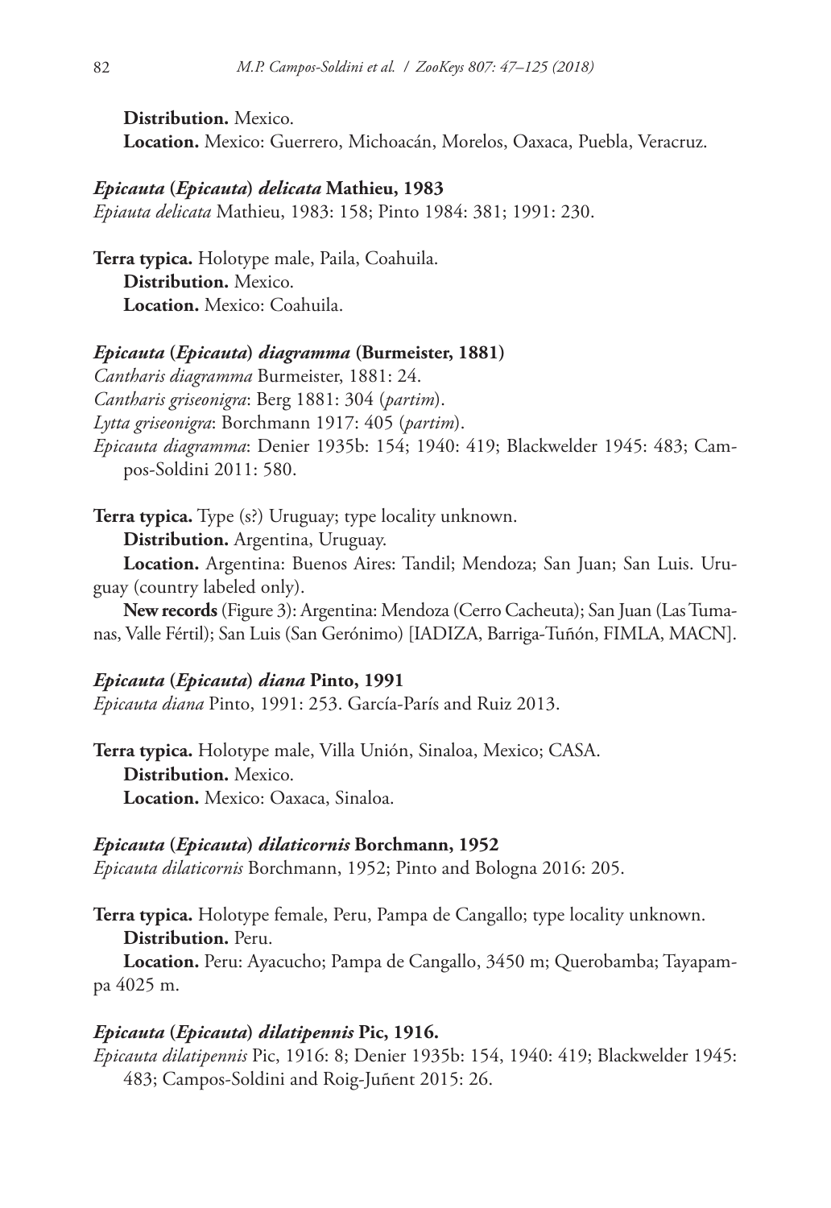**Distribution.** Mexico.

**Location.** Mexico: Guerrero, Michoacán, Morelos, Oaxaca, Puebla, Veracruz.

### *Epicauta* (*Epicauta*) *delicata* Mathieu, 1983

*Epiauta delicata* Mathieu, 1983: 158; Pinto 1984: 381; 1991: 230.

**Terra typica.** Holotype male, Paila, Coahuila.

**Distribution.** Mexico.

**Location.** Mexico: Coahuila.

### *Epicauta* (*Epicauta*) *diagramma* (Burmeister, 1881)

*Cantharis diagramma* Burmeister, 1881: 24.

*Cantharis griseonigra*: Berg 1881: 304 (*partim*).

*Lytta griseonigra*: Borchmann 1917: 405 (*partim*).

*Epicauta diagramma*: Denier 1935b: 154; 1940: 419; Blackwelder 1945: 483; Campos-Soldini 2011: 580.

**Terra typica.** Type (s?) Uruguay; type locality unknown.

**Distribution.** Argentina, Uruguay.

**Location.** Argentina: Buenos Aires: Tandil; Mendoza; San Juan; San Luis. Uruguay (country labeled only).

**New records** (Figure 3): Argentina: Mendoza (Cerro Cacheuta); San Juan (Las Tumanas, Valle Fértil); San Luis (San Gerónimo) [IADIZA, Barriga-Tuñón, FIMLA, MACN].

### *Epicauta* (*Epicauta*) *diana* Pinto, 1991

*Epicauta diana* Pinto, 1991: 253. García-París and Ruiz 2013.

**Terra typica.** Holotype male, Villa Unión, Sinaloa, Mexico; CASA.

**Distribution.** Mexico.

**Location.** Mexico: Oaxaca, Sinaloa.

### *Epicauta* (*Epicauta*) *dilaticornis* Borchmann, 1952

*Epicauta dilaticornis* Borchmann, 1952; Pinto and Bologna 2016: 205.

**Terra typica.** Holotype female, Peru, Pampa de Cangallo; type locality unknown.

**Distribution.** Peru.

**Location.** Peru: Ayacucho; Pampa de Cangallo, 3450 m; Querobamba; Tayapampa 4025 m.

### *Epicauta* (*Epicauta*) *dilatipennis* Pic, 1916.

*Epicauta dilatipennis* Pic, 1916: 8; Denier 1935b: 154, 1940: 419; Blackwelder 1945: 483; Campos-Soldini and Roig-Juñent 2015: 26.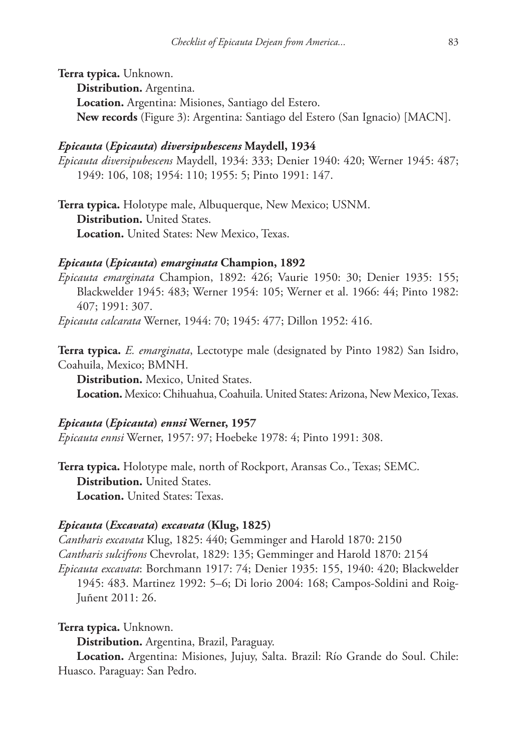**Terra typica.** Unknown.

**Distribution.** Argentina.

**Location.** Argentina: Misiones, Santiago del Estero.

**New records** (Figure 3): Argentina: Santiago del Estero (San Ignacio) [MACN].

### *Epicauta* (*Epicauta*) *diversipubescens* Maydell, 1934

*Epicauta diversipubescens* Maydell, 1934: 333; Denier 1940: 420; Werner 1945: 487; 1949: 106, 108; 1954: 110; 1955: 5; Pinto 1991: 147.

**Terra typica.** Holotype male, Albuquerque, New Mexico; USNM.

**Distribution.** United States.

**Location.** United States: New Mexico, Texas.

### *Epicauta* (*Epicauta*) *emarginata* Champion, 1892

*Epicauta emarginata* Champion, 1892: 426; Vaurie 1950: 30; Denier 1935: 155; Blackwelder 1945: 483; Werner 1954: 105; Werner et al. 1966: 44; Pinto 1982: 407; 1991: 307.

*Epicauta calcarata* Werner, 1944: 70; 1945: 477; Dillon 1952: 416.

**Terra typica.** *E. emarginata*, Lectotype male (designated by Pinto 1982) San Isidro, Coahuila, Mexico; BMNH.

**Distribution.** Mexico, United States.

**Location.** Mexico: Chihuahua, Coahuila. United States: Arizona, New Mexico, Texas.

### *Epicauta* (*Epicauta*) *ennsi* Werner, 1957

*Epicauta ennsi* Werner, 1957: 97; Hoebeke 1978: 4; Pinto 1991: 308.

**Terra typica.** Holotype male, north of Rockport, Aransas Co., Texas; SEMC.

**Distribution.** United States.

**Location.** United States: Texas.

### *Epicauta* (*Excavata*) *excavata* (Klug, 1825)

*Cantharis excavata* Klug, 1825: 440; Gemminger and Harold 1870: 2150

*Cantharis sulcifrons* Chevrolat, 1829: 135; Gemminger and Harold 1870: 2154

*Epicauta excavata*: Borchmann 1917: 74; Denier 1935: 155, 1940: 420; Blackwelder 1945: 483. Martinez 1992: 5–6; Di lorio 2004: 168; Campos-Soldini and Roig-Juñent 2011: 26.

**Terra typica.** Unknown.

**Distribution.** Argentina, Brazil, Paraguay.

**Location.** Argentina: Misiones, Jujuy, Salta. Brazil: Río Grande do Soul. Chile: Huasco. Paraguay: San Pedro.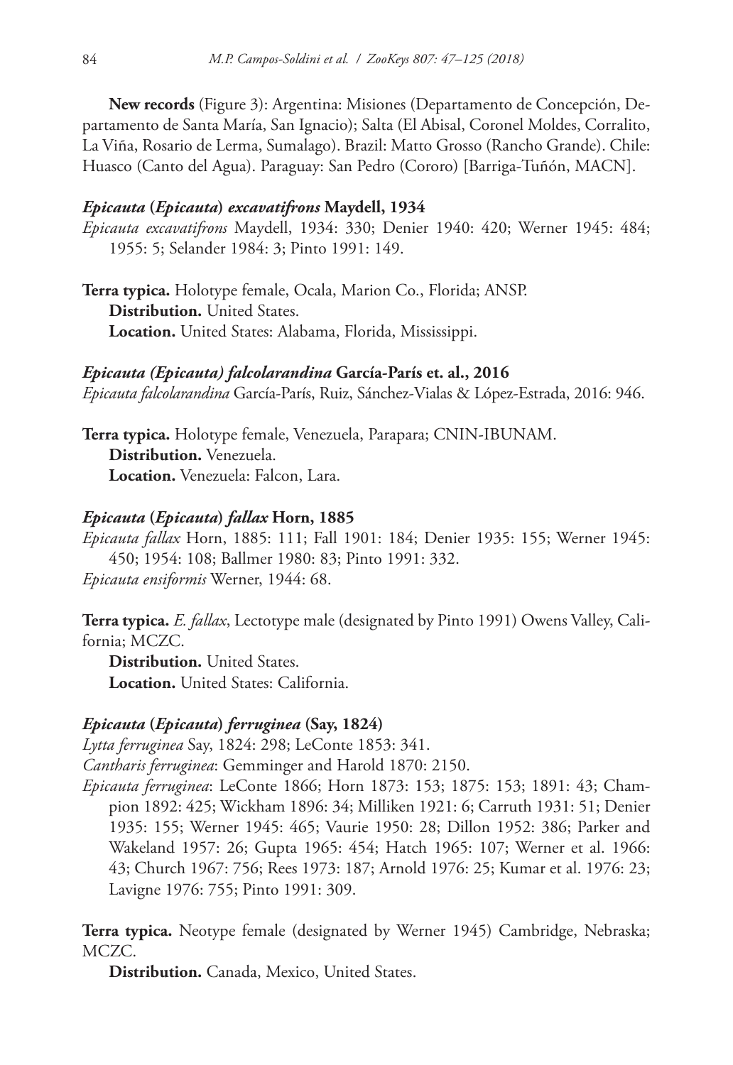**New records** (Figure 3): Argentina: Misiones (Departamento de Concepción, Departamento de Santa María, San Ignacio); Salta (El Abisal, Coronel Moldes, Corralito, La Viña, Rosario de Lerma, Sumalago). Brazil: Matto Grosso (Rancho Grande). Chile: Huasco (Canto del Agua). Paraguay: San Pedro (Cororo) [Barriga-Tuñón, MACN].

### *Epicauta* (*Epicauta*) *excavatifrons* Maydell, 1934

*Epicauta excavatifrons* Maydell, 1934: 330; Denier 1940: 420; Werner 1945: 484; 1955: 5; Selander 1984: 3; Pinto 1991: 149.

**Terra typica.** Holotype female, Ocala, Marion Co., Florida; ANSP.
**Distribution.** United States.
**Location.** United States: Alabama, Florida, Mississippi.

### *Epicauta (Epicauta) falcolarandina* García-París et. al., 2016

*Epicauta falcolarandina* García-París, Ruiz, Sánchez-Vialas & López-Estrada, 2016: 946.

**Terra typica.** Holotype female, Venezuela, Parapara; CNIN-IBUNAM.
**Distribution.** Venezuela.
**Location.** Venezuela: Falcon, Lara.

### *Epicauta* (*Epicauta*) *fallax* Horn, 1885

*Epicauta fallax* Horn, 1885: 111; Fall 1901: 184; Denier 1935: 155; Werner 1945: 450; 1954: 108; Ballmer 1980: 83; Pinto 1991: 332.
*Epicauta ensiformis* Werner, 1944: 68.

**Terra typica.** *E. fallax*, Lectotype male (designated by Pinto 1991) Owens Valley, California; MCZC.
**Distribution.** United States.
**Location.** United States: California.

### *Epicauta* (*Epicauta*) *ferruginea* (Say, 1824)

*Lytta ferruginea* Say, 1824: 298; LeConte 1853: 341.
*Cantharis ferruginea*: Gemminger and Harold 1870: 2150.
*Epicauta ferruginea*: LeConte 1866; Horn 1873: 153; 1875: 153; 1891: 43; Champion 1892: 425; Wickham 1896: 34; Milliken 1921: 6; Carruth 1931: 51; Denier 1935: 155; Werner 1945: 465; Vaurie 1950: 28; Dillon 1952: 386; Parker and Wakeland 1957: 26; Gupta 1965: 454; Hatch 1965: 107; Werner et al. 1966: 43; Church 1967: 756; Rees 1973: 187; Arnold 1976: 25; Kumar et al. 1976: 23; Lavigne 1976: 755; Pinto 1991: 309.

**Terra typica.** Neotype female (designated by Werner 1945) Cambridge, Nebraska; MCZC.
**Distribution.** Canada, Mexico, United States.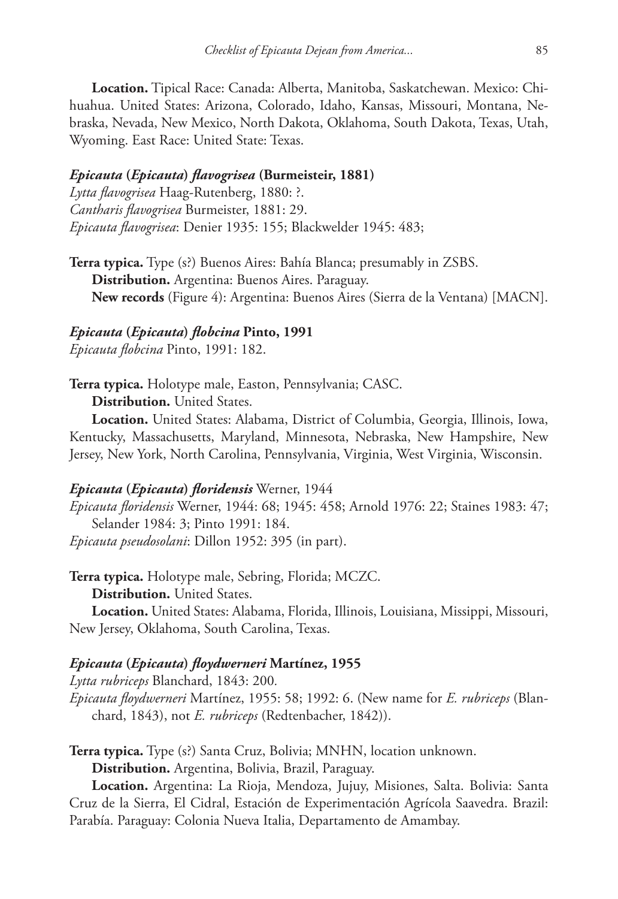**Location.** Tipical Race: Canada: Alberta, Manitoba, Saskatchewan. Mexico: Chihuahua. United States: Arizona, Colorado, Idaho, Kansas, Missouri, Montana, Nebraska, Nevada, New Mexico, North Dakota, Oklahoma, South Dakota, Texas, Utah, Wyoming. East Race: United State: Texas.

### *Epicauta* (*Epicauta*) *flavogrisea* (Burmeisteir, 1881)

*Lytta flavogrisea* Haag-Rutenberg, 1880: ?.
*Cantharis flavogrisea* Burmeister, 1881: 29.
*Epicauta flavogrisea*: Denier 1935: 155; Blackwelder 1945: 483;

**Terra typica.** Type (s?) Buenos Aires: Bahía Blanca; presumably in ZSBS.
**Distribution.** Argentina: Buenos Aires. Paraguay.
**New records** (Figure 4): Argentina: Buenos Aires (Sierra de la Ventana) [MACN].

### *Epicauta* (*Epicauta*) *flobcina* Pinto, 1991

*Epicauta flobcina* Pinto, 1991: 182.

**Terra typica.** Holotype male, Easton, Pennsylvania; CASC.
**Distribution.** United States.
**Location.** United States: Alabama, District of Columbia, Georgia, Illinois, Iowa, Kentucky, Massachusetts, Maryland, Minnesota, Nebraska, New Hampshire, New Jersey, New York, North Carolina, Pennsylvania, Virginia, West Virginia, Wisconsin.

### *Epicauta* (*Epicauta*) *floridensis* Werner, 1944

*Epicauta floridensis* Werner, 1944: 68; 1945: 458; Arnold 1976: 22; Staines 1983: 47; Selander 1984: 3; Pinto 1991: 184.
*Epicauta pseudosolani*: Dillon 1952: 395 (in part).

**Terra typica.** Holotype male, Sebring, Florida; MCZC.
**Distribution.** United States.
**Location.** United States: Alabama, Florida, Illinois, Louisiana, Missippi, Missouri, New Jersey, Oklahoma, South Carolina, Texas.

### *Epicauta* (*Epicauta*) *floydwerneri* Martínez, 1955

*Lytta rubriceps* Blanchard, 1843: 200.
*Epicauta floydwerneri* Martínez, 1955: 58; 1992: 6. (New name for *E. rubriceps* (Blanchard, 1843), not *E. rubriceps* (Redtenbacher, 1842)).

**Terra typica.** Type (s?) Santa Cruz, Bolivia; MNHN, location unknown.
**Distribution.** Argentina, Bolivia, Brazil, Paraguay.
**Location.** Argentina: La Rioja, Mendoza, Jujuy, Misiones, Salta. Bolivia: Santa Cruz de la Sierra, El Cidral, Estación de Experimentación Agrícola Saavedra. Brazil: Parabía. Paraguay: Colonia Nueva Italia, Departamento de Amambay.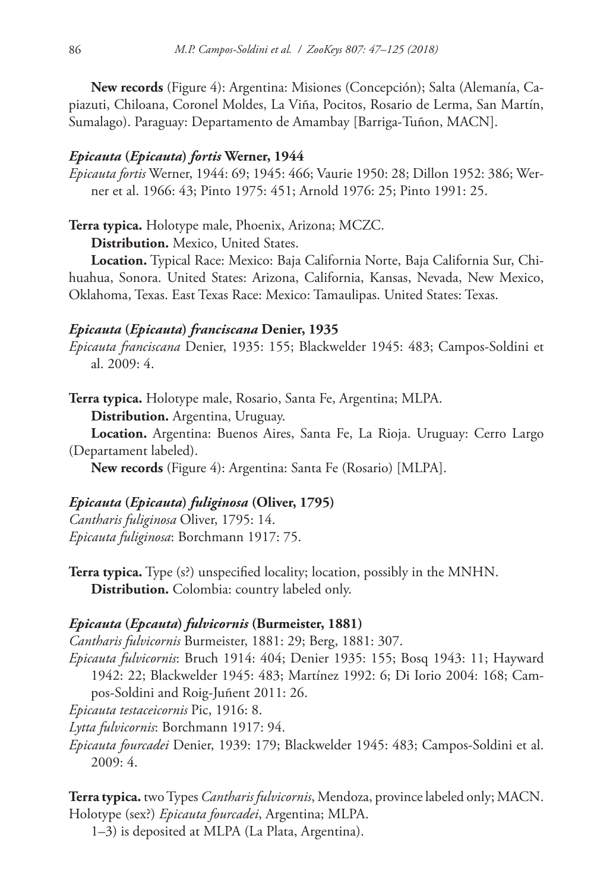**New records** (Figure 4): Argentina: Misiones (Concepción); Salta (Alemanía, Capiazuti, Chiloana, Coronel Moldes, La Viña, Pocitos, Rosario de Lerma, San Martín, Sumalago). Paraguay: Departamento de Amambay [Barriga-Tuñon, MACN].

### *Epicauta* (*Epicauta*) *fortis* Werner, 1944

*Epicauta fortis* Werner, 1944: 69; 1945: 466; Vaurie 1950: 28; Dillon 1952: 386; Werner et al. 1966: 43; Pinto 1975: 451; Arnold 1976: 25; Pinto 1991: 25.

**Terra typica.** Holotype male, Phoenix, Arizona; MCZC.

**Distribution.** Mexico, United States.

**Location.** Typical Race: Mexico: Baja California Norte, Baja California Sur, Chihuahua, Sonora. United States: Arizona, California, Kansas, Nevada, New Mexico, Oklahoma, Texas. East Texas Race: Mexico: Tamaulipas. United States: Texas.

### *Epicauta* (*Epicauta*) *franciscana* Denier, 1935

*Epicauta franciscana* Denier, 1935: 155; Blackwelder 1945: 483; Campos-Soldini et al. 2009: 4.

**Terra typica.** Holotype male, Rosario, Santa Fe, Argentina; MLPA.

**Distribution.** Argentina, Uruguay.

**Location.** Argentina: Buenos Aires, Santa Fe, La Rioja. Uruguay: Cerro Largo (Departament labeled).

**New records** (Figure 4): Argentina: Santa Fe (Rosario) [MLPA].

### *Epicauta* (*Epicauta*) *fuliginosa* (Oliver, 1795)

*Cantharis fuliginosa* Oliver, 1795: 14.
*Epicauta fuliginosa*: Borchmann 1917: 75.

**Terra typica.** Type (s?) unspecified locality; location, possibly in the MNHN.

**Distribution.** Colombia: country labeled only.

### *Epicauta* (*Epcauta*) *fulvicornis* (Burmeister, 1881)

*Cantharis fulvicornis* Burmeister, 1881: 29; Berg, 1881: 307.
*Epicauta fulvicornis*: Bruch 1914: 404; Denier 1935: 155; Bosq 1943: 11; Hayward 1942: 22; Blackwelder 1945: 483; Martínez 1992: 6; Di Iorio 2004: 168; Campos-Soldini and Roig-Juñent 2011: 26.
*Epicauta testaceicornis* Pic, 1916: 8.
*Lytta fulvicornis*: Borchmann 1917: 94.
*Epicauta fourcadei* Denier, 1939: 179; Blackwelder 1945: 483; Campos-Soldini et al. 2009: 4.

**Terra typica.** two Types *Cantharis fulvicornis*, Mendoza, province labeled only; MACN. Holotype (sex?) *Epicauta fourcadei*, Argentina; MLPA.

1–3) is deposited at MLPA (La Plata, Argentina).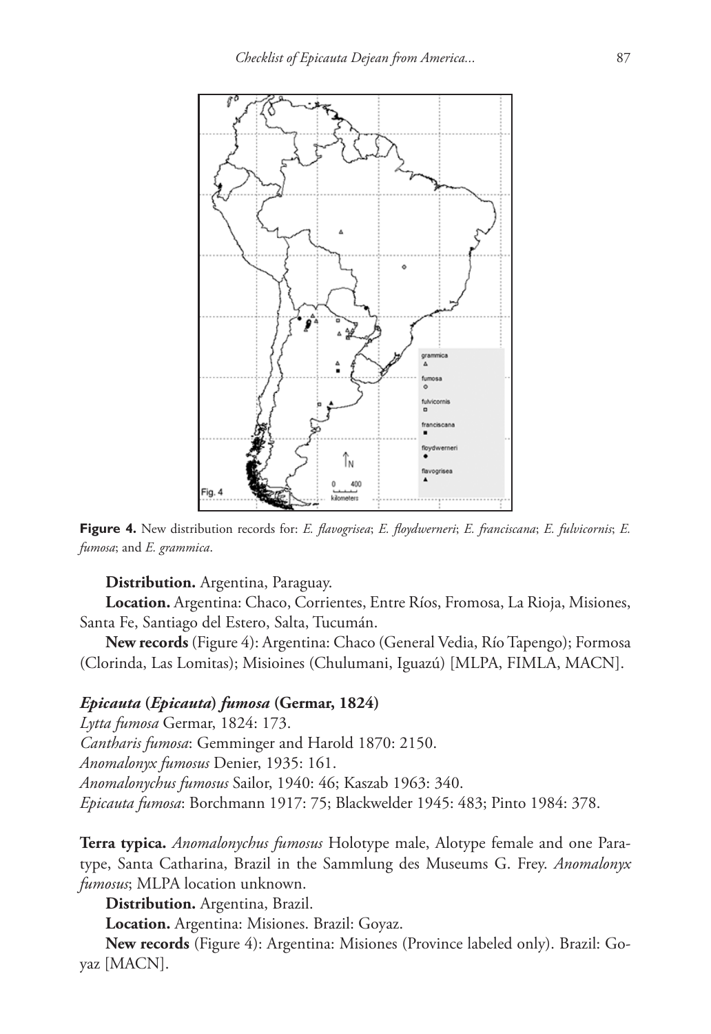**Figure 4.** New distribution records for: *E. flavogrisea*; *E. floydwerneri*; *E. franciscana*; *E. fulvicornis*; *E. fumosa*; and *E. grammica*.

**Distribution.** Argentina, Paraguay.

**Location.** Argentina: Chaco, Corrientes, Entre Ríos, Fromosa, La Rioja, Misiones, Santa Fe, Santiago del Estero, Salta, Tucumán.

**New records** (Figure 4): Argentina: Chaco (General Vedia, Río Tapengo); Formosa (Clorinda, Las Lomitas); Misioines (Chulumani, Iguazú) [MLPA, FIMLA, MACN].

### *Epicauta* (*Epicauta*) *fumosa* (Germar, 1824)

*Lytta fumosa* Germar, 1824: 173.
*Cantharis fumosa*: Gemminger and Harold 1870: 2150.
*Anomalonyx fumosus* Denier, 1935: 161.
*Anomalonychus fumosus* Sailor, 1940: 46; Kaszab 1963: 340.
*Epicauta fumosa*: Borchmann 1917: 75; Blackwelder 1945: 483; Pinto 1984: 378.

**Terra typica.** *Anomalonychus fumosus* Holotype male, Alotype female and one Paratype, Santa Catharina, Brazil in the Sammlung des Museums G. Frey. *Anomalonyx fumosus*; MLPA location unknown.

**Distribution.** Argentina, Brazil.

**Location.** Argentina: Misiones. Brazil: Goyaz.

**New records** (Figure 4): Argentina: Misiones (Province labeled only). Brazil: Goyaz [MACN].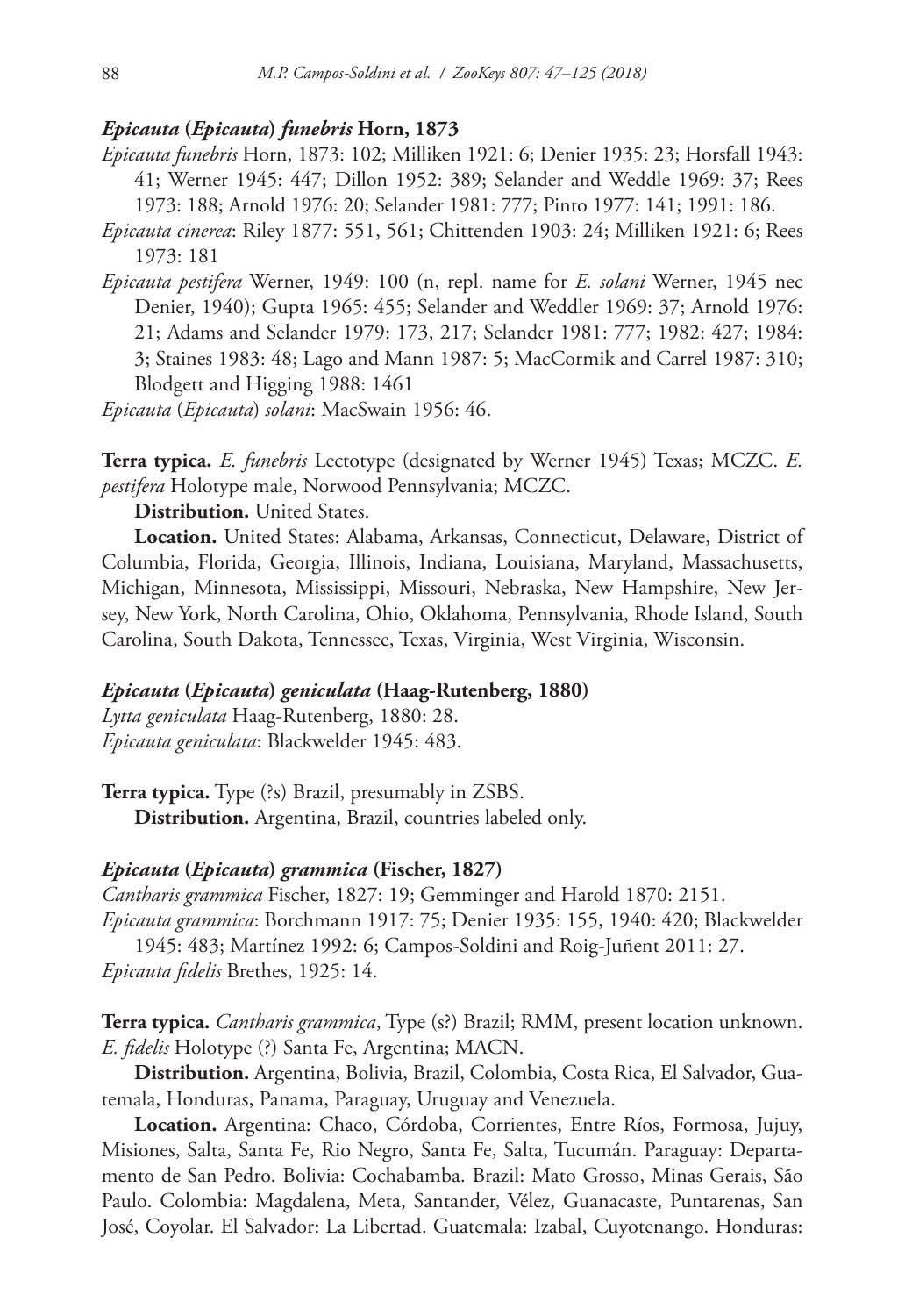### *Epicauta* (*Epicauta*) *funebris* Horn, 1873

*Epicauta funebris* Horn, 1873: 102; Milliken 1921: 6; Denier 1935: 23; Horsfall 1943: 41; Werner 1945: 447; Dillon 1952: 389; Selander and Weddle 1969: 37; Rees 1973: 188; Arnold 1976: 20; Selander 1981: 777; Pinto 1977: 141; 1991: 186.

*Epicauta cinerea*: Riley 1877: 551, 561; Chittenden 1903: 24; Milliken 1921: 6; Rees 1973: 181

*Epicauta pestifera* Werner, 1949: 100 (n, repl. name for *E. solani* Werner, 1945 nec Denier, 1940); Gupta 1965: 455; Selander and Weddler 1969: 37; Arnold 1976: 21; Adams and Selander 1979: 173, 217; Selander 1981: 777; 1982: 427; 1984: 3; Staines 1983: 48; Lago and Mann 1987: 5; MacCormik and Carrel 1987: 310; Blodgett and Higging 1988: 1461

*Epicauta* (*Epicauta*) *solani*: MacSwain 1956: 46.

**Terra typica.** *E. funebris* Lectotype (designated by Werner 1945) Texas; MCZC. *E. pestifera* Holotype male, Norwood Pennsylvania; MCZC.

**Distribution.** United States.

**Location.** United States: Alabama, Arkansas, Connecticut, Delaware, District of Columbia, Florida, Georgia, Illinois, Indiana, Louisiana, Maryland, Massachusetts, Michigan, Minnesota, Mississippi, Missouri, Nebraska, New Hampshire, New Jersey, New York, North Carolina, Ohio, Oklahoma, Pennsylvania, Rhode Island, South Carolina, South Dakota, Tennessee, Texas, Virginia, West Virginia, Wisconsin.

### *Epicauta* (*Epicauta*) *geniculata* (Haag-Rutenberg, 1880)

*Lytta geniculata* Haag-Rutenberg, 1880: 28.

*Epicauta geniculata*: Blackwelder 1945: 483.

**Terra typica.** Type (?s) Brazil, presumably in ZSBS.

**Distribution.** Argentina, Brazil, countries labeled only.

### *Epicauta* (*Epicauta*) *grammica* (Fischer, 1827)

*Cantharis grammica* Fischer, 1827: 19; Gemminger and Harold 1870: 2151.

*Epicauta grammica*: Borchmann 1917: 75; Denier 1935: 155, 1940: 420; Blackwelder 1945: 483; Martínez 1992: 6; Campos-Soldini and Roig-Juñent 2011: 27.

*Epicauta fidelis* Brethes, 1925: 14.

**Terra typica.** *Cantharis grammica*, Type (s?) Brazil; RMM, present location unknown. *E. fidelis* Holotype (?) Santa Fe, Argentina; MACN.

**Distribution.** Argentina, Bolivia, Brazil, Colombia, Costa Rica, El Salvador, Guatemala, Honduras, Panama, Paraguay, Uruguay and Venezuela.

**Location.** Argentina: Chaco, Córdoba, Corrientes, Entre Ríos, Formosa, Jujuy, Misiones, Salta, Santa Fe, Rio Negro, Santa Fe, Salta, Tucumán. Paraguay: Departamento de San Pedro. Bolivia: Cochabamba. Brazil: Mato Grosso, Minas Gerais, São Paulo. Colombia: Magdalena, Meta, Santander, Vélez, Guanacaste, Puntarenas, San José, Coyolar. El Salvador: La Libertad. Guatemala: Izabal, Cuyotenango. Honduras: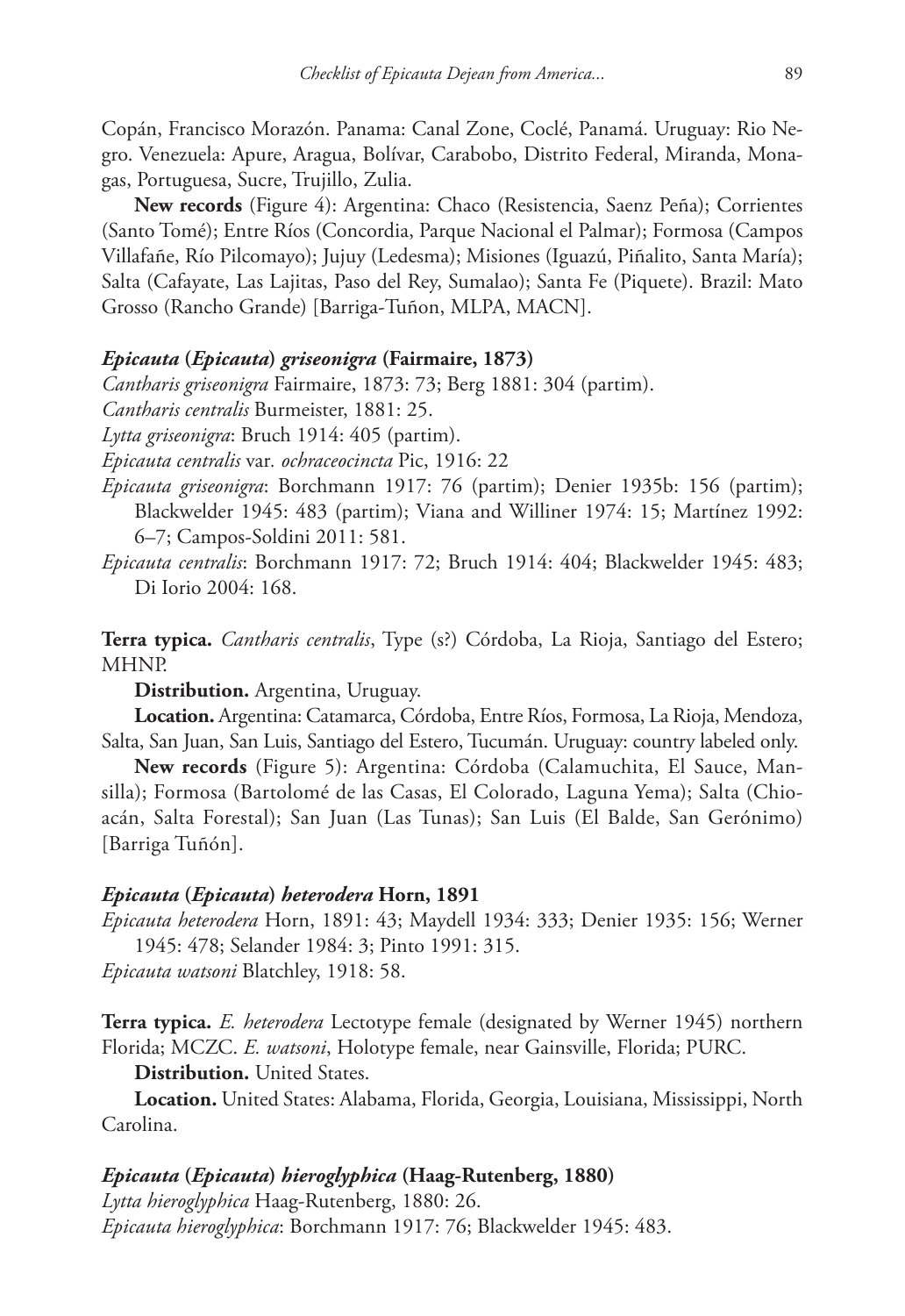Copán, Francisco Morazón. Panama: Canal Zone, Coclé, Panamá. Uruguay: Rio Negro. Venezuela: Apure, Aragua, Bolívar, Carabobo, Distrito Federal, Miranda, Monagas, Portuguesa, Sucre, Trujillo, Zulia.

**New records** (Figure 4): Argentina: Chaco (Resistencia, Saenz Peña); Corrientes (Santo Tomé); Entre Ríos (Concordia, Parque Nacional el Palmar); Formosa (Campos Villafañe, Río Pilcomayo); Jujuy (Ledesma); Misiones (Iguazú, Piñalito, Santa María); Salta (Cafayate, Las Lajitas, Paso del Rey, Sumalao); Santa Fe (Piquete). Brazil: Mato Grosso (Rancho Grande) [Barriga-Tuñon, MLPA, MACN].

### *Epicauta* (*Epicauta*) *griseonigra* (Fairmaire, 1873)

*Cantharis griseonigra* Fairmaire, 1873: 73; Berg 1881: 304 (partim).

*Cantharis centralis* Burmeister, 1881: 25.

*Lytta griseonigra*: Bruch 1914: 405 (partim).

*Epicauta centralis* var. *ochraceocincta* Pic, 1916: 22

*Epicauta griseonigra*: Borchmann 1917: 76 (partim); Denier 1935b: 156 (partim); Blackwelder 1945: 483 (partim); Viana and Williner 1974: 15; Martínez 1992: 6–7; Campos-Soldini 2011: 581.

*Epicauta centralis*: Borchmann 1917: 72; Bruch 1914: 404; Blackwelder 1945: 483; Di Iorio 2004: 168.

**Terra typica.** *Cantharis centralis*, Type (s?) Córdoba, La Rioja, Santiago del Estero; MHNP.

**Distribution.** Argentina, Uruguay.

**Location.** Argentina: Catamarca, Córdoba, Entre Ríos, Formosa, La Rioja, Mendoza, Salta, San Juan, San Luis, Santiago del Estero, Tucumán. Uruguay: country labeled only.

**New records** (Figure 5): Argentina: Córdoba (Calamuchita, El Sauce, Mansilla); Formosa (Bartolomé de las Casas, El Colorado, Laguna Yema); Salta (Chioacán, Salta Forestal); San Juan (Las Tunas); San Luis (El Balde, San Gerónimo) [Barriga Tuñón].

### *Epicauta* (*Epicauta*) *heterodera* Horn, 1891

*Epicauta heterodera* Horn, 1891: 43; Maydell 1934: 333; Denier 1935: 156; Werner 1945: 478; Selander 1984: 3; Pinto 1991: 315.

*Epicauta watsoni* Blatchley, 1918: 58.

**Terra typica.** *E. heterodera* Lectotype female (designated by Werner 1945) northern Florida; MCZC. *E. watsoni*, Holotype female, near Gainsville, Florida; PURC.

**Distribution.** United States.

**Location.** United States: Alabama, Florida, Georgia, Louisiana, Mississippi, North Carolina.

### *Epicauta* (*Epicauta*) *hieroglyphica* (Haag-Rutenberg, 1880)

*Lytta hieroglyphica* Haag-Rutenberg, 1880: 26.

*Epicauta hieroglyphica*: Borchmann 1917: 76; Blackwelder 1945: 483.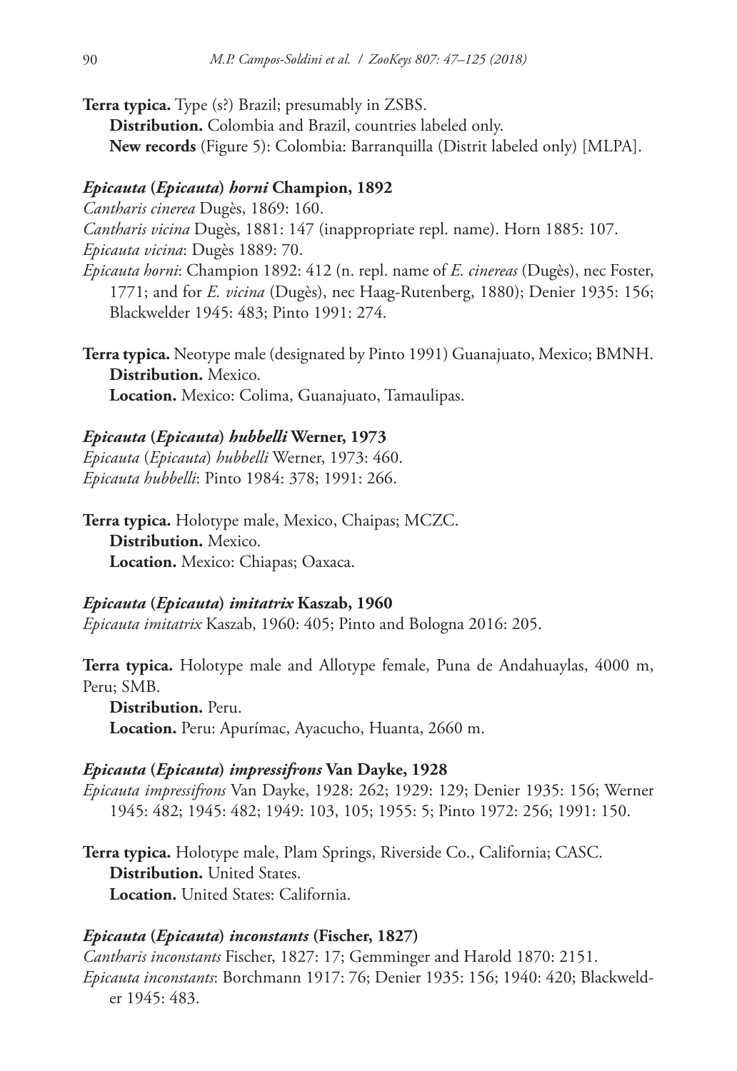**Terra typica.** Type (s?) Brazil; presumably in ZSBS.

**Distribution.** Colombia and Brazil, countries labeled only.

**New records** (Figure 5): Colombia: Barranquilla (Distrit labeled only) [MLPA].

### *Epicauta* (*Epicauta*) *horni* Champion, 1892

*Cantharis cinerea* Dugès, 1869: 160.

*Cantharis vicina* Dugès, 1881: 147 (inappropriate repl. name). Horn 1885: 107.

*Epicauta vicina*: Dugès 1889: 70.

*Epicauta horni*: Champion 1892: 412 (n. repl. name of *E. cinereas* (Dugès), nec Foster, 1771; and for *E. vicina* (Dugès), nec Haag-Rutenberg, 1880); Denier 1935: 156; Blackwelder 1945: 483; Pinto 1991: 274.

**Terra typica.** Neotype male (designated by Pinto 1991) Guanajuato, Mexico; BMNH.

**Distribution.** Mexico.

**Location.** Mexico: Colima, Guanajuato, Tamaulipas.

### *Epicauta* (*Epicauta*) *hubbelli* Werner, 1973

*Epicauta* (*Epicauta*) *hubbelli* Werner, 1973: 460.

*Epicauta hubbelli*: Pinto 1984: 378; 1991: 266.

**Terra typica.** Holotype male, Mexico, Chaipas; MCZC.

**Distribution.** Mexico.

**Location.** Mexico: Chiapas; Oaxaca.

### *Epicauta* (*Epicauta*) *imitatrix* Kaszab, 1960

*Epicauta imitatrix* Kaszab, 1960: 405; Pinto and Bologna 2016: 205.

**Terra typica.** Holotype male and Allotype female, Puna de Andahuaylas, 4000 m, Peru; SMB.

**Distribution.** Peru.

**Location.** Peru: Apurímac, Ayacucho, Huanta, 2660 m.

### *Epicauta* (*Epicauta*) *impressifrons* Van Dayke, 1928

*Epicauta impressifrons* Van Dayke, 1928: 262; 1929: 129; Denier 1935: 156; Werner 1945: 482; 1945: 482; 1949: 103, 105; 1955: 5; Pinto 1972: 256; 1991: 150.

**Terra typica.** Holotype male, Plam Springs, Riverside Co., California; CASC.

**Distribution.** United States.

**Location.** United States: California.

### *Epicauta* (*Epicauta*) *inconstants* (Fischer, 1827)

*Cantharis inconstants* Fischer, 1827: 17; Gemminger and Harold 1870: 2151.

*Epicauta inconstants*: Borchmann 1917: 76; Denier 1935: 156; 1940: 420; Blackwelder 1945: 483.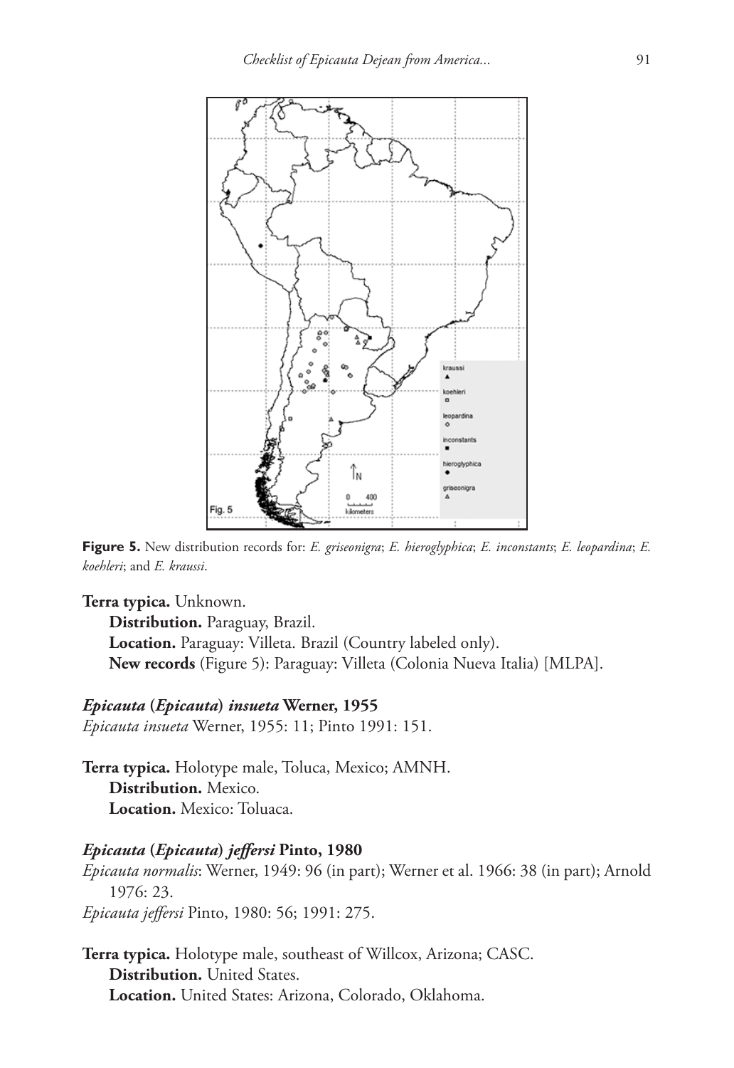**Figure 5.** New distribution records for: *E. griseonigra*; *E. hieroglyphica*; *E. inconstants*; *E. leopardina*; *E. koehleri*; and *E. kraussi*.

**Terra typica.** Unknown.

**Distribution.** Paraguay, Brazil.

**Location.** Paraguay: Villeta. Brazil (Country labeled only).

**New records** (Figure 5): Paraguay: Villeta (Colonia Nueva Italia) [MLPA].

### *Epicauta* (*Epicauta*) *insueta* Werner, 1955

*Epicauta insueta* Werner, 1955: 11; Pinto 1991: 151.

**Terra typica.** Holotype male, Toluca, Mexico; AMNH.

**Distribution.** Mexico.

**Location.** Mexico: Toluaca.

### *Epicauta* (*Epicauta*) *jeffersi* Pinto, 1980

*Epicauta normalis*: Werner, 1949: 96 (in part); Werner et al. 1966: 38 (in part); Arnold 1976: 23.

*Epicauta jeffersi* Pinto, 1980: 56; 1991: 275.

**Terra typica.** Holotype male, southeast of Willcox, Arizona; CASC.

**Distribution.** United States.

**Location.** United States: Arizona, Colorado, Oklahoma.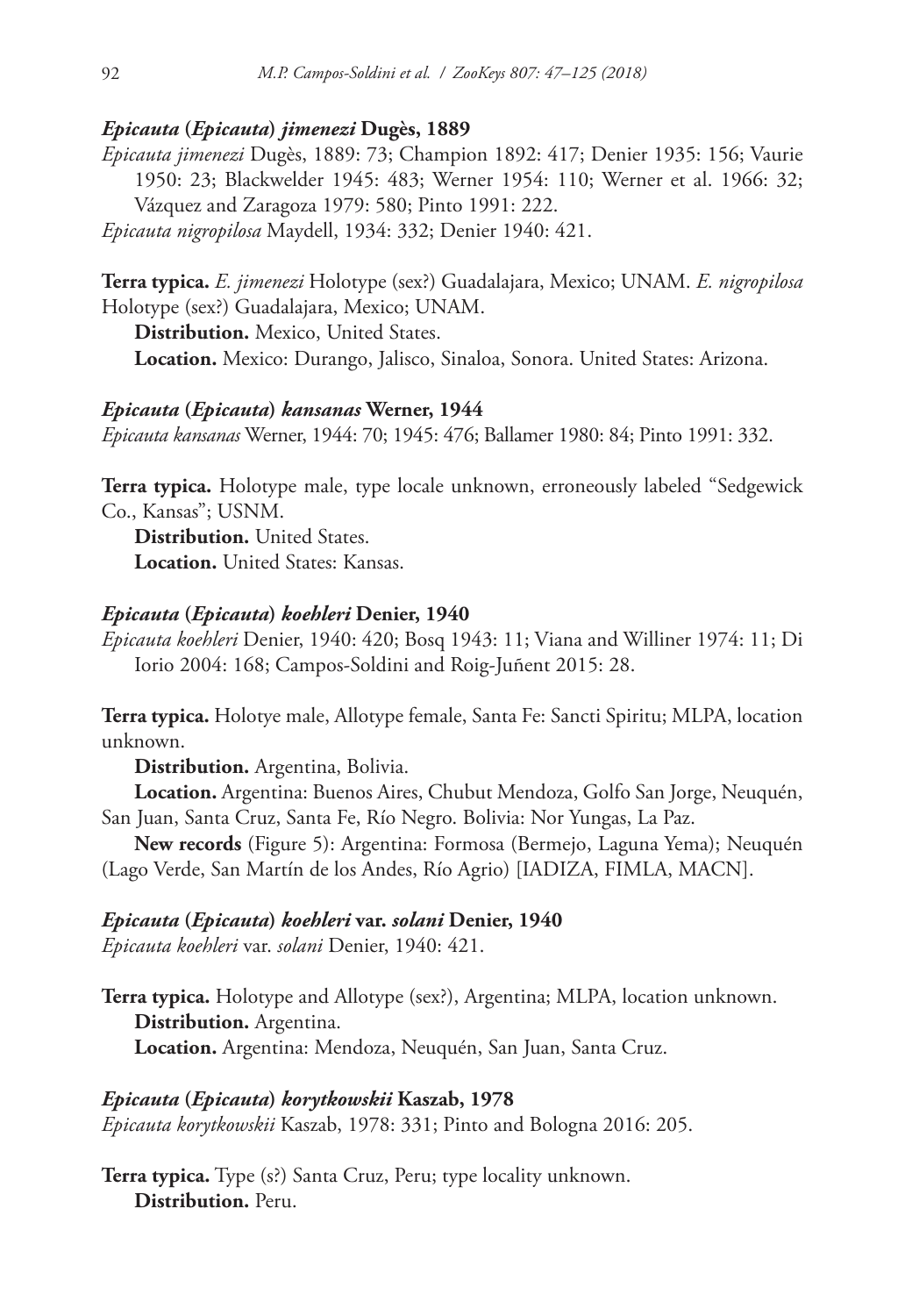### *Epicauta* (*Epicauta*) *jimenezi* Dugès, 1889

*Epicauta jimenezi* Dugès, 1889: 73; Champion 1892: 417; Denier 1935: 156; Vaurie 1950: 23; Blackwelder 1945: 483; Werner 1954: 110; Werner et al. 1966: 32; Vázquez and Zaragoza 1979: 580; Pinto 1991: 222.

*Epicauta nigropilosa* Maydell, 1934: 332; Denier 1940: 421.

**Terra typica.** *E. jimenezi* Holotype (sex?) Guadalajara, Mexico; UNAM. *E. nigropilosa* Holotype (sex?) Guadalajara, Mexico; UNAM.

**Distribution.** Mexico, United States.

**Location.** Mexico: Durango, Jalisco, Sinaloa, Sonora. United States: Arizona.

### *Epicauta* (*Epicauta*) *kansanas* Werner, 1944

*Epicauta kansanas* Werner, 1944: 70; 1945: 476; Ballamer 1980: 84; Pinto 1991: 332.

**Terra typica.** Holotype male, type locale unknown, erroneously labeled "Sedgewick Co., Kansas"; USNM.

**Distribution.** United States.

**Location.** United States: Kansas.

### *Epicauta* (*Epicauta*) *koehleri* Denier, 1940

*Epicauta koehleri* Denier, 1940: 420; Bosq 1943: 11; Viana and Williner 1974: 11; Di Iorio 2004: 168; Campos-Soldini and Roig-Juñent 2015: 28.

**Terra typica.** Holotye male, Allotype female, Santa Fe: Sancti Spiritu; MLPA, location unknown.

**Distribution.** Argentina, Bolivia.

**Location.** Argentina: Buenos Aires, Chubut Mendoza, Golfo San Jorge, Neuquén, San Juan, Santa Cruz, Santa Fe, Río Negro. Bolivia: Nor Yungas, La Paz.

**New records** (Figure 5): Argentina: Formosa (Bermejo, Laguna Yema); Neuquén (Lago Verde, San Martín de los Andes, Río Agrio) [IADIZA, FIMLA, MACN].

### *Epicauta* (*Epicauta*) *koehleri* var. *solani* Denier, 1940

*Epicauta koehleri* var. *solani* Denier, 1940: 421.

**Terra typica.** Holotype and Allotype (sex?), Argentina; MLPA, location unknown.

**Distribution.** Argentina.

**Location.** Argentina: Mendoza, Neuquén, San Juan, Santa Cruz.

### *Epicauta* (*Epicauta*) *korytkowskii* Kaszab, 1978

*Epicauta korytkowskii* Kaszab, 1978: 331; Pinto and Bologna 2016: 205.

**Terra typica.** Type (s?) Santa Cruz, Peru; type locality unknown.

**Distribution.** Peru.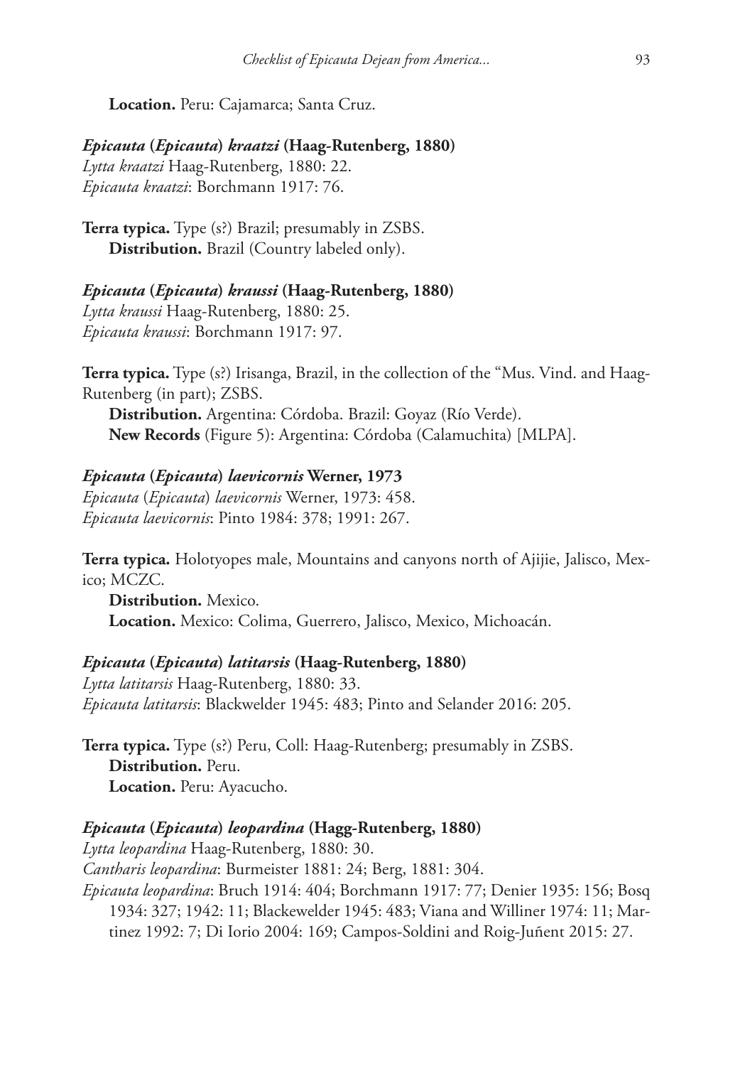**Location.** Peru: Cajamarca; Santa Cruz.

***Epicauta* (*Epicauta*) *kraatzi* (Haag-Rutenberg, 1880)**
*Lytta kraatzi* Haag-Rutenberg, 1880: 22.
*Epicauta kraatzi*: Borchmann 1917: 76.

**Terra typica.** Type (s?) Brazil; presumably in ZSBS.
**Distribution.** Brazil (Country labeled only).

***Epicauta* (*Epicauta*) *kraussi* (Haag-Rutenberg, 1880)**
*Lytta kraussi* Haag-Rutenberg, 1880: 25.
*Epicauta kraussi*: Borchmann 1917: 97.

**Terra typica.** Type (s?) Irisanga, Brazil, in the collection of the "Mus. Vind. and Haag-Rutenberg (in part); ZSBS.
**Distribution.** Argentina: Córdoba. Brazil: Goyaz (Río Verde).
**New Records** (Figure 5): Argentina: Córdoba (Calamuchita) [MLPA].

***Epicauta* (*Epicauta*) *laevicornis* Werner, 1973**
*Epicauta* (*Epicauta*) *laevicornis* Werner, 1973: 458.
*Epicauta laevicornis*: Pinto 1984: 378; 1991: 267.

**Terra typica.** Holotyopes male, Mountains and canyons north of Ajijie, Jalisco, Mexico; MCZC.
**Distribution.** Mexico.
**Location.** Mexico: Colima, Guerrero, Jalisco, Mexico, Michoacán.

***Epicauta* (*Epicauta*) *latitarsis* (Haag-Rutenberg, 1880)**
*Lytta latitarsis* Haag-Rutenberg, 1880: 33.
*Epicauta latitarsis*: Blackwelder 1945: 483; Pinto and Selander 2016: 205.

**Terra typica.** Type (s?) Peru, Coll: Haag-Rutenberg; presumably in ZSBS.
**Distribution.** Peru.
**Location.** Peru: Ayacucho.

***Epicauta* (*Epicauta*) *leopardina* (Hagg-Rutenberg, 1880)**
*Lytta leopardina* Haag-Rutenberg, 1880: 30.
*Cantharis leopardina*: Burmeister 1881: 24; Berg, 1881: 304.
*Epicauta leopardina*: Bruch 1914: 404; Borchmann 1917: 77; Denier 1935: 156; Bosq 1934: 327; 1942: 11; Blackewelder 1945: 483; Viana and Williner 1974: 11; Martinez 1992: 7; Di Iorio 2004: 169; Campos-Soldini and Roig-Juñent 2015: 27.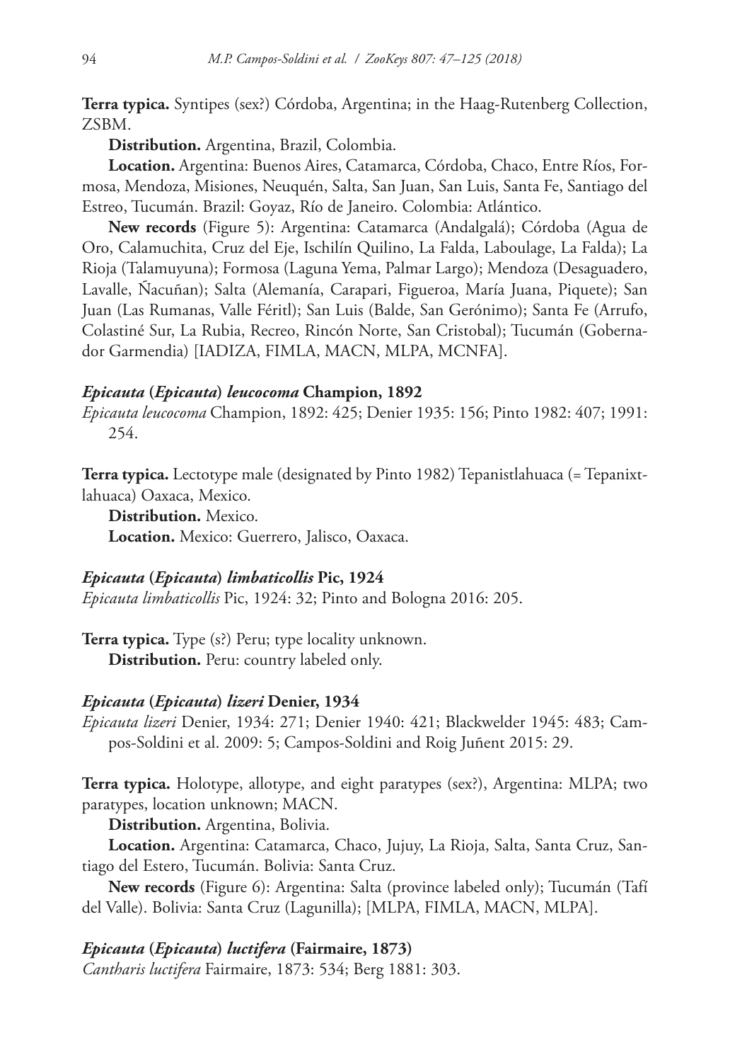**Terra typica.** Syntipes (sex?) Córdoba, Argentina; in the Haag-Rutenberg Collection, ZSBM.

**Distribution.** Argentina, Brazil, Colombia.

**Location.** Argentina: Buenos Aires, Catamarca, Córdoba, Chaco, Entre Ríos, Formosa, Mendoza, Misiones, Neuquén, Salta, San Juan, San Luis, Santa Fe, Santiago del Estreo, Tucumán. Brazil: Goyaz, Río de Janeiro. Colombia: Atlántico.

**New records** (Figure 5): Argentina: Catamarca (Andalgalá); Córdoba (Agua de Oro, Calamuchita, Cruz del Eje, Ischilín Quilino, La Falda, Laboulage, La Falda); La Rioja (Talamuyuna); Formosa (Laguna Yema, Palmar Largo); Mendoza (Desaguadero, Lavalle, Ñacuñan); Salta (Alemanía, Carapari, Figueroa, María Juana, Piquete); San Juan (Las Rumanas, Valle Féritl); San Luis (Balde, San Gerónimo); Santa Fe (Arrufo, Colastiné Sur, La Rubia, Recreo, Rincón Norte, San Cristobal); Tucumán (Gobernador Garmendia) [IADIZA, FIMLA, MACN, MLPA, MCNFA].

### *Epicauta* (*Epicauta*) *leucocoma* Champion, 1892

*Epicauta leucocoma* Champion, 1892: 425; Denier 1935: 156; Pinto 1982: 407; 1991: 254.

**Terra typica.** Lectotype male (designated by Pinto 1982) Tepanistlahuaca (= Tepanixtlahuaca) Oaxaca, Mexico.

**Distribution.** Mexico.

**Location.** Mexico: Guerrero, Jalisco, Oaxaca.

### *Epicauta* (*Epicauta*) *limbaticollis* Pic, 1924

*Epicauta limbaticollis* Pic, 1924: 32; Pinto and Bologna 2016: 205.

**Terra typica.** Type (s?) Peru; type locality unknown.

**Distribution.** Peru: country labeled only.

### *Epicauta* (*Epicauta*) *lizeri* Denier, 1934

*Epicauta lizeri* Denier, 1934: 271; Denier 1940: 421; Blackwelder 1945: 483; Campos-Soldini et al. 2009: 5; Campos-Soldini and Roig Juñent 2015: 29.

**Terra typica.** Holotype, allotype, and eight paratypes (sex?), Argentina: MLPA; two paratypes, location unknown; MACN.

**Distribution.** Argentina, Bolivia.

**Location.** Argentina: Catamarca, Chaco, Jujuy, La Rioja, Salta, Santa Cruz, Santiago del Estero, Tucumán. Bolivia: Santa Cruz.

**New records** (Figure 6): Argentina: Salta (province labeled only); Tucumán (Tafí del Valle). Bolivia: Santa Cruz (Lagunilla); [MLPA, FIMLA, MACN, MLPA].

### *Epicauta* (*Epicauta*) *luctifera* (Fairmaire, 1873)

*Cantharis luctifera* Fairmaire, 1873: 534; Berg 1881: 303.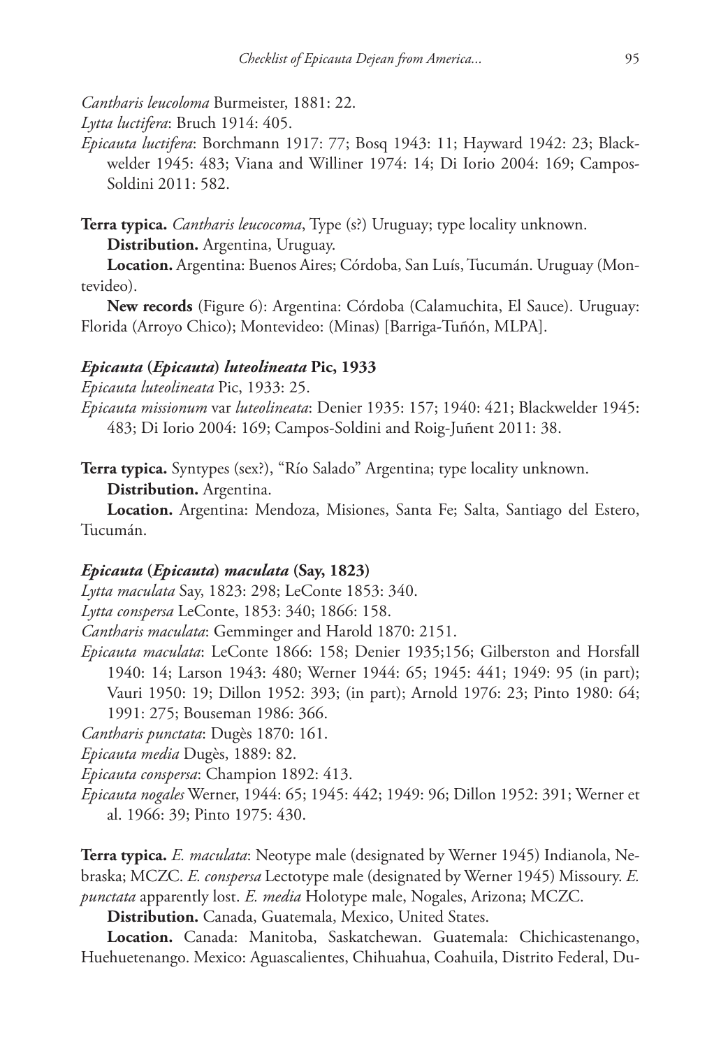*Cantharis leucoloma* Burmeister, 1881: 22.

*Lytta luctifera*: Bruch 1914: 405.

*Epicauta luctifera*: Borchmann 1917: 77; Bosq 1943: 11; Hayward 1942: 23; Blackwelder 1945: 483; Viana and Williner 1974: 14; Di Iorio 2004: 169; Campos-Soldini 2011: 582.

**Terra typica.** *Cantharis leucocoma*, Type (s?) Uruguay; type locality unknown.

**Distribution.** Argentina, Uruguay.

**Location.** Argentina: Buenos Aires; Córdoba, San Luís, Tucumán. Uruguay (Montevideo).

**New records** (Figure 6): Argentina: Córdoba (Calamuchita, El Sauce). Uruguay: Florida (Arroyo Chico); Montevideo: (Minas) [Barriga-Tuñón, MLPA].

### *Epicauta* (*Epicauta*) *luteolineata* Pic, 1933

*Epicauta luteolineata* Pic, 1933: 25.

*Epicauta missionum* var *luteolineata*: Denier 1935: 157; 1940: 421; Blackwelder 1945: 483; Di Iorio 2004: 169; Campos-Soldini and Roig-Juñent 2011: 38.

**Terra typica.** Syntypes (sex?), "Río Salado" Argentina; type locality unknown.

**Distribution.** Argentina.

**Location.** Argentina: Mendoza, Misiones, Santa Fe; Salta, Santiago del Estero, Tucumán.

### *Epicauta* (*Epicauta*) *maculata* (Say, 1823)

*Lytta maculata* Say, 1823: 298; LeConte 1853: 340.

*Lytta conspersa* LeConte, 1853: 340; 1866: 158.

*Cantharis maculata*: Gemminger and Harold 1870: 2151.

*Epicauta maculata*: LeConte 1866: 158; Denier 1935;156; Gilberston and Horsfall 1940: 14; Larson 1943: 480; Werner 1944: 65; 1945: 441; 1949: 95 (in part); Vauri 1950: 19; Dillon 1952: 393; (in part); Arnold 1976: 23; Pinto 1980: 64; 1991: 275; Bouseman 1986: 366.

*Cantharis punctata*: Dugès 1870: 161.

*Epicauta media* Dugès, 1889: 82.

*Epicauta conspersa*: Champion 1892: 413.

*Epicauta nogales* Werner, 1944: 65; 1945: 442; 1949: 96; Dillon 1952: 391; Werner et al. 1966: 39; Pinto 1975: 430.

**Terra typica.** *E. maculata*: Neotype male (designated by Werner 1945) Indianola, Nebraska; MCZC. *E. conspersa* Lectotype male (designated by Werner 1945) Missoury. *E. punctata* apparently lost. *E. media* Holotype male, Nogales, Arizona; MCZC.

**Distribution.** Canada, Guatemala, Mexico, United States.

**Location.** Canada: Manitoba, Saskatchewan. Guatemala: Chichicastenango, Huehuetenango. Mexico: Aguascalientes, Chihuahua, Coahuila, Distrito Federal, Du-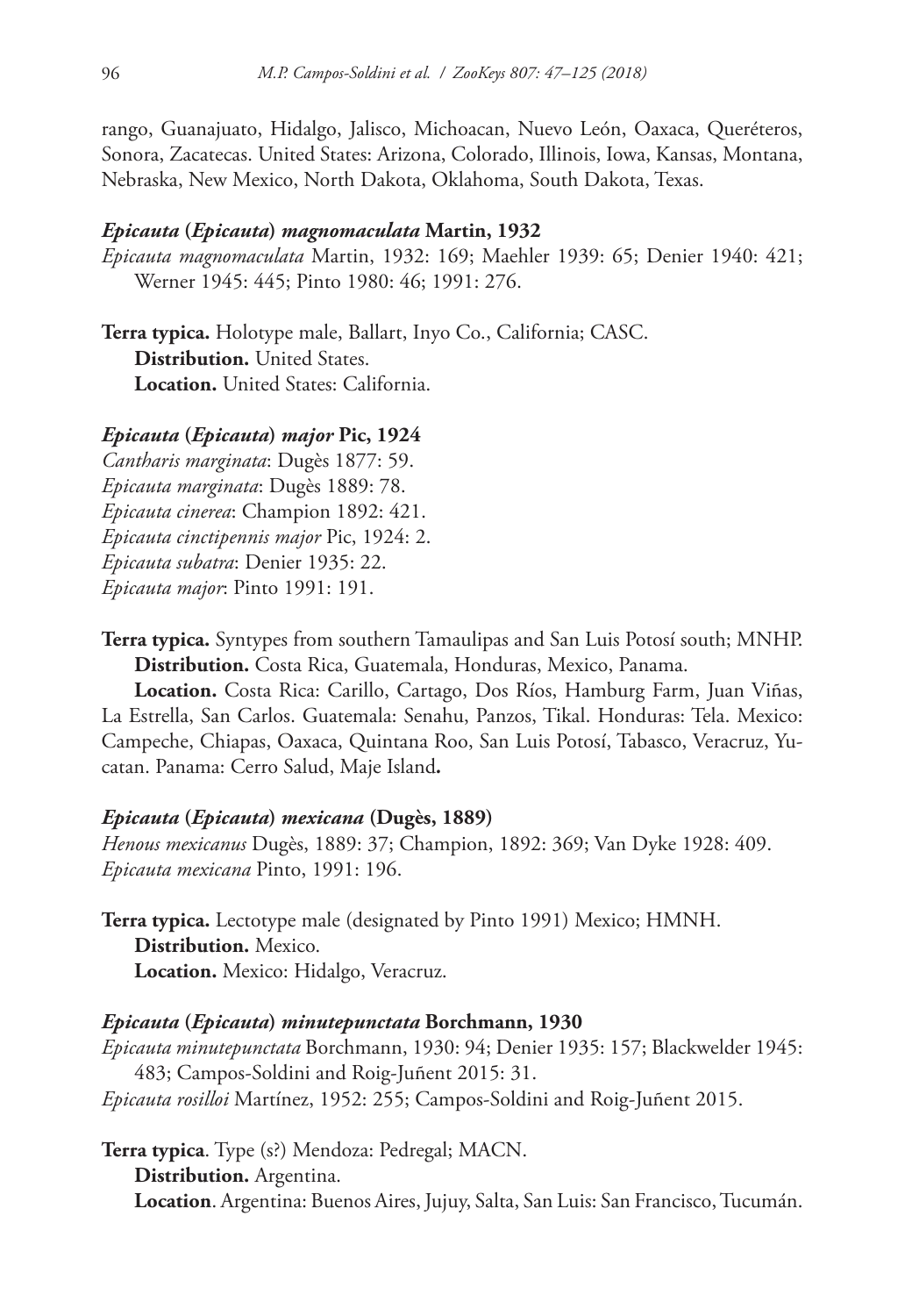rango, Guanajuato, Hidalgo, Jalisco, Michoacan, Nuevo León, Oaxaca, Queréteros, Sonora, Zacatecas. United States: Arizona, Colorado, Illinois, Iowa, Kansas, Montana, Nebraska, New Mexico, North Dakota, Oklahoma, South Dakota, Texas.

#### *Epicauta* (*Epicauta*) *magnomaculata* Martin, 1932

*Epicauta magnomaculata* Martin, 1932: 169; Maehler 1939: 65; Denier 1940: 421; Werner 1945: 445; Pinto 1980: 46; 1991: 276.

**Terra typica.** Holotype male, Ballart, Inyo Co., California; CASC.

**Distribution.** United States.

**Location.** United States: California.

#### *Epicauta* (*Epicauta*) *major* Pic, 1924

*Cantharis marginata*: Dugès 1877: 59.
*Epicauta marginata*: Dugès 1889: 78.
*Epicauta cinerea*: Champion 1892: 421.
*Epicauta cinctipennis major* Pic, 1924: 2.
*Epicauta subatra*: Denier 1935: 22.
*Epicauta major*: Pinto 1991: 191.

**Terra typica.** Syntypes from southern Tamaulipas and San Luis Potosí south; MNHP.

**Distribution.** Costa Rica, Guatemala, Honduras, Mexico, Panama.

**Location.** Costa Rica: Carillo, Cartago, Dos Ríos, Hamburg Farm, Juan Viñas, La Estrella, San Carlos. Guatemala: Senahu, Panzos, Tikal. Honduras: Tela. Mexico: Campeche, Chiapas, Oaxaca, Quintana Roo, San Luis Potosí, Tabasco, Veracruz, Yucatan. Panama: Cerro Salud, Maje Island**.**

#### *Epicauta* (*Epicauta*) *mexicana* (Dugès, 1889)

*Henous mexicanus* Dugès, 1889: 37; Champion, 1892: 369; Van Dyke 1928: 409.
*Epicauta mexicana* Pinto, 1991: 196.

**Terra typica.** Lectotype male (designated by Pinto 1991) Mexico; HMNH.

**Distribution.** Mexico.

**Location.** Mexico: Hidalgo, Veracruz.

#### *Epicauta* (*Epicauta*) *minutepunctata* Borchmann, 1930

*Epicauta minutepunctata* Borchmann, 1930: 94; Denier 1935: 157; Blackwelder 1945: 483; Campos-Soldini and Roig-Juñent 2015: 31.
*Epicauta rosilloi* Martínez, 1952: 255; Campos-Soldini and Roig-Juñent 2015.

**Terra typica**. Type (s?) Mendoza: Pedregal; MACN.

**Distribution.** Argentina.

**Location**. Argentina: Buenos Aires, Jujuy, Salta, San Luis: San Francisco, Tucumán.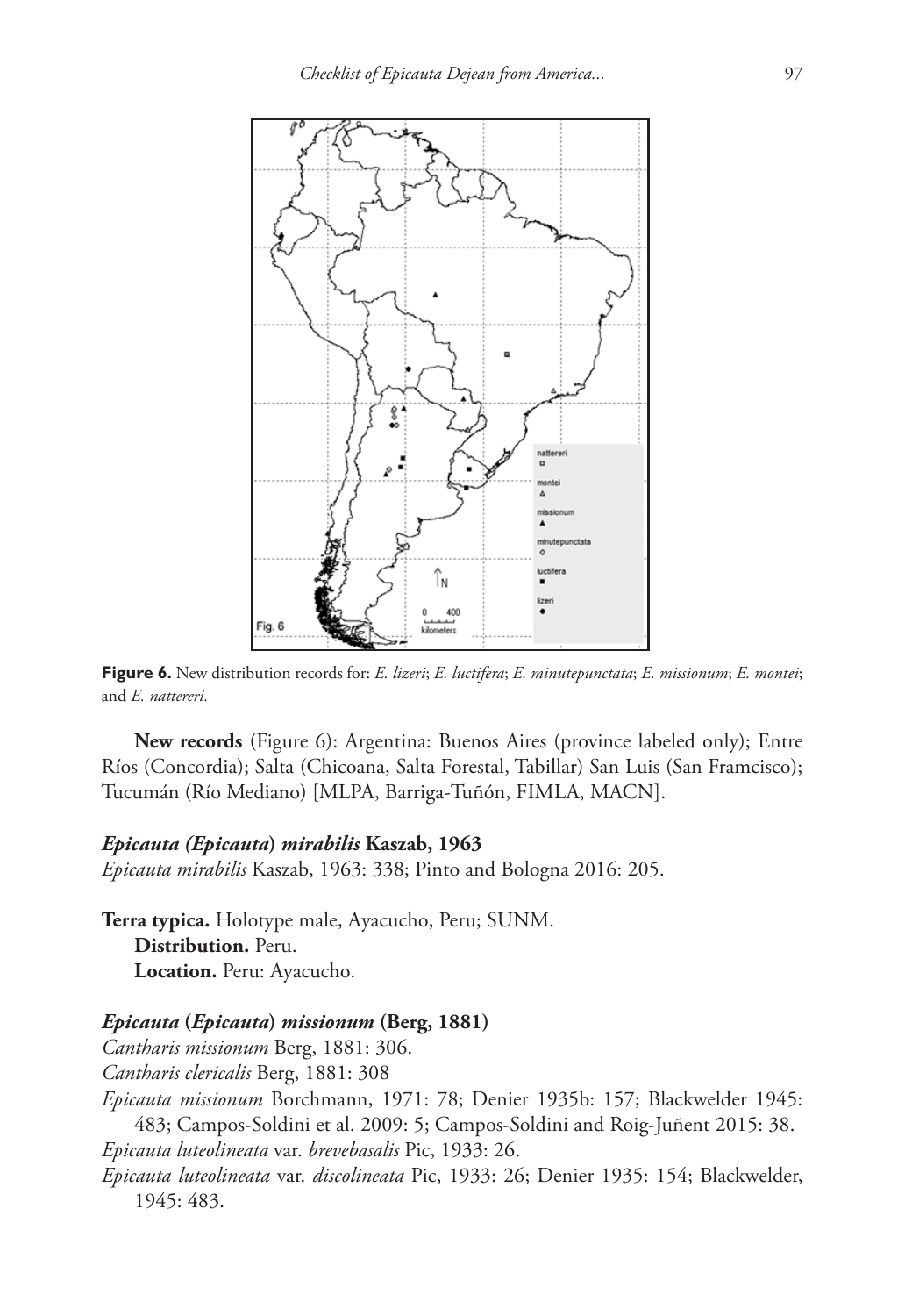**Figure 6.** New distribution records for: *E. lizeri*; *E. luctifera*; *E. minutepunctata*; *E. missionum*; *E. montei*; and *E. nattereri.*

**New records** (Figure 6): Argentina: Buenos Aires (province labeled only); Entre Ríos (Concordia); Salta (Chicoana, Salta Forestal, Tabillar) San Luis (San Framcisco); Tucumán (Río Mediano) [MLPA, Barriga-Tuñón, FIMLA, MACN].

### *Epicauta (Epicauta) mirabilis* Kaszab, 1963

*Epicauta mirabilis* Kaszab, 1963: 338; Pinto and Bologna 2016: 205.

**Terra typica.** Holotype male, Ayacucho, Peru; SUNM.

**Distribution.** Peru.

**Location.** Peru: Ayacucho.

### *Epicauta* (*Epicauta*) *missionum* (Berg, 1881)

*Cantharis missionum* Berg, 1881: 306.

*Cantharis clericalis* Berg, 1881: 308

*Epicauta missionum* Borchmann, 1971: 78; Denier 1935b: 157; Blackwelder 1945: 483; Campos-Soldini et al. 2009: 5; Campos-Soldini and Roig-Juñent 2015: 38.

*Epicauta luteolineata* var. *brevebasalis* Pic, 1933: 26.

*Epicauta luteolineata* var. *discolineata* Pic, 1933: 26; Denier 1935: 154; Blackwelder, 1945: 483.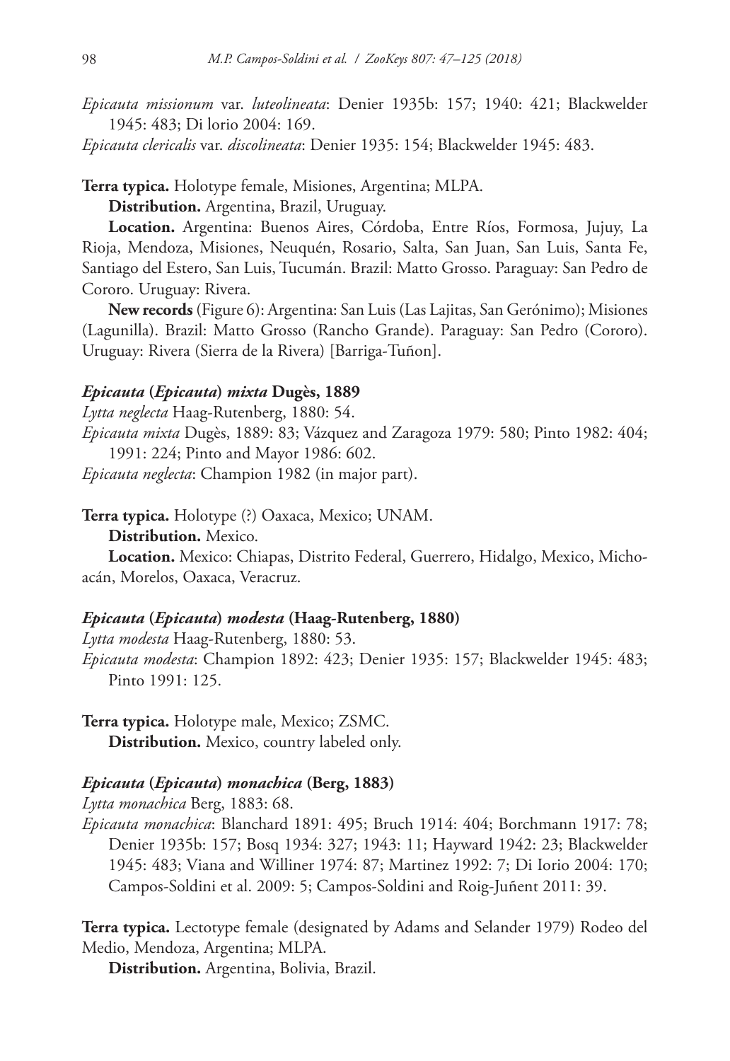*Epicauta missionum* var. *luteolineata*: Denier 1935b: 157; 1940: 421; Blackwelder 1945: 483; Di lorio 2004: 169.

*Epicauta clericalis* var. *discolineata*: Denier 1935: 154; Blackwelder 1945: 483.

**Terra typica.** Holotype female, Misiones, Argentina; MLPA.

**Distribution.** Argentina, Brazil, Uruguay.

**Location.** Argentina: Buenos Aires, Córdoba, Entre Ríos, Formosa, Jujuy, La Rioja, Mendoza, Misiones, Neuquén, Rosario, Salta, San Juan, San Luis, Santa Fe, Santiago del Estero, San Luis, Tucumán. Brazil: Matto Grosso. Paraguay: San Pedro de Cororo. Uruguay: Rivera.

**New records** (Figure 6): Argentina: San Luis (Las Lajitas, San Gerónimo); Misiones (Lagunilla). Brazil: Matto Grosso (Rancho Grande). Paraguay: San Pedro (Cororo). Uruguay: Rivera (Sierra de la Rivera) [Barriga-Tuñon].

#### *Epicauta* (*Epicauta*) *mixta* Dugès, 1889

*Lytta neglecta* Haag-Rutenberg, 1880: 54.

*Epicauta mixta* Dugès, 1889: 83; Vázquez and Zaragoza 1979: 580; Pinto 1982: 404; 1991: 224; Pinto and Mayor 1986: 602.

*Epicauta neglecta*: Champion 1982 (in major part).

**Terra typica.** Holotype (?) Oaxaca, Mexico; UNAM.

**Distribution.** Mexico.

**Location.** Mexico: Chiapas, Distrito Federal, Guerrero, Hidalgo, Mexico, Michoacán, Morelos, Oaxaca, Veracruz.

#### *Epicauta* (*Epicauta*) *modesta* (Haag-Rutenberg, 1880)

*Lytta modesta* Haag-Rutenberg, 1880: 53.

*Epicauta modesta*: Champion 1892: 423; Denier 1935: 157; Blackwelder 1945: 483; Pinto 1991: 125.

**Terra typica.** Holotype male, Mexico; ZSMC.

**Distribution.** Mexico, country labeled only.

#### *Epicauta* (*Epicauta*) *monachica* (Berg, 1883)

*Lytta monachica* Berg, 1883: 68.

*Epicauta monachica*: Blanchard 1891: 495; Bruch 1914: 404; Borchmann 1917: 78; Denier 1935b: 157; Bosq 1934: 327; 1943: 11; Hayward 1942: 23; Blackwelder 1945: 483; Viana and Williner 1974: 87; Martinez 1992: 7; Di Iorio 2004: 170; Campos-Soldini et al. 2009: 5; Campos-Soldini and Roig-Juñent 2011: 39.

**Terra typica.** Lectotype female (designated by Adams and Selander 1979) Rodeo del Medio, Mendoza, Argentina; MLPA.

**Distribution.** Argentina, Bolivia, Brazil.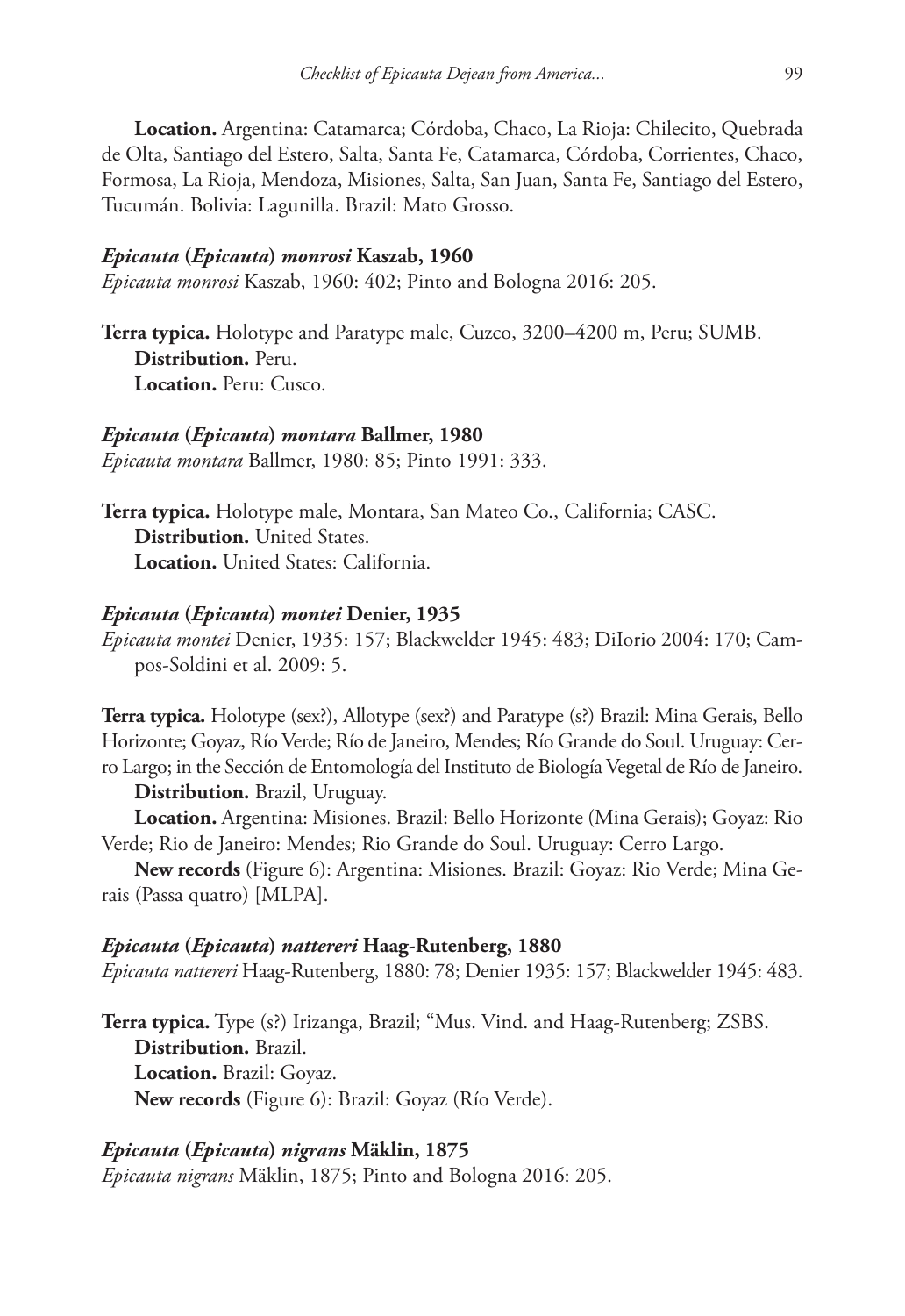**Location.** Argentina: Catamarca; Córdoba, Chaco, La Rioja: Chilecito, Quebrada de Olta, Santiago del Estero, Salta, Santa Fe, Catamarca, Córdoba, Corrientes, Chaco, Formosa, La Rioja, Mendoza, Misiones, Salta, San Juan, Santa Fe, Santiago del Estero, Tucumán. Bolivia: Lagunilla. Brazil: Mato Grosso.

### *Epicauta* (*Epicauta*) *monrosi* Kaszab, 1960

*Epicauta monrosi* Kaszab, 1960: 402; Pinto and Bologna 2016: 205.

**Terra typica.** Holotype and Paratype male, Cuzco, 3200–4200 m, Peru; SUMB.

**Distribution.** Peru.

**Location.** Peru: Cusco.

### *Epicauta* (*Epicauta*) *montara* Ballmer, 1980

*Epicauta montara* Ballmer, 1980: 85; Pinto 1991: 333.

**Terra typica.** Holotype male, Montara, San Mateo Co., California; CASC.

**Distribution.** United States.

**Location.** United States: California.

### *Epicauta* (*Epicauta*) *montei* Denier, 1935

*Epicauta montei* Denier, 1935: 157; Blackwelder 1945: 483; DiIorio 2004: 170; Campos-Soldini et al. 2009: 5.

**Terra typica.** Holotype (sex?), Allotype (sex?) and Paratype (s?) Brazil: Mina Gerais, Bello Horizonte; Goyaz, Río Verde; Río de Janeiro, Mendes; Río Grande do Soul. Uruguay: Cerro Largo; in the Sección de Entomología del Instituto de Biología Vegetal de Río de Janeiro.

**Distribution.** Brazil, Uruguay.

**Location.** Argentina: Misiones. Brazil: Bello Horizonte (Mina Gerais); Goyaz: Rio Verde; Rio de Janeiro: Mendes; Rio Grande do Soul. Uruguay: Cerro Largo.

**New records** (Figure 6): Argentina: Misiones. Brazil: Goyaz: Rio Verde; Mina Gerais (Passa quatro) [MLPA].

### *Epicauta* (*Epicauta*) *nattereri* Haag-Rutenberg, 1880

*Epicauta nattereri* Haag-Rutenberg, 1880: 78; Denier 1935: 157; Blackwelder 1945: 483.

**Terra typica.** Type (s?) Irizanga, Brazil; "Mus. Vind. and Haag-Rutenberg; ZSBS.

**Distribution.** Brazil.

**Location.** Brazil: Goyaz.

**New records** (Figure 6): Brazil: Goyaz (Río Verde).

### *Epicauta* (*Epicauta*) *nigrans* Mäklin, 1875

*Epicauta nigrans* Mäklin, 1875; Pinto and Bologna 2016: 205.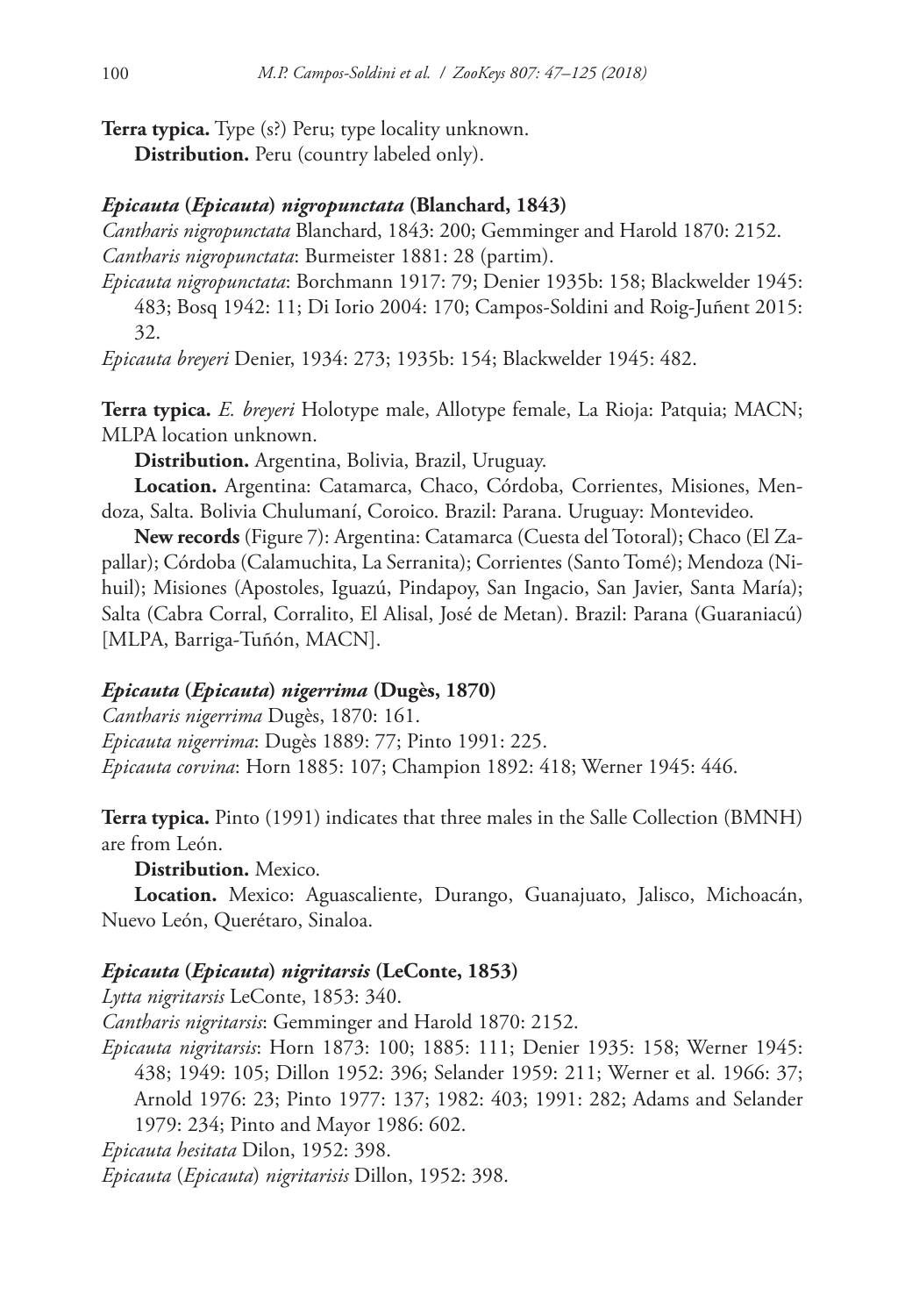**Terra typica.** Type (s?) Peru; type locality unknown.

**Distribution.** Peru (country labeled only).

### *Epicauta* (*Epicauta*) *nigropunctata* (Blanchard, 1843)

*Cantharis nigropunctata* Blanchard, 1843: 200; Gemminger and Harold 1870: 2152.

*Cantharis nigropunctata*: Burmeister 1881: 28 (partim).

*Epicauta nigropunctata*: Borchmann 1917: 79; Denier 1935b: 158; Blackwelder 1945: 483; Bosq 1942: 11; Di Iorio 2004: 170; Campos-Soldini and Roig-Juñent 2015: 32.

*Epicauta breyeri* Denier, 1934: 273; 1935b: 154; Blackwelder 1945: 482.

**Terra typica.** *E. breyeri* Holotype male, Allotype female, La Rioja: Patquia; MACN; MLPA location unknown.

**Distribution.** Argentina, Bolivia, Brazil, Uruguay.

**Location.** Argentina: Catamarca, Chaco, Córdoba, Corrientes, Misiones, Mendoza, Salta. Bolivia Chulumaní, Coroico. Brazil: Parana. Uruguay: Montevideo.

**New records** (Figure 7): Argentina: Catamarca (Cuesta del Totoral); Chaco (El Zapallar); Córdoba (Calamuchita, La Serranita); Corrientes (Santo Tomé); Mendoza (Nihuil); Misiones (Apostoles, Iguazú, Pindapoy, San Ingacio, San Javier, Santa María); Salta (Cabra Corral, Corralito, El Alisal, José de Metan). Brazil: Parana (Guaraniacú) [MLPA, Barriga-Tuñón, MACN].

### *Epicauta* (*Epicauta*) *nigerrima* (Dugès, 1870)

*Cantharis nigerrima* Dugès, 1870: 161.

*Epicauta nigerrima*: Dugès 1889: 77; Pinto 1991: 225.

*Epicauta corvina*: Horn 1885: 107; Champion 1892: 418; Werner 1945: 446.

**Terra typica.** Pinto (1991) indicates that three males in the Salle Collection (BMNH) are from León.

**Distribution.** Mexico.

**Location.** Mexico: Aguascaliente, Durango, Guanajuato, Jalisco, Michoacán, Nuevo León, Querétaro, Sinaloa.

### *Epicauta* (*Epicauta*) *nigritarsis* (LeConte, 1853)

*Lytta nigritarsis* LeConte, 1853: 340.

*Cantharis nigritarsis*: Gemminger and Harold 1870: 2152.

*Epicauta nigritarsis*: Horn 1873: 100; 1885: 111; Denier 1935: 158; Werner 1945: 438; 1949: 105; Dillon 1952: 396; Selander 1959: 211; Werner et al. 1966: 37; Arnold 1976: 23; Pinto 1977: 137; 1982: 403; 1991: 282; Adams and Selander 1979: 234; Pinto and Mayor 1986: 602.

*Epicauta hesitata* Dilon, 1952: 398.

*Epicauta* (*Epicauta*) *nigritarisis* Dillon, 1952: 398.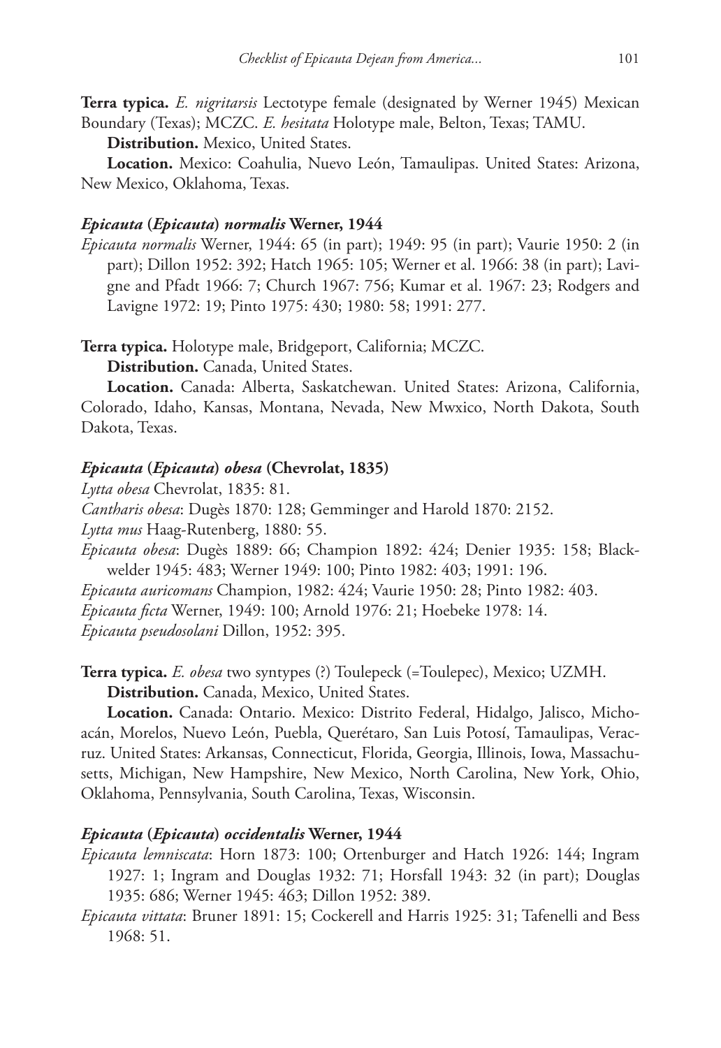**Terra typica.** *E. nigritarsis* Lectotype female (designated by Werner 1945) Mexican Boundary (Texas); MCZC. *E. hesitata* Holotype male, Belton, Texas; TAMU.

**Distribution.** Mexico, United States.

**Location.** Mexico: Coahulia, Nuevo León, Tamaulipas. United States: Arizona, New Mexico, Oklahoma, Texas.

### *Epicauta* (*Epicauta*) *normalis* Werner, 1944

*Epicauta normalis* Werner, 1944: 65 (in part); 1949: 95 (in part); Vaurie 1950: 2 (in part); Dillon 1952: 392; Hatch 1965: 105; Werner et al. 1966: 38 (in part); Lavigne and Pfadt 1966: 7; Church 1967: 756; Kumar et al. 1967: 23; Rodgers and Lavigne 1972: 19; Pinto 1975: 430; 1980: 58; 1991: 277.

**Terra typica.** Holotype male, Bridgeport, California; MCZC.

**Distribution.** Canada, United States.

**Location.** Canada: Alberta, Saskatchewan. United States: Arizona, California, Colorado, Idaho, Kansas, Montana, Nevada, New Mwxico, North Dakota, South Dakota, Texas.

### *Epicauta* (*Epicauta*) *obesa* (Chevrolat, 1835)

*Lytta obesa* Chevrolat, 1835: 81.

*Cantharis obesa*: Dugès 1870: 128; Gemminger and Harold 1870: 2152.

*Lytta mus* Haag-Rutenberg, 1880: 55.

*Epicauta obesa*: Dugès 1889: 66; Champion 1892: 424; Denier 1935: 158; Blackwelder 1945: 483; Werner 1949: 100; Pinto 1982: 403; 1991: 196.

*Epicauta auricomans* Champion, 1982: 424; Vaurie 1950: 28; Pinto 1982: 403.

*Epicauta ficta* Werner, 1949: 100; Arnold 1976: 21; Hoebeke 1978: 14.

*Epicauta pseudosolani* Dillon, 1952: 395.

**Terra typica.** *E. obesa* two syntypes (?) Toulepeck (=Toulepec), Mexico; UZMH.

**Distribution.** Canada, Mexico, United States.

**Location.** Canada: Ontario. Mexico: Distrito Federal, Hidalgo, Jalisco, Michoacán, Morelos, Nuevo León, Puebla, Querétaro, San Luis Potosí, Tamaulipas, Veracruz. United States: Arkansas, Connecticut, Florida, Georgia, Illinois, Iowa, Massachusetts, Michigan, New Hampshire, New Mexico, North Carolina, New York, Ohio, Oklahoma, Pennsylvania, South Carolina, Texas, Wisconsin.

### *Epicauta* (*Epicauta*) *occidentalis* Werner, 1944

*Epicauta lemniscata*: Horn 1873: 100; Ortenburger and Hatch 1926: 144; Ingram 1927: 1; Ingram and Douglas 1932: 71; Horsfall 1943: 32 (in part); Douglas 1935: 686; Werner 1945: 463; Dillon 1952: 389.

*Epicauta vittata*: Bruner 1891: 15; Cockerell and Harris 1925: 31; Tafenelli and Bess 1968: 51.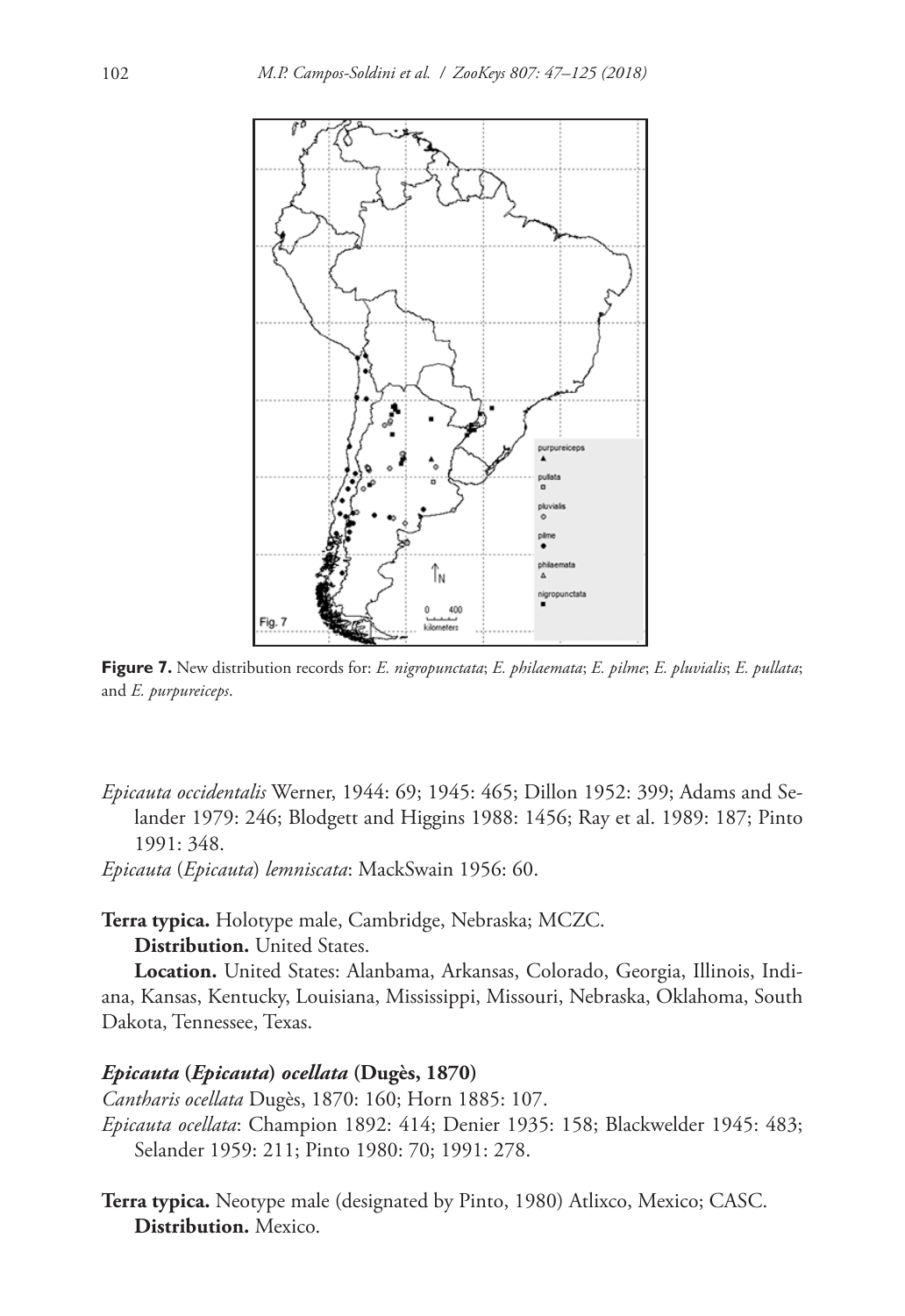**Figure 7.** New distribution records for: *E. nigropunctata*; *E. philaemata*; *E. pilme*; *E. pluvialis*; *E. pullata*; and *E. purpureiceps*.

*Epicauta occidentalis* Werner, 1944: 69; 1945: 465; Dillon 1952: 399; Adams and Selander 1979: 246; Blodgett and Higgins 1988: 1456; Ray et al. 1989: 187; Pinto 1991: 348.

*Epicauta* (*Epicauta*) *lemniscata*: MackSwain 1956: 60.

**Terra typica.** Holotype male, Cambridge, Nebraska; MCZC.

**Distribution.** United States.

**Location.** United States: Alanbama, Arkansas, Colorado, Georgia, Illinois, Indiana, Kansas, Kentucky, Louisiana, Mississippi, Missouri, Nebraska, Oklahoma, South Dakota, Tennessee, Texas.

### *Epicauta* (*Epicauta*) *ocellata* (Dugès, 1870)

*Cantharis ocellata* Dugès, 1870: 160; Horn 1885: 107.

*Epicauta ocellata*: Champion 1892: 414; Denier 1935: 158; Blackwelder 1945: 483; Selander 1959: 211; Pinto 1980: 70; 1991: 278.

**Terra typica.** Neotype male (designated by Pinto, 1980) Atlixco, Mexico; CASC.

**Distribution.** Mexico.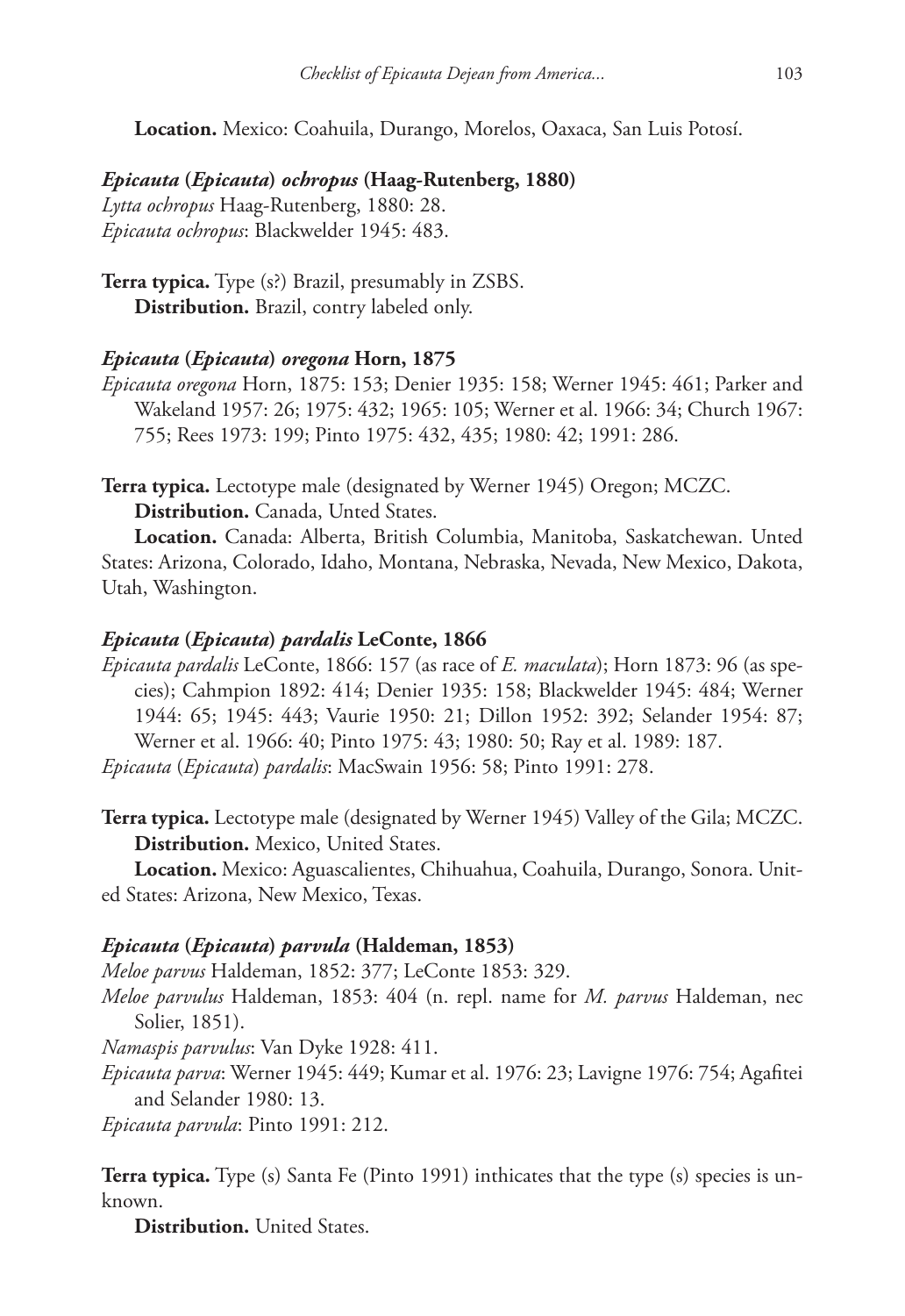**Location.** Mexico: Coahuila, Durango, Morelos, Oaxaca, San Luis Potosí.

### *Epicauta* (*Epicauta*) *ochropus* (Haag-Rutenberg, 1880)

*Lytta ochropus* Haag-Rutenberg, 1880: 28.
*Epicauta ochropus*: Blackwelder 1945: 483.

**Terra typica.** Type (s?) Brazil, presumably in ZSBS.
**Distribution.** Brazil, contry labeled only.

### *Epicauta* (*Epicauta*) *oregona* Horn, 1875

*Epicauta oregona* Horn, 1875: 153; Denier 1935: 158; Werner 1945: 461; Parker and Wakeland 1957: 26; 1975: 432; 1965: 105; Werner et al. 1966: 34; Church 1967: 755; Rees 1973: 199; Pinto 1975: 432, 435; 1980: 42; 1991: 286.

**Terra typica.** Lectotype male (designated by Werner 1945) Oregon; MCZC.
**Distribution.** Canada, Unted States.
**Location.** Canada: Alberta, British Columbia, Manitoba, Saskatchewan. Unted States: Arizona, Colorado, Idaho, Montana, Nebraska, Nevada, New Mexico, Dakota, Utah, Washington.

### *Epicauta* (*Epicauta*) *pardalis* LeConte, 1866

*Epicauta pardalis* LeConte, 1866: 157 (as race of *E. maculata*); Horn 1873: 96 (as species); Cahmpion 1892: 414; Denier 1935: 158; Blackwelder 1945: 484; Werner 1944: 65; 1945: 443; Vaurie 1950: 21; Dillon 1952: 392; Selander 1954: 87; Werner et al. 1966: 40; Pinto 1975: 43; 1980: 50; Ray et al. 1989: 187.
*Epicauta* (*Epicauta*) *pardalis*: MacSwain 1956: 58; Pinto 1991: 278.

**Terra typica.** Lectotype male (designated by Werner 1945) Valley of the Gila; MCZC.
**Distribution.** Mexico, United States.
**Location.** Mexico: Aguascalientes, Chihuahua, Coahuila, Durango, Sonora. United States: Arizona, New Mexico, Texas.

### *Epicauta* (*Epicauta*) *parvula* (Haldeman, 1853)

*Meloe parvus* Haldeman, 1852: 377; LeConte 1853: 329.
*Meloe parvulus* Haldeman, 1853: 404 (n. repl. name for *M. parvus* Haldeman, nec Solier, 1851).
*Namaspis parvulus*: Van Dyke 1928: 411.
*Epicauta parva*: Werner 1945: 449; Kumar et al. 1976: 23; Lavigne 1976: 754; Agafitei and Selander 1980: 13.
*Epicauta parvula*: Pinto 1991: 212.

**Terra typica.** Type (s) Santa Fe (Pinto 1991) inthicates that the type (s) species is unknown.
**Distribution.** United States.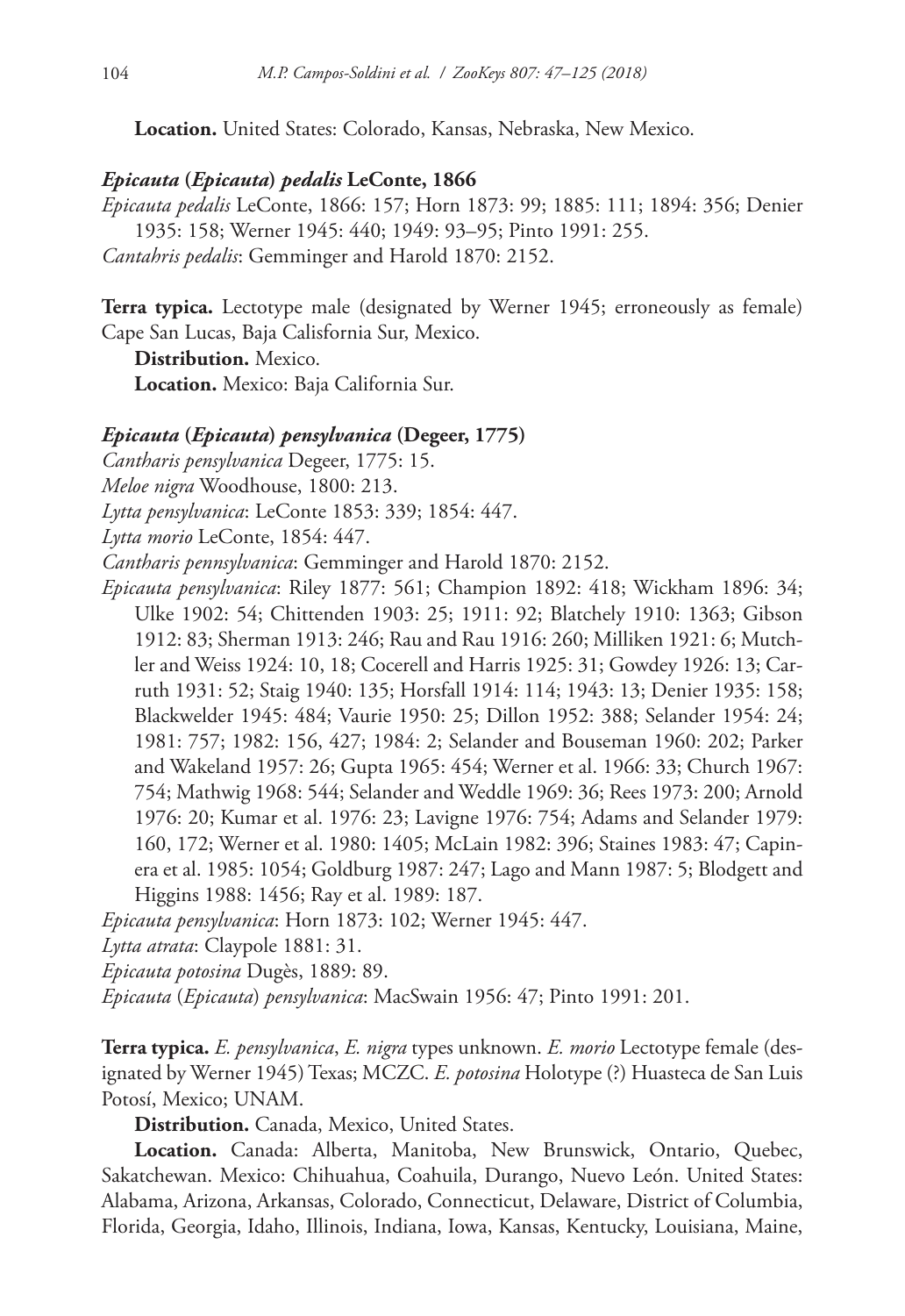**Location.** United States: Colorado, Kansas, Nebraska, New Mexico.

### *Epicauta* (*Epicauta*) *pedalis* LeConte, 1866

*Epicauta pedalis* LeConte, 1866: 157; Horn 1873: 99; 1885: 111; 1894: 356; Denier 1935: 158; Werner 1945: 440; 1949: 93–95; Pinto 1991: 255.
*Cantahris pedalis*: Gemminger and Harold 1870: 2152.

**Terra typica.** Lectotype male (designated by Werner 1945; erroneously as female) Cape San Lucas, Baja Calisfornia Sur, Mexico.

**Distribution.** Mexico.

**Location.** Mexico: Baja California Sur.

### *Epicauta* (*Epicauta*) *pensylvanica* (Degeer, 1775)

*Cantharis pensylvanica* Degeer, 1775: 15.
*Meloe nigra* Woodhouse, 1800: 213.
*Lytta pensylvanica*: LeConte 1853: 339; 1854: 447.
*Lytta morio* LeConte, 1854: 447.
*Cantharis pennsylvanica*: Gemminger and Harold 1870: 2152.
*Epicauta pensylvanica*: Riley 1877: 561; Champion 1892: 418; Wickham 1896: 34; Ulke 1902: 54; Chittenden 1903: 25; 1911: 92; Blatchely 1910: 1363; Gibson 1912: 83; Sherman 1913: 246; Rau and Rau 1916: 260; Milliken 1921: 6; Mutchler and Weiss 1924: 10, 18; Cocerell and Harris 1925: 31; Gowdey 1926: 13; Carruth 1931: 52; Staig 1940: 135; Horsfall 1914: 114; 1943: 13; Denier 1935: 158; Blackwelder 1945: 484; Vaurie 1950: 25; Dillon 1952: 388; Selander 1954: 24; 1981: 757; 1982: 156, 427; 1984: 2; Selander and Bouseman 1960: 202; Parker and Wakeland 1957: 26; Gupta 1965: 454; Werner et al. 1966: 33; Church 1967: 754; Mathwig 1968: 544; Selander and Weddle 1969: 36; Rees 1973: 200; Arnold 1976: 20; Kumar et al. 1976: 23; Lavigne 1976: 754; Adams and Selander 1979: 160, 172; Werner et al. 1980: 1405; McLain 1982: 396; Staines 1983: 47; Capinera et al. 1985: 1054; Goldburg 1987: 247; Lago and Mann 1987: 5; Blodgett and Higgins 1988: 1456; Ray et al. 1989: 187.
*Epicauta pensylvanica*: Horn 1873: 102; Werner 1945: 447.
*Lytta atrata*: Claypole 1881: 31.
*Epicauta potosina* Dugès, 1889: 89.
*Epicauta* (*Epicauta*) *pensylvanica*: MacSwain 1956: 47; Pinto 1991: 201.

**Terra typica.** *E. pensylvanica*, *E. nigra* types unknown. *E. morio* Lectotype female (designated by Werner 1945) Texas; MCZC. *E. potosina* Holotype (?) Huasteca de San Luis Potosí, Mexico; UNAM.

**Distribution.** Canada, Mexico, United States.

**Location.** Canada: Alberta, Manitoba, New Brunswick, Ontario, Quebec, Sakatchewan. Mexico: Chihuahua, Coahuila, Durango, Nuevo León. United States: Alabama, Arizona, Arkansas, Colorado, Connecticut, Delaware, District of Columbia, Florida, Georgia, Idaho, Illinois, Indiana, Iowa, Kansas, Kentucky, Louisiana, Maine,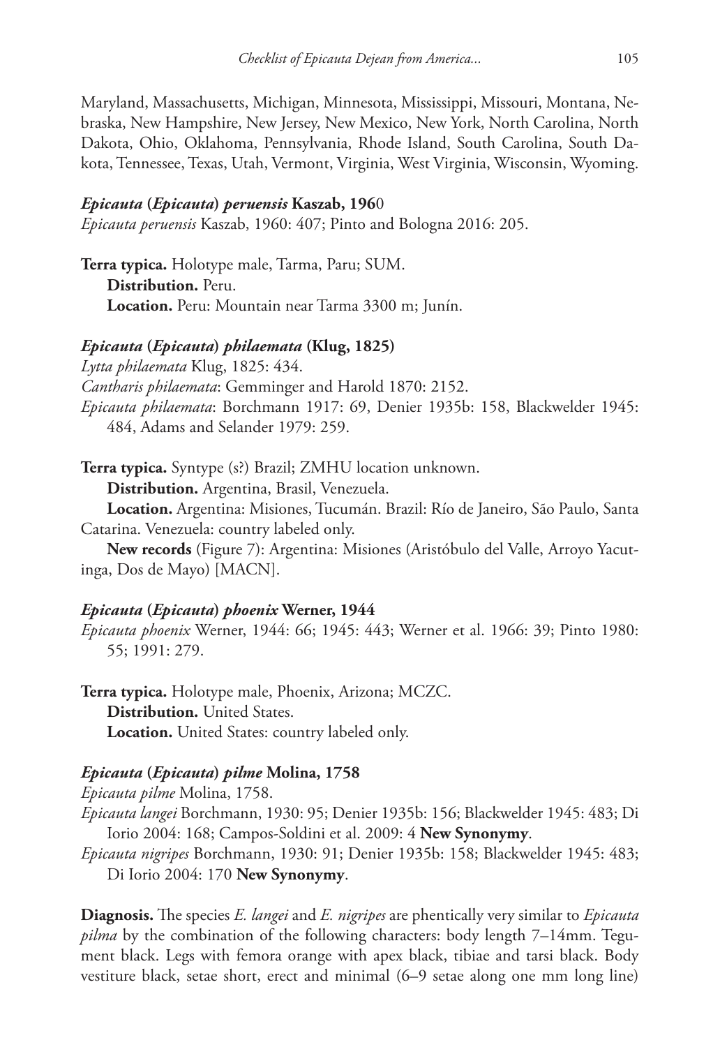Maryland, Massachusetts, Michigan, Minnesota, Mississippi, Missouri, Montana, Nebraska, New Hampshire, New Jersey, New Mexico, New York, North Carolina, North Dakota, Ohio, Oklahoma, Pennsylvania, Rhode Island, South Carolina, South Dakota, Tennessee, Texas, Utah, Vermont, Virginia, West Virginia, Wisconsin, Wyoming.

### *Epicauta* (*Epicauta*) *peruensis* Kaszab, 1960

*Epicauta peruensis* Kaszab, 1960: 407; Pinto and Bologna 2016: 205.

**Terra typica.** Holotype male, Tarma, Paru; SUM.

**Distribution.** Peru.

**Location.** Peru: Mountain near Tarma 3300 m; Junín.

### *Epicauta* (*Epicauta*) *philaemata* (Klug, 1825)

*Lytta philaemata* Klug, 1825: 434.

*Cantharis philaemata*: Gemminger and Harold 1870: 2152.

*Epicauta philaemata*: Borchmann 1917: 69, Denier 1935b: 158, Blackwelder 1945: 484, Adams and Selander 1979: 259.

**Terra typica.** Syntype (s?) Brazil; ZMHU location unknown.

**Distribution.** Argentina, Brasil, Venezuela.

**Location.** Argentina: Misiones, Tucumán. Brazil: Río de Janeiro, São Paulo, Santa Catarina. Venezuela: country labeled only.

**New records** (Figure 7): Argentina: Misiones (Aristóbulo del Valle, Arroyo Yacutinga, Dos de Mayo) [MACN].

### *Epicauta* (*Epicauta*) *phoenix* Werner, 1944

*Epicauta phoenix* Werner, 1944: 66; 1945: 443; Werner et al. 1966: 39; Pinto 1980: 55; 1991: 279.

**Terra typica.** Holotype male, Phoenix, Arizona; MCZC.

**Distribution.** United States.

**Location.** United States: country labeled only.

### *Epicauta* (*Epicauta*) *pilme* Molina, 1758

*Epicauta pilme* Molina, 1758.

*Epicauta langei* Borchmann, 1930: 95; Denier 1935b: 156; Blackwelder 1945: 483; Di Iorio 2004: 168; Campos-Soldini et al. 2009: 4 **New Synonymy**.

*Epicauta nigripes* Borchmann, 1930: 91; Denier 1935b: 158; Blackwelder 1945: 483; Di Iorio 2004: 170 **New Synonymy**.

**Diagnosis.** The species *E. langei* and *E. nigripes* are phentically very similar to *Epicauta pilma* by the combination of the following characters: body length 7–14mm. Tegument black. Legs with femora orange with apex black, tibiae and tarsi black. Body vestiture black, setae short, erect and minimal (6–9 setae along one mm long line)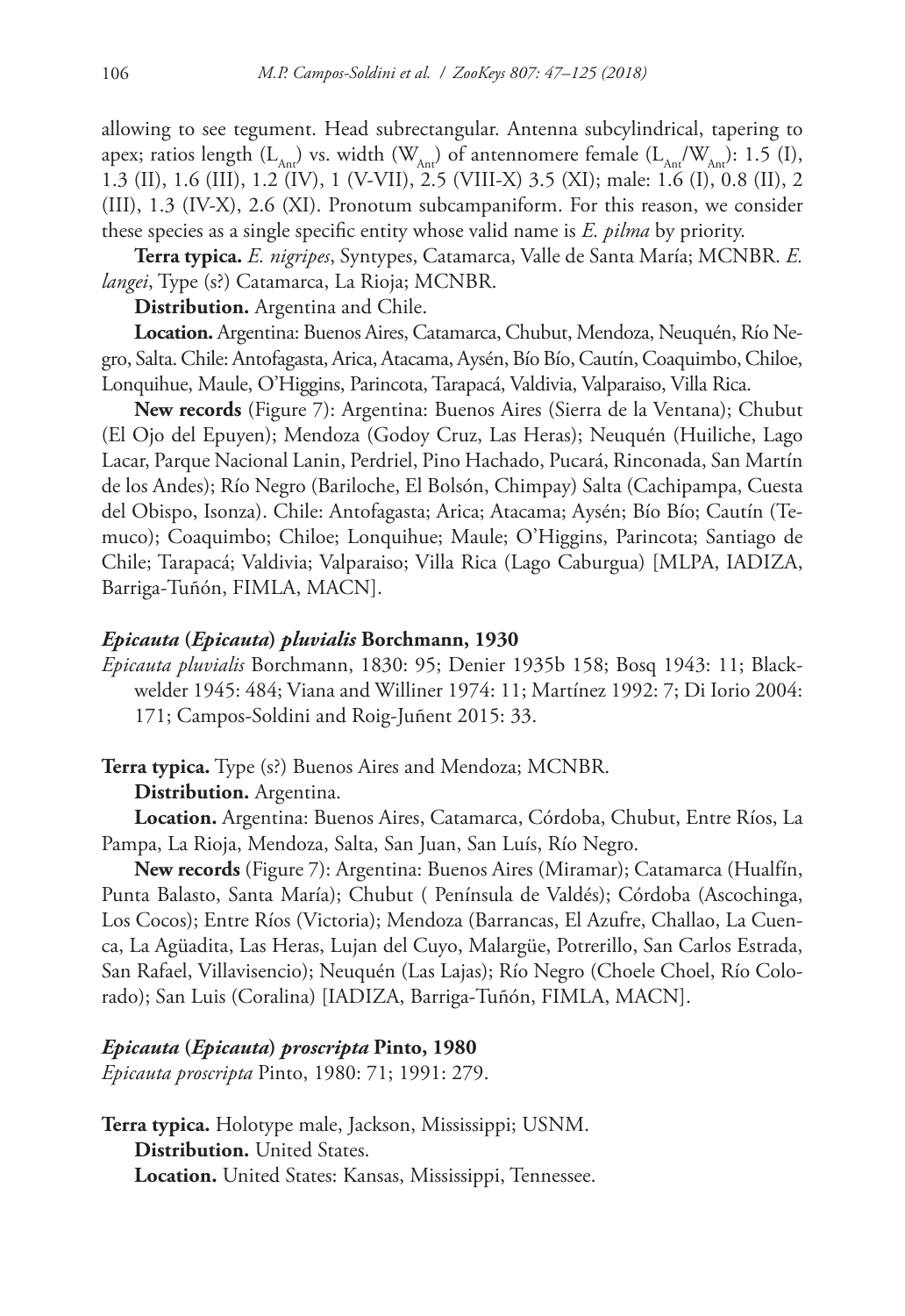allowing to see tegument. Head subrectangular. Antenna subcylindrical, tapering to apex; ratios length ($L_{Ant}$) vs. width ($W_{Ant}$) of antennomere female ($L_{Ant}/W_{Ant}$): 1.5 (I), 1.3 (II), 1.6 (III), 1.2 (IV), 1 (V-VII), 2.5 (VIII-X) 3.5 (XI); male: 1.6 (I), 0.8 (II), 2 (III), 1.3 (IV-X), 2.6 (XI). Pronotum subcampaniform. For this reason, we consider these species as a single specific entity whose valid name is *E. pilma* by priority.

**Terra typica.** *E. nigripes*, Syntypes, Catamarca, Valle de Santa María; MCNBR. *E. langei*, Type (s?) Catamarca, La Rioja; MCNBR.

**Distribution.** Argentina and Chile.

**Location.** Argentina: Buenos Aires, Catamarca, Chubut, Mendoza, Neuquén, Río Negro, Salta. Chile: Antofagasta, Arica, Atacama, Aysén, Bío Bío, Cautín, Coaquimbo, Chiloe, Lonquihue, Maule, O'Higgins, Parincota, Tarapacá, Valdivia, Valparaiso, Villa Rica.

**New records** (Figure 7): Argentina: Buenos Aires (Sierra de la Ventana); Chubut (El Ojo del Epuyen); Mendoza (Godoy Cruz, Las Heras); Neuquén (Huiliche, Lago Lacar, Parque Nacional Lanin, Perdriel, Pino Hachado, Pucará, Rinconada, San Martín de los Andes); Río Negro (Bariloche, El Bolsón, Chimpay) Salta (Cachipampa, Cuesta del Obispo, Isonza). Chile: Antofagasta; Arica; Atacama; Aysén; Bío Bío; Cautín (Temuco); Coaquimbo; Chiloe; Lonquihue; Maule; O'Higgins, Parincota; Santiago de Chile; Tarapacá; Valdivia; Valparaiso; Villa Rica (Lago Caburgua) [MLPA, IADIZA, Barriga-Tuñón, FIMLA, MACN].

### *Epicauta* (*Epicauta*) *pluvialis* Borchmann, 1930

*Epicauta pluvialis* Borchmann, 1830: 95; Denier 1935b 158; Bosq 1943: 11; Blackwelder 1945: 484; Viana and Williner 1974: 11; Martínez 1992: 7; Di Iorio 2004: 171; Campos-Soldini and Roig-Juñent 2015: 33.

**Terra typica.** Type (s?) Buenos Aires and Mendoza; MCNBR.

**Distribution.** Argentina.

**Location.** Argentina: Buenos Aires, Catamarca, Córdoba, Chubut, Entre Ríos, La Pampa, La Rioja, Mendoza, Salta, San Juan, San Luís, Río Negro.

**New records** (Figure 7): Argentina: Buenos Aires (Miramar); Catamarca (Hualfín, Punta Balasto, Santa María); Chubut ( Península de Valdés); Córdoba (Ascochinga, Los Cocos); Entre Ríos (Victoria); Mendoza (Barrancas, El Azufre, Challao, La Cuenca, La Agüadita, Las Heras, Lujan del Cuyo, Malargüe, Potrerillo, San Carlos Estrada, San Rafael, Villavisencio); Neuquén (Las Lajas); Río Negro (Choele Choel, Río Colorado); San Luis (Coralina) [IADIZA, Barriga-Tuñón, FIMLA, MACN].

### *Epicauta* (*Epicauta*) *proscripta* Pinto, 1980

*Epicauta proscripta* Pinto, 1980: 71; 1991: 279.

**Terra typica.** Holotype male, Jackson, Mississippi; USNM.

**Distribution.** United States.

**Location.** United States: Kansas, Mississippi, Tennessee.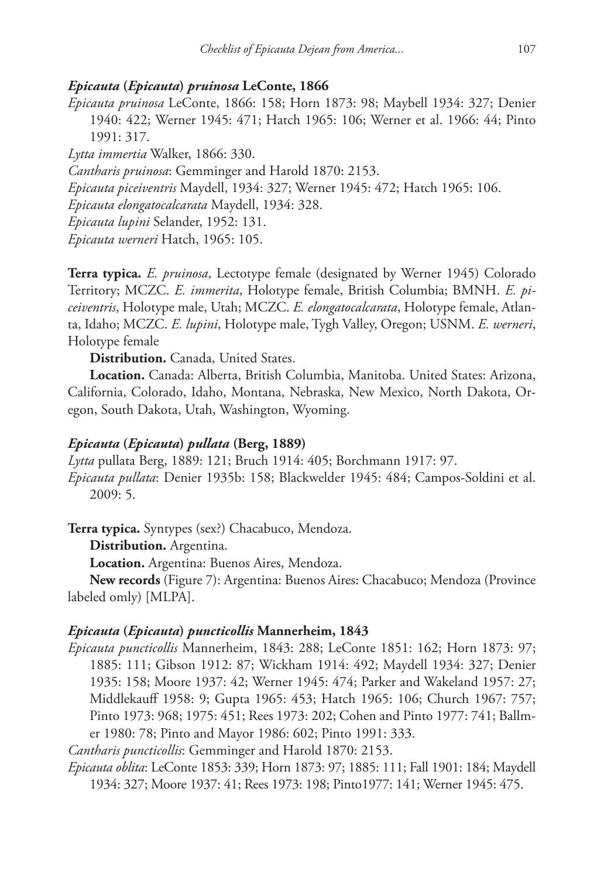### *Epicauta* (*Epicauta*) *pruinosa* LeConte, 1866

*Epicauta pruinosa* LeConte, 1866: 158; Horn 1873: 98; Maybell 1934: 327; Denier 1940: 422; Werner 1945: 471; Hatch 1965: 106; Werner et al. 1966: 44; Pinto 1991: 317.

*Lytta immertia* Walker, 1866: 330.

*Cantharis pruinosa*: Gemminger and Harold 1870: 2153.

*Epicauta piceiventris* Maydell, 1934: 327; Werner 1945: 472; Hatch 1965: 106.

*Epicauta elongatocalcarata* Maydell, 1934: 328.

*Epicauta lupini* Selander, 1952: 131.

*Epicauta werneri* Hatch, 1965: 105.

**Terra typica.** *E. pruinosa*, Lectotype female (designated by Werner 1945) Colorado Territory; MCZC. *E. immerita*, Holotype female, British Columbia; BMNH. *E. piceiventris*, Holotype male, Utah; MCZC. *E. elongatocalcarata*, Holotype female, Atlanta, Idaho; MCZC. *E. lupini*, Holotype male, Tygh Valley, Oregon; USNM. *E. werneri*, Holotype female

**Distribution.** Canada, United States.

**Location.** Canada: Alberta, British Columbia, Manitoba. United States: Arizona, California, Colorado, Idaho, Montana, Nebraska, New Mexico, North Dakota, Oregon, South Dakota, Utah, Washington, Wyoming.

### *Epicauta* (*Epicauta*) *pullata* (Berg, 1889)

*Lytta* pullata Berg, 1889: 121; Bruch 1914: 405; Borchmann 1917: 97.

*Epicauta pullata*: Denier 1935b: 158; Blackwelder 1945: 484; Campos-Soldini et al. 2009: 5.

**Terra typica.** Syntypes (sex?) Chacabuco, Mendoza.

**Distribution.** Argentina.

**Location.** Argentina: Buenos Aires, Mendoza.

**New records** (Figure 7): Argentina: Buenos Aires: Chacabuco; Mendoza (Province labeled omly) [MLPA].

### *Epicauta* (*Epicauta*) *puncticollis* Mannerheim, 1843

*Epicauta puncticollis* Mannerheim, 1843: 288; LeConte 1851: 162; Horn 1873: 97; 1885: 111; Gibson 1912: 87; Wickham 1914: 492; Maydell 1934: 327; Denier 1935: 158; Moore 1937: 42; Werner 1945: 474; Parker and Wakeland 1957: 27; Middlekauff 1958: 9; Gupta 1965: 453; Hatch 1965: 106; Church 1967: 757; Pinto 1973: 968; 1975: 451; Rees 1973: 202; Cohen and Pinto 1977: 741; Ballmer 1980: 78; Pinto and Mayor 1986: 602; Pinto 1991: 333.

*Cantharis puncticollis*: Gemminger and Harold 1870: 2153.

*Epicauta oblita*: LeConte 1853: 339; Horn 1873: 97; 1885: 111; Fall 1901: 184; Maydell 1934: 327; Moore 1937: 41; Rees 1973: 198; Pinto1977: 141; Werner 1945: 475.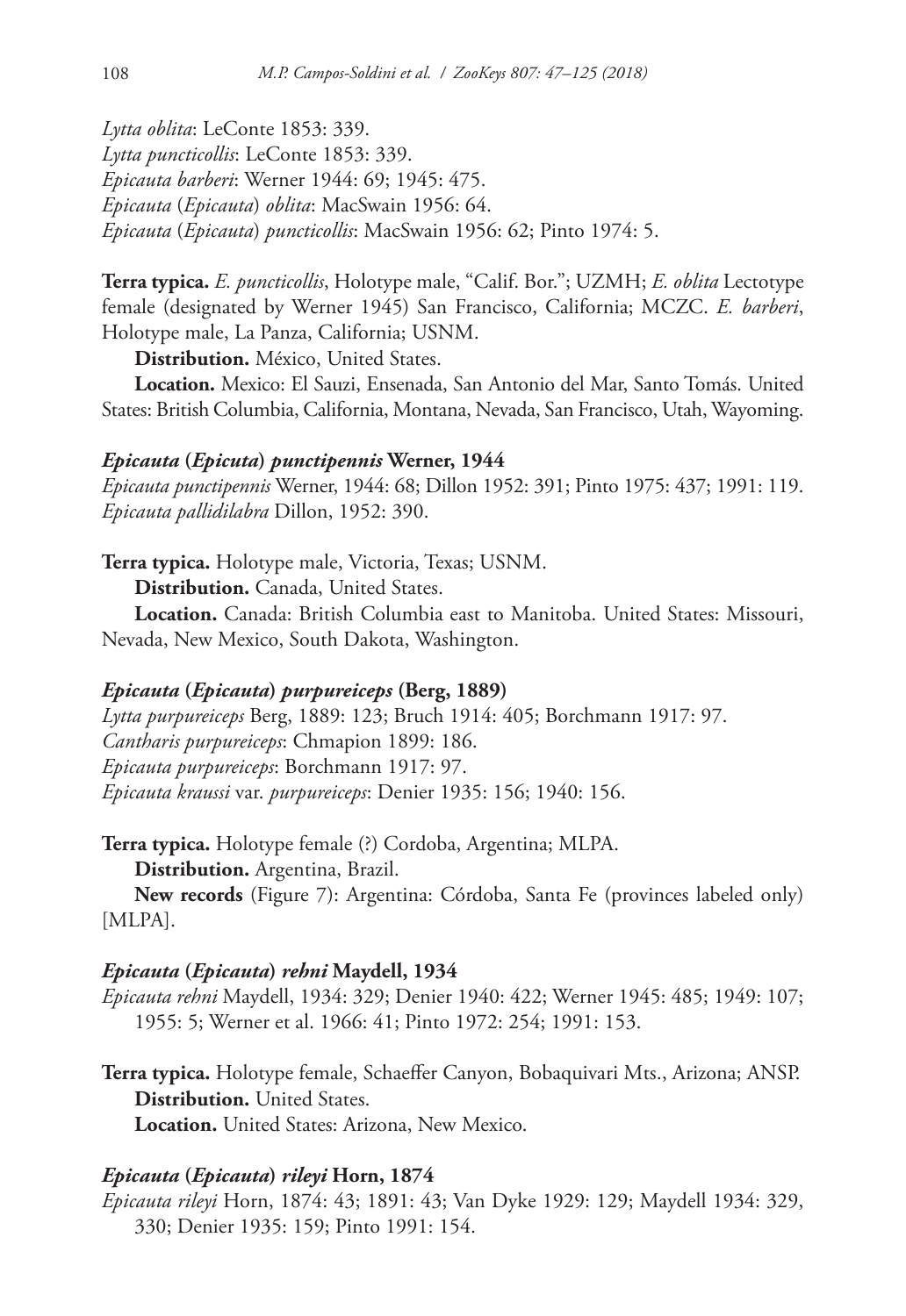*Lytta oblita*: LeConte 1853: 339.
*Lytta puncticollis*: LeConte 1853: 339.
*Epicauta barberi*: Werner 1944: 69; 1945: 475.
*Epicauta* (*Epicauta*) *oblita*: MacSwain 1956: 64.
*Epicauta* (*Epicauta*) *puncticollis*: MacSwain 1956: 62; Pinto 1974: 5.

**Terra typica.** *E. puncticollis*, Holotype male, "Calif. Bor."; UZMH; *E. oblita* Lectotype female (designated by Werner 1945) San Francisco, California; MCZC. *E. barberi*, Holotype male, La Panza, California; USNM.

**Distribution.** México, United States.

**Location.** Mexico: El Sauzi, Ensenada, San Antonio del Mar, Santo Tomás. United States: British Columbia, California, Montana, Nevada, San Francisco, Utah, Wayoming.

#### *Epicauta* (*Epicuta*) *punctipennis* Werner, 1944

*Epicauta punctipennis* Werner, 1944: 68; Dillon 1952: 391; Pinto 1975: 437; 1991: 119.
*Epicauta pallidilabra* Dillon, 1952: 390.

**Terra typica.** Holotype male, Victoria, Texas; USNM.

**Distribution.** Canada, United States.

**Location.** Canada: British Columbia east to Manitoba. United States: Missouri, Nevada, New Mexico, South Dakota, Washington.

#### *Epicauta* (*Epicauta*) *purpureiceps* (Berg, 1889)

*Lytta purpureiceps* Berg, 1889: 123; Bruch 1914: 405; Borchmann 1917: 97.
*Cantharis purpureiceps*: Chmapion 1899: 186.
*Epicauta purpureiceps*: Borchmann 1917: 97.
*Epicauta kraussi* var. *purpureiceps*: Denier 1935: 156; 1940: 156.

**Terra typica.** Holotype female (?) Cordoba, Argentina; MLPA.

**Distribution.** Argentina, Brazil.

**New records** (Figure 7): Argentina: Córdoba, Santa Fe (provinces labeled only) [MLPA].

#### *Epicauta* (*Epicauta*) *rehni* Maydell, 1934

*Epicauta rehni* Maydell, 1934: 329; Denier 1940: 422; Werner 1945: 485; 1949: 107; 1955: 5; Werner et al. 1966: 41; Pinto 1972: 254; 1991: 153.

**Terra typica.** Holotype female, Schaeffer Canyon, Bobaquivari Mts., Arizona; ANSP.

**Distribution.** United States.

**Location.** United States: Arizona, New Mexico.

#### *Epicauta* (*Epicauta*) *rileyi* Horn, 1874

*Epicauta rileyi* Horn, 1874: 43; 1891: 43; Van Dyke 1929: 129; Maydell 1934: 329, 330; Denier 1935: 159; Pinto 1991: 154.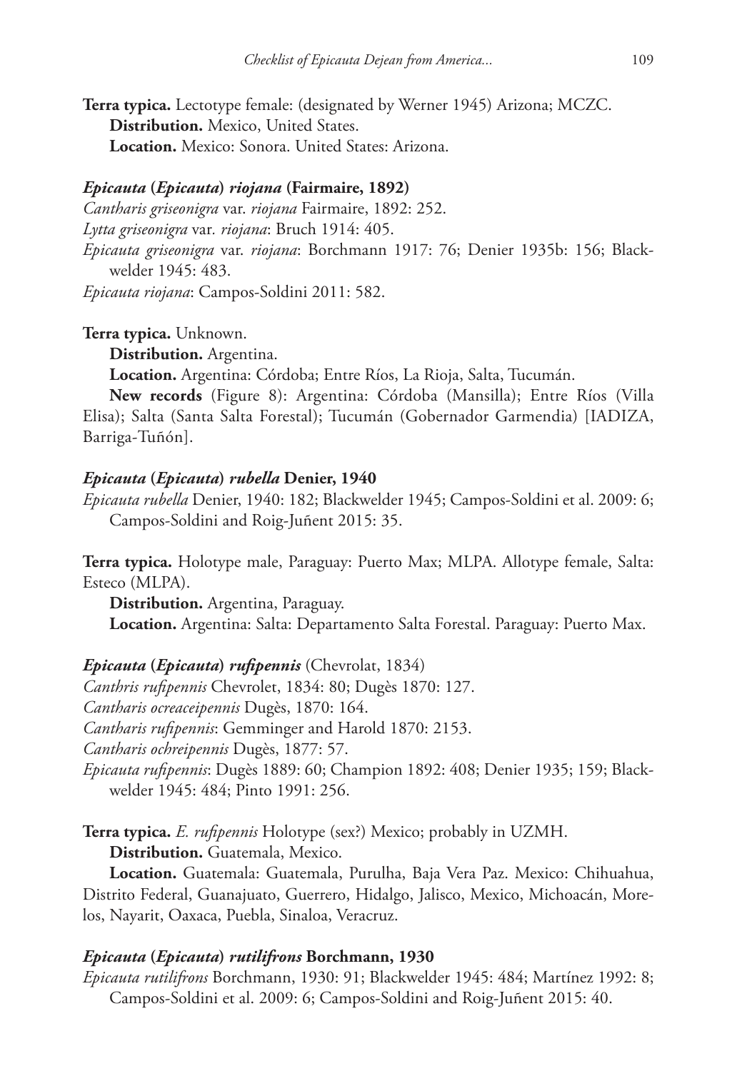**Terra typica.** Lectotype female: (designated by Werner 1945) Arizona; MCZC.

**Distribution.** Mexico, United States.

**Location.** Mexico: Sonora. United States: Arizona.

### *Epicauta* (*Epicauta*) *riojana* (Fairmaire, 1892)

*Cantharis griseonigra* var. *riojana* Fairmaire, 1892: 252.

*Lytta griseonigra* var. *riojana*: Bruch 1914: 405.

*Epicauta griseonigra* var. *riojana*: Borchmann 1917: 76; Denier 1935b: 156; Blackwelder 1945: 483.

*Epicauta riojana*: Campos-Soldini 2011: 582.

**Terra typica.** Unknown.

**Distribution.** Argentina.

**Location.** Argentina: Córdoba; Entre Ríos, La Rioja, Salta, Tucumán.

**New records** (Figure 8): Argentina: Córdoba (Mansilla); Entre Ríos (Villa Elisa); Salta (Santa Salta Forestal); Tucumán (Gobernador Garmendia) [IADIZA, Barriga-Tuñón].

### *Epicauta* (*Epicauta*) *rubella* Denier, 1940

*Epicauta rubella* Denier, 1940: 182; Blackwelder 1945; Campos-Soldini et al. 2009: 6; Campos-Soldini and Roig-Juñent 2015: 35.

**Terra typica.** Holotype male, Paraguay: Puerto Max; MLPA. Allotype female, Salta: Esteco (MLPA).

**Distribution.** Argentina, Paraguay.

**Location.** Argentina: Salta: Departamento Salta Forestal. Paraguay: Puerto Max.

### *Epicauta* (*Epicauta*) *rufipennis* (Chevrolat, 1834)

*Canthris rufipennis* Chevrolet, 1834: 80; Dugès 1870: 127.

*Cantharis ocreaceipennis* Dugès, 1870: 164.

*Cantharis rufipennis*: Gemminger and Harold 1870: 2153.

*Cantharis ochreipennis* Dugès, 1877: 57.

*Epicauta rufipennis*: Dugès 1889: 60; Champion 1892: 408; Denier 1935; 159; Blackwelder 1945: 484; Pinto 1991: 256.

**Terra typica.** *E. rufipennis* Holotype (sex?) Mexico; probably in UZMH.

**Distribution.** Guatemala, Mexico.

**Location.** Guatemala: Guatemala, Purulha, Baja Vera Paz. Mexico: Chihuahua, Distrito Federal, Guanajuato, Guerrero, Hidalgo, Jalisco, Mexico, Michoacán, Morelos, Nayarit, Oaxaca, Puebla, Sinaloa, Veracruz.

### *Epicauta* (*Epicauta*) *rutilifrons* Borchmann, 1930

*Epicauta rutilifrons* Borchmann, 1930: 91; Blackwelder 1945: 484; Martínez 1992: 8; Campos-Soldini et al. 2009: 6; Campos-Soldini and Roig-Juñent 2015: 40.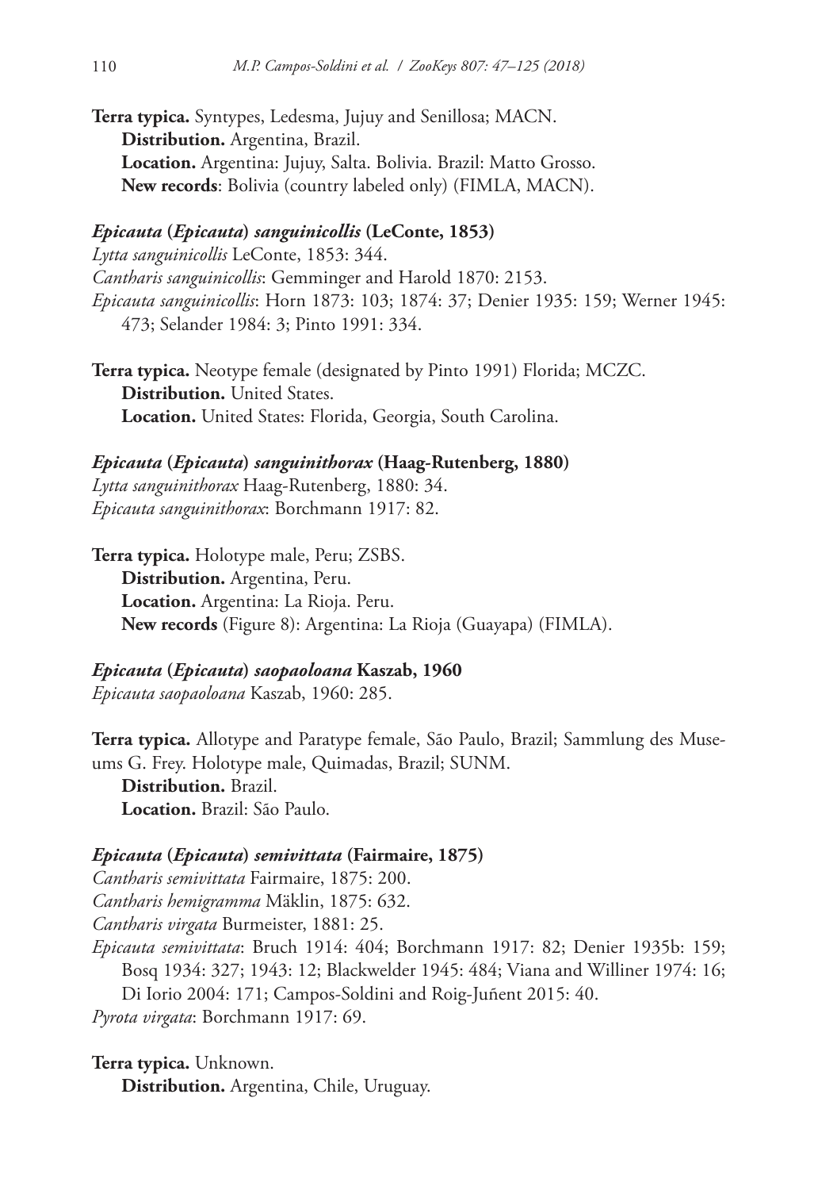**Terra typica.** Syntypes, Ledesma, Jujuy and Senillosa; MACN.

**Distribution.** Argentina, Brazil.

**Location.** Argentina: Jujuy, Salta. Bolivia. Brazil: Matto Grosso.

**New records**: Bolivia (country labeled only) (FIMLA, MACN).

### *Epicauta* (*Epicauta*) *sanguinicollis* (LeConte, 1853)

*Lytta sanguinicollis* LeConte, 1853: 344.

*Cantharis sanguinicollis*: Gemminger and Harold 1870: 2153.

*Epicauta sanguinicollis*: Horn 1873: 103; 1874: 37; Denier 1935: 159; Werner 1945: 473; Selander 1984: 3; Pinto 1991: 334.

**Terra typica.** Neotype female (designated by Pinto 1991) Florida; MCZC.

**Distribution.** United States.

**Location.** United States: Florida, Georgia, South Carolina.

### *Epicauta* (*Epicauta*) *sanguinithorax* (Haag-Rutenberg, 1880)

*Lytta sanguinithorax* Haag-Rutenberg, 1880: 34.

*Epicauta sanguinithorax*: Borchmann 1917: 82.

**Terra typica.** Holotype male, Peru; ZSBS.

**Distribution.** Argentina, Peru.

**Location.** Argentina: La Rioja. Peru.

**New records** (Figure 8): Argentina: La Rioja (Guayapa) (FIMLA).

### *Epicauta* (*Epicauta*) *saopaoloana* Kaszab, 1960

*Epicauta saopaoloana* Kaszab, 1960: 285.

**Terra typica.** Allotype and Paratype female, São Paulo, Brazil; Sammlung des Museums G. Frey. Holotype male, Quimadas, Brazil; SUNM.

**Distribution.** Brazil.

**Location.** Brazil: São Paulo.

### *Epicauta* (*Epicauta*) *semivittata* (Fairmaire, 1875)

*Cantharis semivittata* Fairmaire, 1875: 200.

*Cantharis hemigramma* Mäklin, 1875: 632.

*Cantharis virgata* Burmeister, 1881: 25.

*Epicauta semivittata*: Bruch 1914: 404; Borchmann 1917: 82; Denier 1935b: 159; Bosq 1934: 327; 1943: 12; Blackwelder 1945: 484; Viana and Williner 1974: 16; Di Iorio 2004: 171; Campos-Soldini and Roig-Juñent 2015: 40.

*Pyrota virgata*: Borchmann 1917: 69.

**Terra typica.** Unknown.

**Distribution.** Argentina, Chile, Uruguay.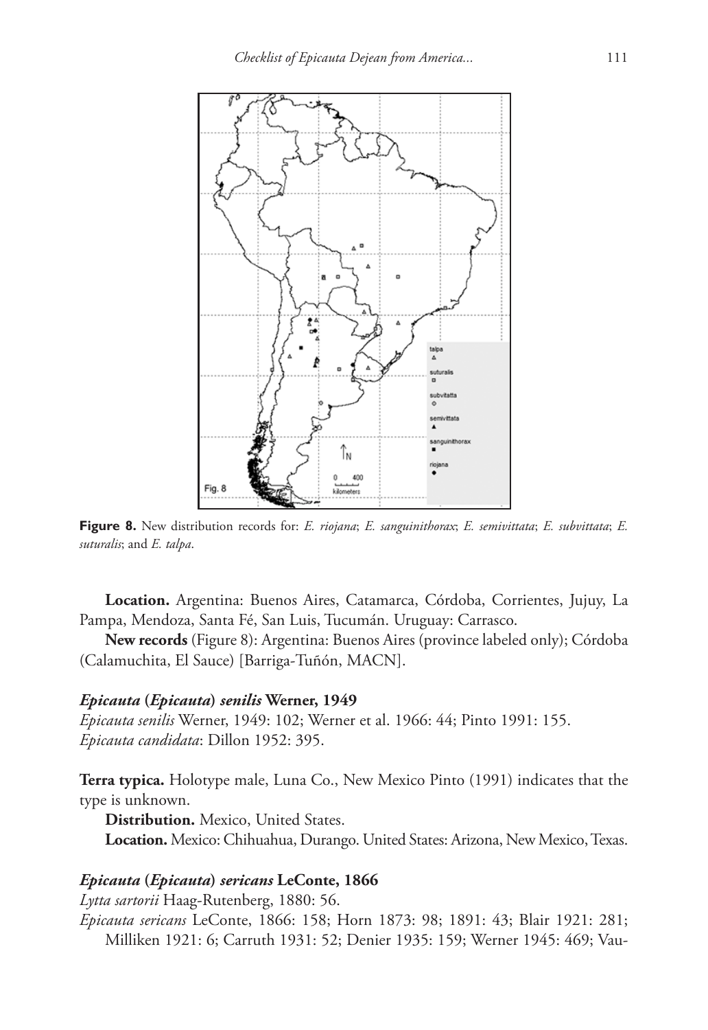**Figure 8.** New distribution records for: *E. riojana*; *E. sanguinithorax*; *E. semivittata*; *E. subvittata*; *E. suturalis*; and *E. talpa*.

**Location.** Argentina: Buenos Aires, Catamarca, Córdoba, Corrientes, Jujuy, La Pampa, Mendoza, Santa Fé, San Luis, Tucumán. Uruguay: Carrasco.

**New records** (Figure 8): Argentina: Buenos Aires (province labeled only); Córdoba (Calamuchita, El Sauce) [Barriga-Tuñón, MACN].

### *Epicauta* (*Epicauta*) *senilis* Werner, 1949

*Epicauta senilis* Werner, 1949: 102; Werner et al. 1966: 44; Pinto 1991: 155.
*Epicauta candidata*: Dillon 1952: 395.

**Terra typica.** Holotype male, Luna Co., New Mexico Pinto (1991) indicates that the type is unknown.

**Distribution.** Mexico, United States.

**Location.** Mexico: Chihuahua, Durango. United States: Arizona, New Mexico, Texas.

### *Epicauta* (*Epicauta*) *sericans* LeConte, 1866

*Lytta sartorii* Haag-Rutenberg, 1880: 56.
*Epicauta sericans* LeConte, 1866: 158; Horn 1873: 98; 1891: 43; Blair 1921: 281; Milliken 1921: 6; Carruth 1931: 52; Denier 1935: 159; Werner 1945: 469; Vau-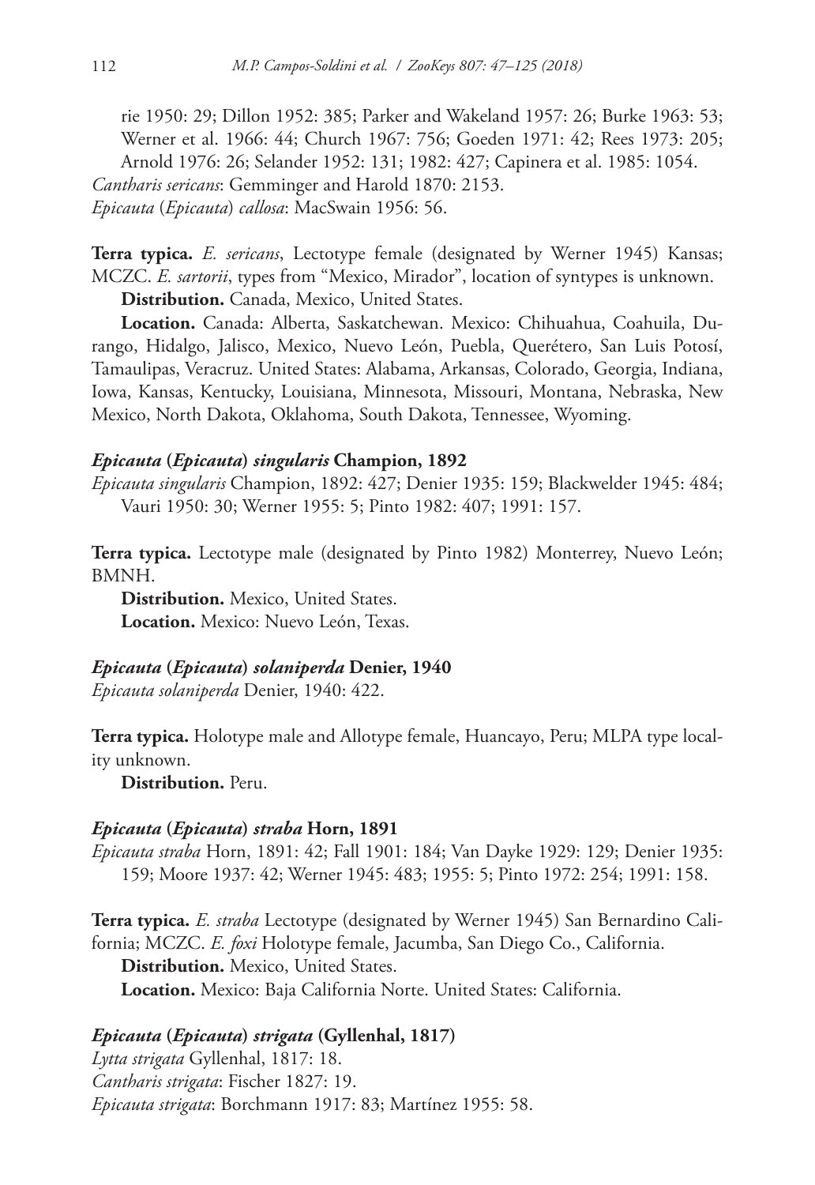rie 1950: 29; Dillon 1952: 385; Parker and Wakeland 1957: 26; Burke 1963: 53; Werner et al. 1966: 44; Church 1967: 756; Goeden 1971: 42; Rees 1973: 205; Arnold 1976: 26; Selander 1952: 131; 1982: 427; Capinera et al. 1985: 1054.
*Cantharis sericans*: Gemminger and Harold 1870: 2153.
*Epicauta* (*Epicauta*) *callosa*: MacSwain 1956: 56.

**Terra typica.** *E. sericans*, Lectotype female (designated by Werner 1945) Kansas; MCZC. *E. sartorii*, types from "Mexico, Mirador", location of syntypes is unknown.

**Distribution.** Canada, Mexico, United States.

**Location.** Canada: Alberta, Saskatchewan. Mexico: Chihuahua, Coahuila, Durango, Hidalgo, Jalisco, Mexico, Nuevo León, Puebla, Querétero, San Luis Potosí, Tamaulipas, Veracruz. United States: Alabama, Arkansas, Colorado, Georgia, Indiana, Iowa, Kansas, Kentucky, Louisiana, Minnesota, Missouri, Montana, Nebraska, New Mexico, North Dakota, Oklahoma, South Dakota, Tennessee, Wyoming.

### *Epicauta* (*Epicauta*) *singularis* Champion, 1892

*Epicauta singularis* Champion, 1892: 427; Denier 1935: 159; Blackwelder 1945: 484; Vauri 1950: 30; Werner 1955: 5; Pinto 1982: 407; 1991: 157.

**Terra typica.** Lectotype male (designated by Pinto 1982) Monterrey, Nuevo León; BMNH.

**Distribution.** Mexico, United States.

**Location.** Mexico: Nuevo León, Texas.

### *Epicauta* (*Epicauta*) *solaniperda* Denier, 1940

*Epicauta solaniperda* Denier, 1940: 422.

**Terra typica.** Holotype male and Allotype female, Huancayo, Peru; MLPA type locality unknown.

**Distribution.** Peru.

### *Epicauta* (*Epicauta*) *straba* Horn, 1891

*Epicauta straba* Horn, 1891: 42; Fall 1901: 184; Van Dayke 1929: 129; Denier 1935: 159; Moore 1937: 42; Werner 1945: 483; 1955: 5; Pinto 1972: 254; 1991: 158.

**Terra typica.** *E. straba* Lectotype (designated by Werner 1945) San Bernardino California; MCZC. *E. foxi* Holotype female, Jacumba, San Diego Co., California.

**Distribution.** Mexico, United States.

**Location.** Mexico: Baja California Norte. United States: California.

### *Epicauta* (*Epicauta*) *strigata* (Gyllenhal, 1817)

*Lytta strigata* Gyllenhal, 1817: 18.
*Cantharis strigata*: Fischer 1827: 19.
*Epicauta strigata*: Borchmann 1917: 83; Martínez 1955: 58.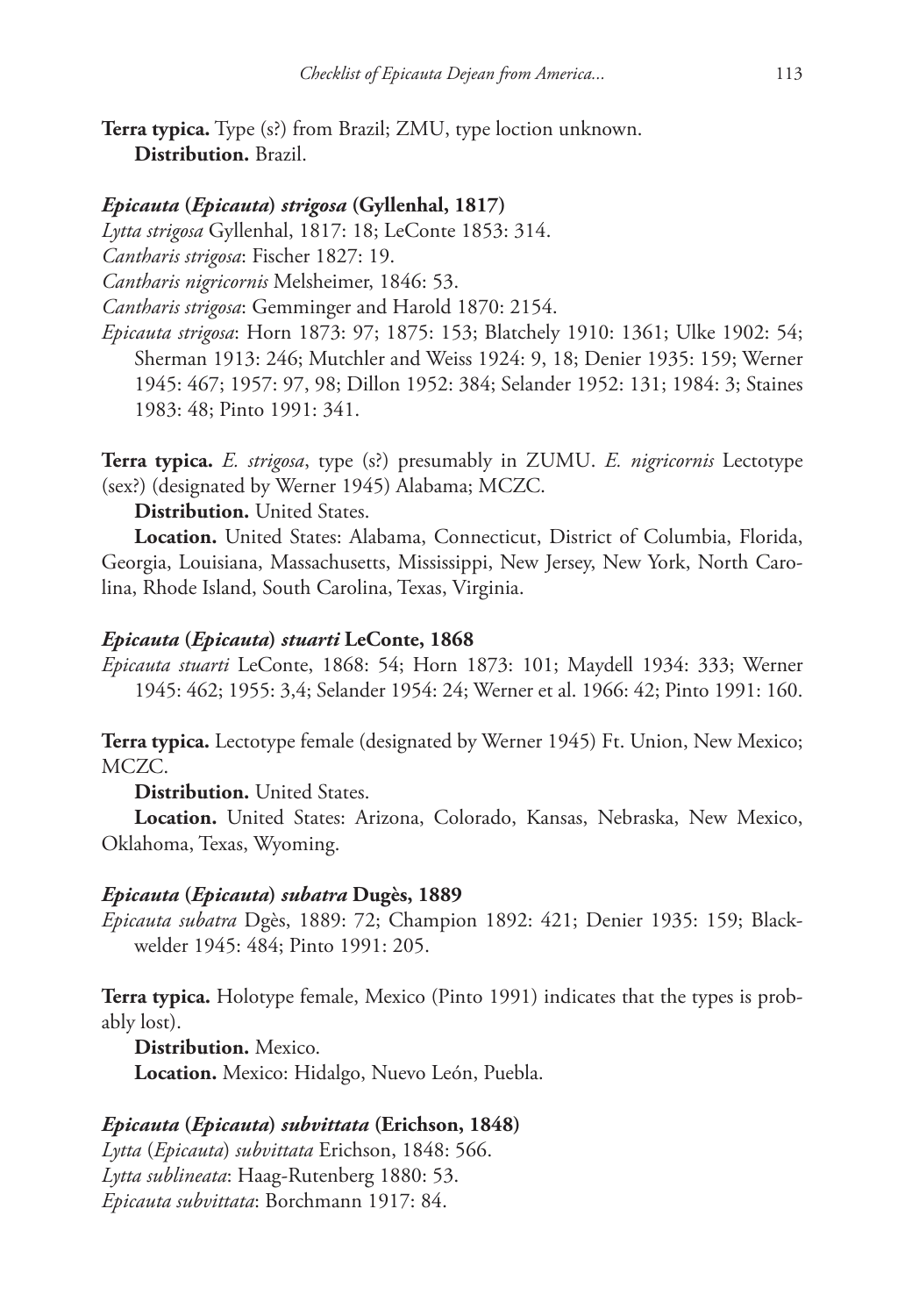**Terra typica.** Type (s?) from Brazil; ZMU, type loction unknown.
**Distribution.** Brazil.

### *Epicauta* (*Epicauta*) *strigosa* (Gyllenhal, 1817)

*Lytta strigosa* Gyllenhal, 1817: 18; LeConte 1853: 314.
*Cantharis strigosa*: Fischer 1827: 19.
*Cantharis nigricornis* Melsheimer, 1846: 53.
*Cantharis strigosa*: Gemminger and Harold 1870: 2154.
*Epicauta strigosa*: Horn 1873: 97; 1875: 153; Blatchely 1910: 1361; Ulke 1902: 54; Sherman 1913: 246; Mutchler and Weiss 1924: 9, 18; Denier 1935: 159; Werner 1945: 467; 1957: 97, 98; Dillon 1952: 384; Selander 1952: 131; 1984: 3; Staines 1983: 48; Pinto 1991: 341.

**Terra typica.** *E. strigosa*, type (s?) presumably in ZUMU. *E. nigricornis* Lectotype (sex?) (designated by Werner 1945) Alabama; MCZC.
**Distribution.** United States.
**Location.** United States: Alabama, Connecticut, District of Columbia, Florida, Georgia, Louisiana, Massachusetts, Mississippi, New Jersey, New York, North Carolina, Rhode Island, South Carolina, Texas, Virginia.

### *Epicauta* (*Epicauta*) *stuarti* LeConte, 1868

*Epicauta stuarti* LeConte, 1868: 54; Horn 1873: 101; Maydell 1934: 333; Werner 1945: 462; 1955: 3,4; Selander 1954: 24; Werner et al. 1966: 42; Pinto 1991: 160.

**Terra typica.** Lectotype female (designated by Werner 1945) Ft. Union, New Mexico; MCZC.
**Distribution.** United States.
**Location.** United States: Arizona, Colorado, Kansas, Nebraska, New Mexico, Oklahoma, Texas, Wyoming.

### *Epicauta* (*Epicauta*) *subatra* Dugès, 1889

*Epicauta subatra* Dgès, 1889: 72; Champion 1892: 421; Denier 1935: 159; Blackwelder 1945: 484; Pinto 1991: 205.

**Terra typica.** Holotype female, Mexico (Pinto 1991) indicates that the types is probably lost).
**Distribution.** Mexico.
**Location.** Mexico: Hidalgo, Nuevo León, Puebla.

### *Epicauta* (*Epicauta*) *subvittata* (Erichson, 1848)

*Lytta* (*Epicauta*) *subvittata* Erichson, 1848: 566.
*Lytta sublineata*: Haag-Rutenberg 1880: 53.
*Epicauta subvittata*: Borchmann 1917: 84.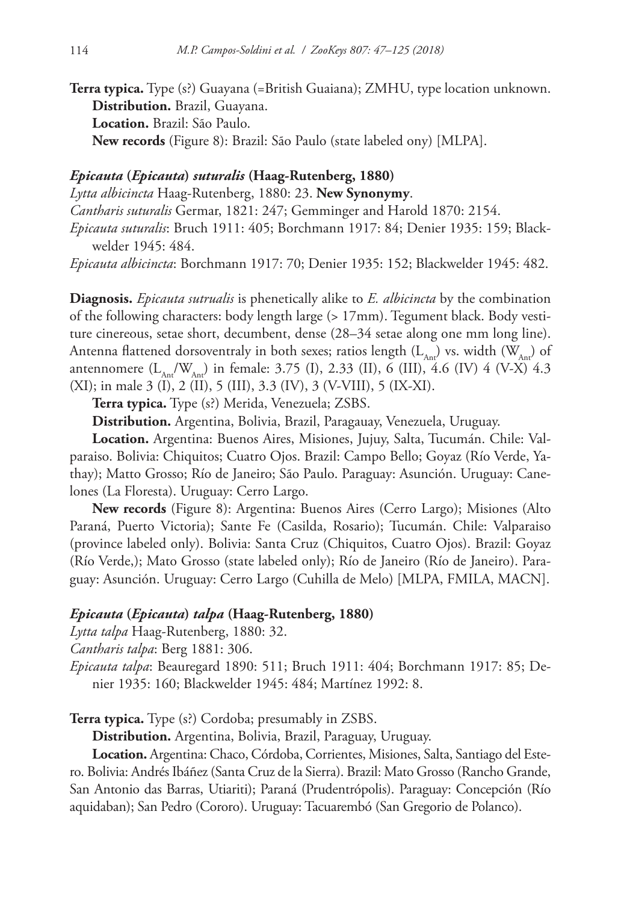**Terra typica.** Type (s?) Guayana (=British Guaiana); ZMHU, type location unknown.

**Distribution.** Brazil, Guayana.

**Location.** Brazil: São Paulo.

**New records** (Figure 8): Brazil: São Paulo (state labeled ony) [MLPA].

### *Epicauta* (*Epicauta*) *suturalis* (Haag-Rutenberg, 1880)

*Lytta albicincta* Haag-Rutenberg, 1880: 23. **New Synonymy**.

*Cantharis suturalis* Germar, 1821: 247; Gemminger and Harold 1870: 2154.

*Epicauta suturalis*: Bruch 1911: 405; Borchmann 1917: 84; Denier 1935: 159; Blackwelder 1945: 484.

*Epicauta albicincta*: Borchmann 1917: 70; Denier 1935: 152; Blackwelder 1945: 482.

**Diagnosis.** *Epicauta sutrualis* is phenetically alike to *E. albicincta* by the combination of the following characters: body length large (> 17mm). Tegument black. Body vestiture cinereous, setae short, decumbent, dense (28–34 setae along one mm long line). Antenna flattened dorsoventraly in both sexes; ratios length ($L_{Ant}$) vs. width ($W_{Ant}$) of antennomere ($L_{Ant}/W_{Ant}$) in female: 3.75 (I), 2.33 (II), 6 (III), 4.6 (IV) 4 (V-X) 4.3 (XI); in male 3 (I), 2 (II), 5 (III), 3.3 (IV), 3 (V-VIII), 5 (IX-XI).

**Terra typica.** Type (s?) Merida, Venezuela; ZSBS.

**Distribution.** Argentina, Bolivia, Brazil, Paragauay, Venezuela, Uruguay.

**Location.** Argentina: Buenos Aires, Misiones, Jujuy, Salta, Tucumán. Chile: Valparaiso. Bolivia: Chiquitos; Cuatro Ojos. Brazil: Campo Bello; Goyaz (Río Verde, Yathay); Matto Grosso; Río de Janeiro; São Paulo. Paraguay: Asunción. Uruguay: Canelones (La Floresta). Uruguay: Cerro Largo.

**New records** (Figure 8): Argentina: Buenos Aires (Cerro Largo); Misiones (Alto Paraná, Puerto Victoria); Sante Fe (Casilda, Rosario); Tucumán. Chile: Valparaiso (province labeled only). Bolivia: Santa Cruz (Chiquitos, Cuatro Ojos). Brazil: Goyaz (Río Verde,); Mato Grosso (state labeled only); Río de Janeiro (Río de Janeiro). Paraguay: Asunción. Uruguay: Cerro Largo (Cuhilla de Melo) [MLPA, FMILA, MACN].

### *Epicauta* (*Epicauta*) *talpa* (Haag-Rutenberg, 1880)

*Lytta talpa* Haag-Rutenberg, 1880: 32.

*Cantharis talpa*: Berg 1881: 306.

*Epicauta talpa*: Beauregard 1890: 511; Bruch 1911: 404; Borchmann 1917: 85; Denier 1935: 160; Blackwelder 1945: 484; Martínez 1992: 8.

**Terra typica.** Type (s?) Cordoba; presumably in ZSBS.

**Distribution.** Argentina, Bolivia, Brazil, Paraguay, Uruguay.

**Location.** Argentina: Chaco, Córdoba, Corrientes, Misiones, Salta, Santiago del Estero. Bolivia: Andrés Ibáñez (Santa Cruz de la Sierra). Brazil: Mato Grosso (Rancho Grande, San Antonio das Barras, Utiariti); Paraná (Prudentrópolis). Paraguay: Concepción (Río aquidaban); San Pedro (Cororo). Uruguay: Tacuarembó (San Gregorio de Polanco).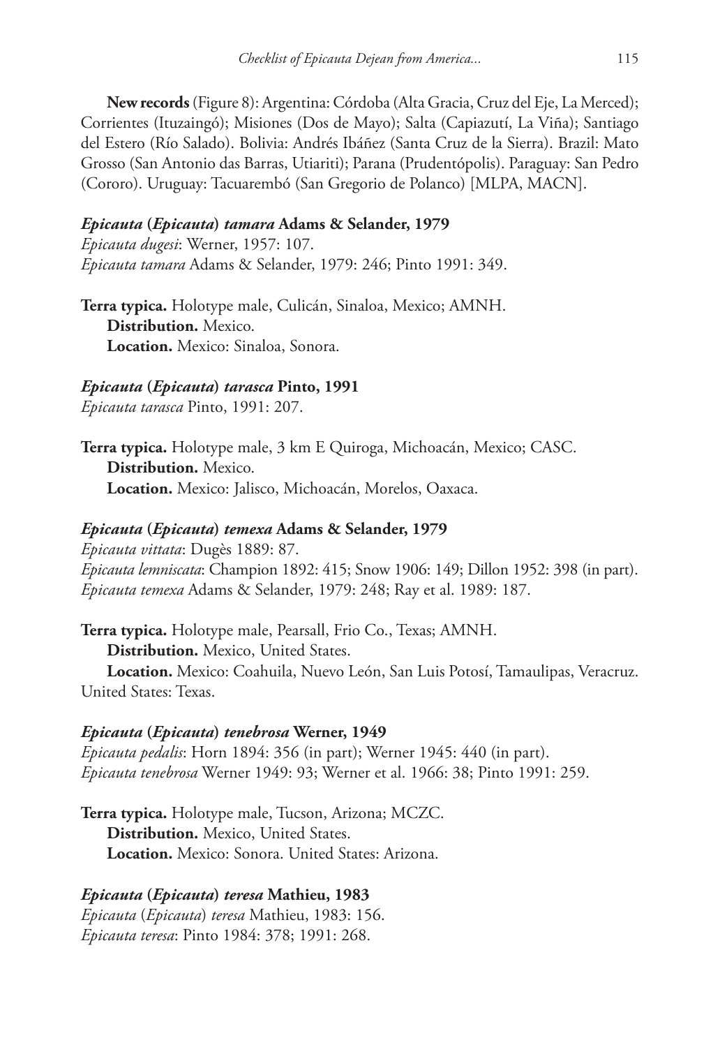**New records** (Figure 8): Argentina: Córdoba (Alta Gracia, Cruz del Eje, La Merced); Corrientes (Ituzaingó); Misiones (Dos de Mayo); Salta (Capiazutí, La Viña); Santiago del Estero (Río Salado). Bolivia: Andrés Ibáñez (Santa Cruz de la Sierra). Brazil: Mato Grosso (San Antonio das Barras, Utiariti); Parana (Prudentópolis). Paraguay: San Pedro (Cororo). Uruguay: Tacuarembó (San Gregorio de Polanco) [MLPA, MACN].

### *Epicauta* (*Epicauta*) *tamara* Adams & Selander, 1979

*Epicauta dugesi*: Werner, 1957: 107.
*Epicauta tamara* Adams & Selander, 1979: 246; Pinto 1991: 349.

**Terra typica.** Holotype male, Culicán, Sinaloa, Mexico; AMNH.
**Distribution.** Mexico.
**Location.** Mexico: Sinaloa, Sonora.

### *Epicauta* (*Epicauta*) *tarasca* Pinto, 1991

*Epicauta tarasca* Pinto, 1991: 207.

**Terra typica.** Holotype male, 3 km E Quiroga, Michoacán, Mexico; CASC.
**Distribution.** Mexico.
**Location.** Mexico: Jalisco, Michoacán, Morelos, Oaxaca.

### *Epicauta* (*Epicauta*) *temexa* Adams & Selander, 1979

*Epicauta vittata*: Dugès 1889: 87.
*Epicauta lemniscata*: Champion 1892: 415; Snow 1906: 149; Dillon 1952: 398 (in part).
*Epicauta temexa* Adams & Selander, 1979: 248; Ray et al. 1989: 187.

**Terra typica.** Holotype male, Pearsall, Frio Co., Texas; AMNH.
**Distribution.** Mexico, United States.
**Location.** Mexico: Coahuila, Nuevo León, San Luis Potosí, Tamaulipas, Veracruz. United States: Texas.

### *Epicauta* (*Epicauta*) *tenebrosa* Werner, 1949

*Epicauta pedalis*: Horn 1894: 356 (in part); Werner 1945: 440 (in part).
*Epicauta tenebrosa* Werner 1949: 93; Werner et al. 1966: 38; Pinto 1991: 259.

**Terra typica.** Holotype male, Tucson, Arizona; MCZC.
**Distribution.** Mexico, United States.
**Location.** Mexico: Sonora. United States: Arizona.

### *Epicauta* (*Epicauta*) *teresa* Mathieu, 1983

*Epicauta* (*Epicauta*) *teresa* Mathieu, 1983: 156.
*Epicauta teresa*: Pinto 1984: 378; 1991: 268.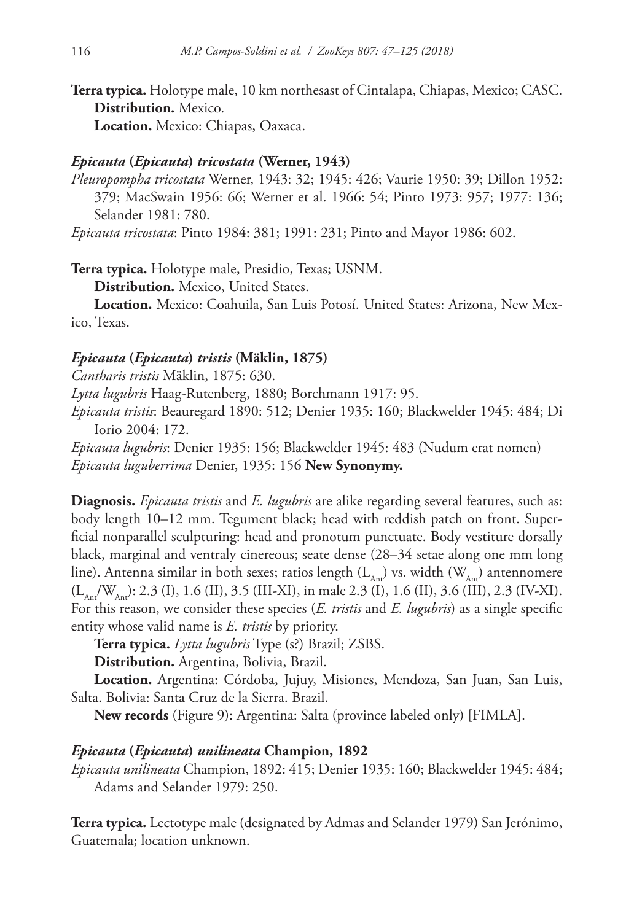**Terra typica.** Holotype male, 10 km northesast of Cintalapa, Chiapas, Mexico; CASC.

**Distribution.** Mexico.

**Location.** Mexico: Chiapas, Oaxaca.

### *Epicauta* (*Epicauta*) *tricostata* (Werner, 1943)

*Pleuropompha tricostata* Werner, 1943: 32; 1945: 426; Vaurie 1950: 39; Dillon 1952: 379; MacSwain 1956: 66; Werner et al. 1966: 54; Pinto 1973: 957; 1977: 136; Selander 1981: 780.

*Epicauta tricostata*: Pinto 1984: 381; 1991: 231; Pinto and Mayor 1986: 602.

**Terra typica.** Holotype male, Presidio, Texas; USNM.

**Distribution.** Mexico, United States.

**Location.** Mexico: Coahuila, San Luis Potosí. United States: Arizona, New Mexico, Texas.

### *Epicauta* (*Epicauta*) *tristis* (Mäklin, 1875)

*Cantharis tristis* Mäklin, 1875: 630.

*Lytta lugubris* Haag-Rutenberg, 1880; Borchmann 1917: 95.

*Epicauta tristis*: Beauregard 1890: 512; Denier 1935: 160; Blackwelder 1945: 484; Di Iorio 2004: 172.

*Epicauta lugubris*: Denier 1935: 156; Blackwelder 1945: 483 (Nudum erat nomen)

*Epicauta luguberrima* Denier, 1935: 156 **New Synonymy.**

**Diagnosis.** *Epicauta tristis* and *E. lugubris* are alike regarding several features, such as: body length 10–12 mm. Tegument black; head with reddish patch on front. Superficial nonparallel sculpturing: head and pronotum punctuate. Body vestiture dorsally black, marginal and ventraly cinereous; seate dense (28–34 setae along one mm long line). Antenna similar in both sexes; ratios length ($L_{Ant}$) vs. width ($W_{Ant}$) antennomere ($L_{Ant}/W_{Ant}$): 2.3 (I), 1.6 (II), 3.5 (III-XI), in male 2.3 (I), 1.6 (II), 3.6 (III), 2.3 (IV-XI). For this reason, we consider these species (*E. tristis* and *E. lugubris*) as a single specific entity whose valid name is *E. tristis* by priority.

**Terra typica.** *Lytta lugubris* Type (s?) Brazil; ZSBS.

**Distribution.** Argentina, Bolivia, Brazil.

**Location.** Argentina: Córdoba, Jujuy, Misiones, Mendoza, San Juan, San Luis, Salta. Bolivia: Santa Cruz de la Sierra. Brazil.

**New records** (Figure 9): Argentina: Salta (province labeled only) [FIMLA].

### *Epicauta* (*Epicauta*) *unilineata* Champion, 1892

*Epicauta unilineata* Champion, 1892: 415; Denier 1935: 160; Blackwelder 1945: 484; Adams and Selander 1979: 250.

**Terra typica.** Lectotype male (designated by Admas and Selander 1979) San Jerónimo, Guatemala; location unknown.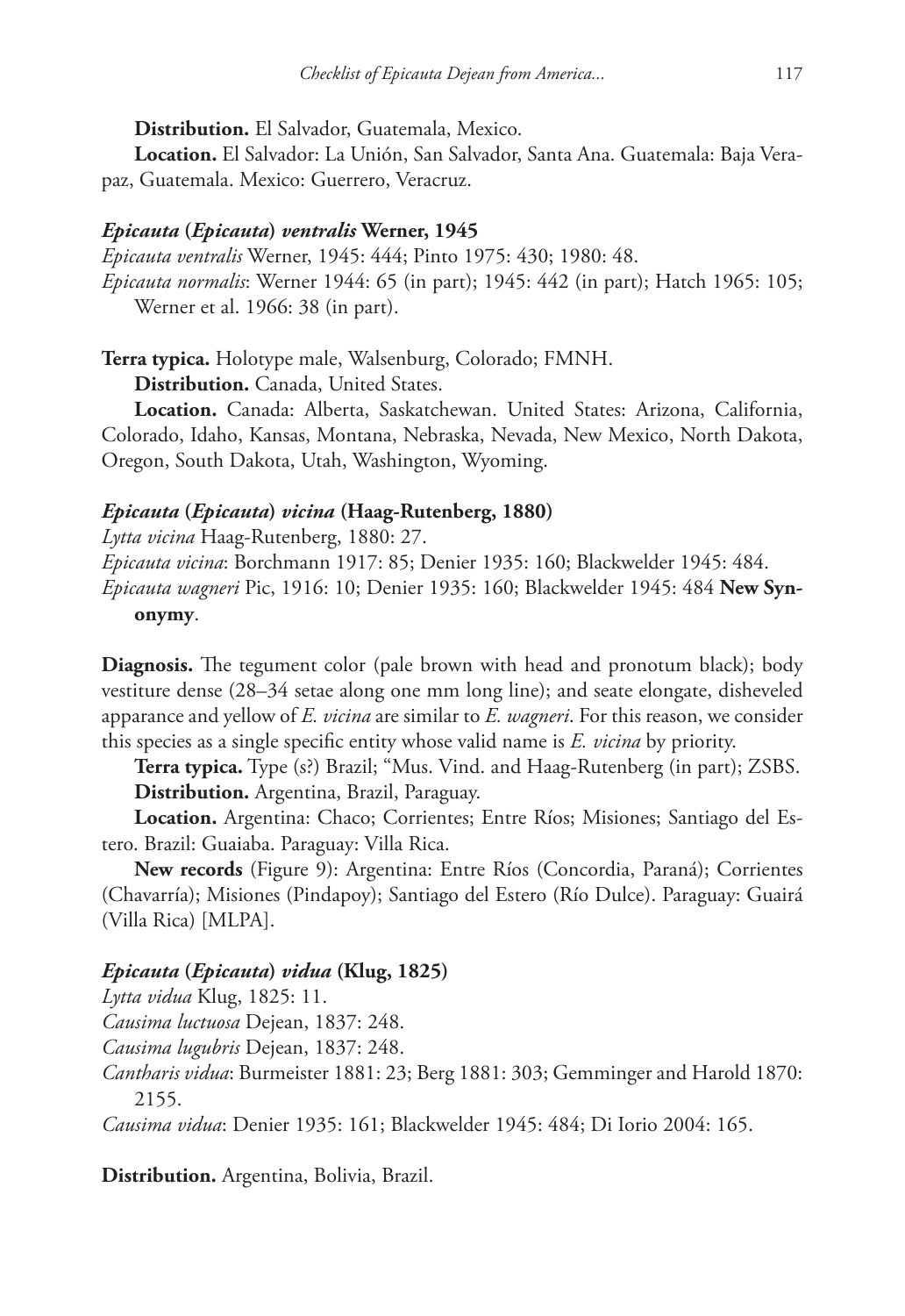**Distribution.** El Salvador, Guatemala, Mexico.

**Location.** El Salvador: La Unión, San Salvador, Santa Ana. Guatemala: Baja Verapaz, Guatemala. Mexico: Guerrero, Veracruz.

### *Epicauta* (*Epicauta*) *ventralis* Werner, 1945

*Epicauta ventralis* Werner, 1945: 444; Pinto 1975: 430; 1980: 48.

*Epicauta normalis*: Werner 1944: 65 (in part); 1945: 442 (in part); Hatch 1965: 105; Werner et al. 1966: 38 (in part).

**Terra typica.** Holotype male, Walsenburg, Colorado; FMNH.

**Distribution.** Canada, United States.

**Location.** Canada: Alberta, Saskatchewan. United States: Arizona, California, Colorado, Idaho, Kansas, Montana, Nebraska, Nevada, New Mexico, North Dakota, Oregon, South Dakota, Utah, Washington, Wyoming.

### *Epicauta* (*Epicauta*) *vicina* (Haag-Rutenberg, 1880)

*Lytta vicina* Haag-Rutenberg, 1880: 27.

*Epicauta vicina*: Borchmann 1917: 85; Denier 1935: 160; Blackwelder 1945: 484.

*Epicauta wagneri* Pic, 1916: 10; Denier 1935: 160; Blackwelder 1945: 484 **New Synonymy**.

**Diagnosis.** The tegument color (pale brown with head and pronotum black); body vestiture dense (28–34 setae along one mm long line); and seate elongate, disheveled apparance and yellow of *E. vicina* are similar to *E. wagneri*. For this reason, we consider this species as a single specific entity whose valid name is *E. vicina* by priority.

**Terra typica.** Type (s?) Brazil; "Mus. Vind. and Haag-Rutenberg (in part); ZSBS.

**Distribution.** Argentina, Brazil, Paraguay.

**Location.** Argentina: Chaco; Corrientes; Entre Ríos; Misiones; Santiago del Estero. Brazil: Guaiaba. Paraguay: Villa Rica.

**New records** (Figure 9): Argentina: Entre Ríos (Concordia, Paraná); Corrientes (Chavarría); Misiones (Pindapoy); Santiago del Estero (Río Dulce). Paraguay: Guairá (Villa Rica) [MLPA].

### *Epicauta* (*Epicauta*) *vidua* (Klug, 1825)

*Lytta vidua* Klug, 1825: 11.

*Causima luctuosa* Dejean, 1837: 248.

*Causima lugubris* Dejean, 1837: 248.

*Cantharis vidua*: Burmeister 1881: 23; Berg 1881: 303; Gemminger and Harold 1870: 2155.

*Causima vidua*: Denier 1935: 161; Blackwelder 1945: 484; Di Iorio 2004: 165.

**Distribution.** Argentina, Bolivia, Brazil.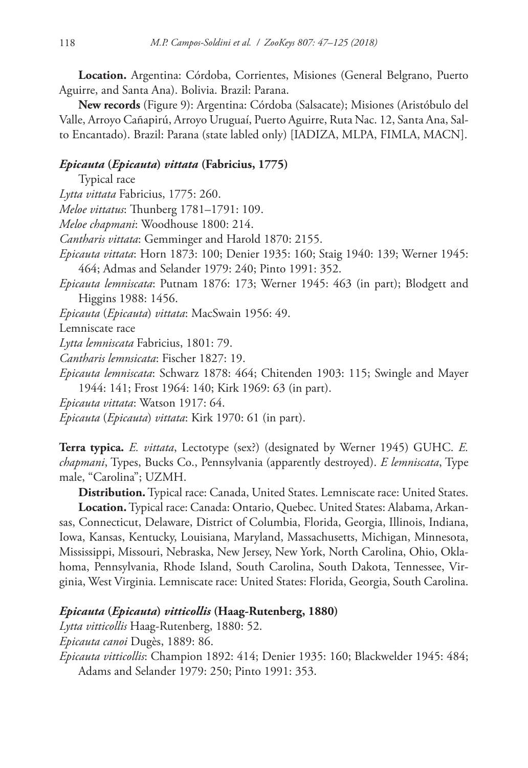**Location.** Argentina: Córdoba, Corrientes, Misiones (General Belgrano, Puerto Aguirre, and Santa Ana). Bolivia. Brazil: Parana.

**New records** (Figure 9): Argentina: Córdoba (Salsacate); Misiones (Aristóbulo del Valle, Arroyo Cañapirú, Arroyo Uruguaí, Puerto Aguirre, Ruta Nac. 12, Santa Ana, Salto Encantado). Brazil: Parana (state labled only) [IADIZA, MLPA, FIMLA, MACN].

### *Epicauta* (*Epicauta*) *vittata* (Fabricius, 1775)

Typical race

*Lytta vittata* Fabricius, 1775: 260.

*Meloe vittatus*: Thunberg 1781–1791: 109.

*Meloe chapmani*: Woodhouse 1800: 214.

*Cantharis vittata*: Gemminger and Harold 1870: 2155.

*Epicauta vittata*: Horn 1873: 100; Denier 1935: 160; Staig 1940: 139; Werner 1945: 464; Admas and Selander 1979: 240; Pinto 1991: 352.

*Epicauta lemniscata*: Putnam 1876: 173; Werner 1945: 463 (in part); Blodgett and Higgins 1988: 1456.

*Epicauta* (*Epicauta*) *vittata*: MacSwain 1956: 49.

Lemniscate race

*Lytta lemniscata* Fabricius, 1801: 79.

*Cantharis lemnsicata*: Fischer 1827: 19.

*Epicauta lemniscata*: Schwarz 1878: 464; Chitenden 1903: 115; Swingle and Mayer 1944: 141; Frost 1964: 140; Kirk 1969: 63 (in part).

*Epicauta vittata*: Watson 1917: 64.

*Epicauta* (*Epicauta*) *vittata*: Kirk 1970: 61 (in part).

**Terra typica.** *E. vittata*, Lectotype (sex?) (designated by Werner 1945) GUHC. *E. chapmani*, Types, Bucks Co., Pennsylvania (apparently destroyed). *E lemniscata*, Type male, "Carolina"; UZMH.

**Distribution.** Typical race: Canada, United States. Lemniscate race: United States.

**Location.** Typical race: Canada: Ontario, Quebec. United States: Alabama, Arkansas, Connecticut, Delaware, District of Columbia, Florida, Georgia, Illinois, Indiana, Iowa, Kansas, Kentucky, Louisiana, Maryland, Massachusetts, Michigan, Minnesota, Mississippi, Missouri, Nebraska, New Jersey, New York, North Carolina, Ohio, Oklahoma, Pennsylvania, Rhode Island, South Carolina, South Dakota, Tennessee, Virginia, West Virginia. Lemniscate race: United States: Florida, Georgia, South Carolina.

### *Epicauta* (*Epicauta*) *vitticollis* (Haag-Rutenberg, 1880)

*Lytta vitticollis* Haag-Rutenberg, 1880: 52.

*Epicauta canoi* Dugès, 1889: 86.

*Epicauta vitticollis*: Champion 1892: 414; Denier 1935: 160; Blackwelder 1945: 484; Adams and Selander 1979: 250; Pinto 1991: 353.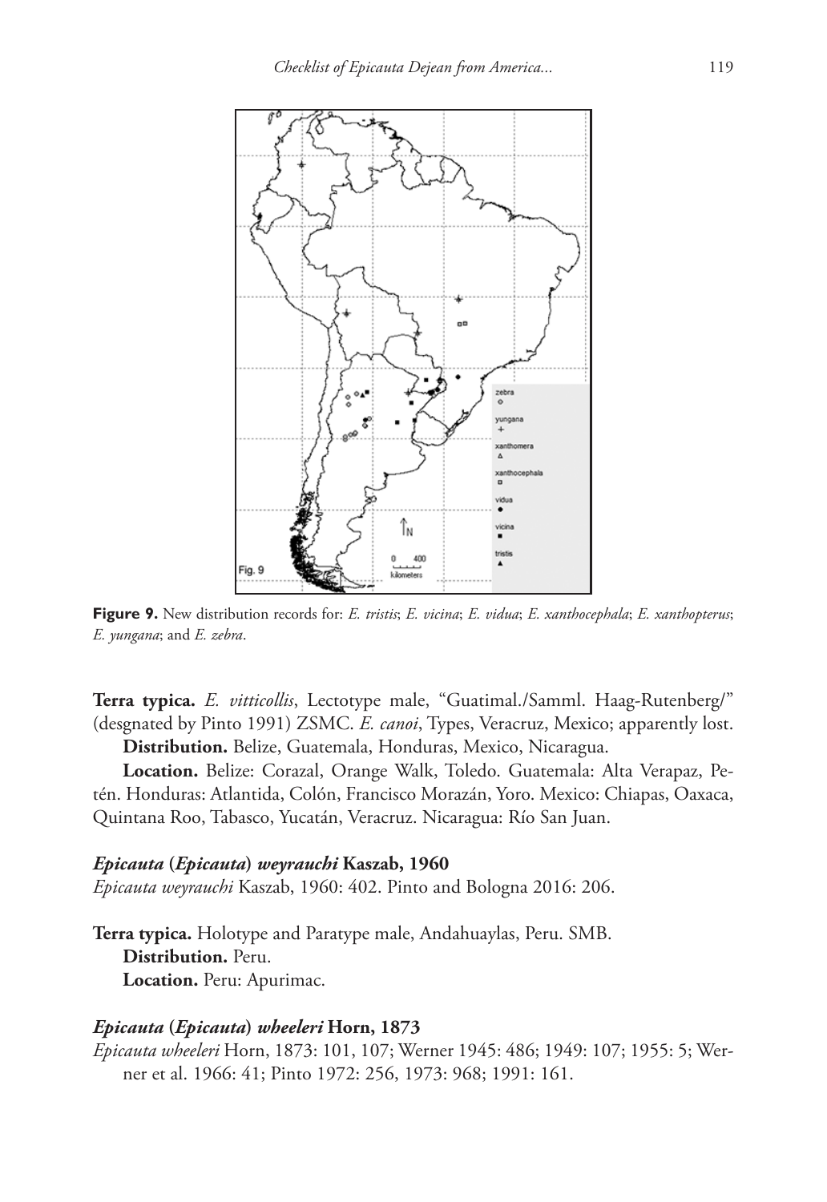**Figure 9.** New distribution records for: *E. tristis*; *E. vicina*; *E. vidua*; *E. xanthocephala*; *E. xanthopterus*; *E. yungana*; and *E. zebra*.

**Terra typica.** *E. vitticollis*, Lectotype male, "Guatimal./Samml. Haag-Rutenberg/" (desgnated by Pinto 1991) ZSMC. *E. canoi*, Types, Veracruz, Mexico; apparently lost.

**Distribution.** Belize, Guatemala, Honduras, Mexico, Nicaragua.

**Location.** Belize: Corazal, Orange Walk, Toledo. Guatemala: Alta Verapaz, Petén. Honduras: Atlantida, Colón, Francisco Morazán, Yoro. Mexico: Chiapas, Oaxaca, Quintana Roo, Tabasco, Yucatán, Veracruz. Nicaragua: Río San Juan.

### *Epicauta* (*Epicauta*) *weyrauchi* Kaszab, 1960

*Epicauta weyrauchi* Kaszab, 1960: 402. Pinto and Bologna 2016: 206.

**Terra typica.** Holotype and Paratype male, Andahuaylas, Peru. SMB.

**Distribution.** Peru.

**Location.** Peru: Apurimac.

### *Epicauta* (*Epicauta*) *wheeleri* Horn, 1873

*Epicauta wheeleri* Horn, 1873: 101, 107; Werner 1945: 486; 1949: 107; 1955: 5; Werner et al. 1966: 41; Pinto 1972: 256, 1973: 968; 1991: 161.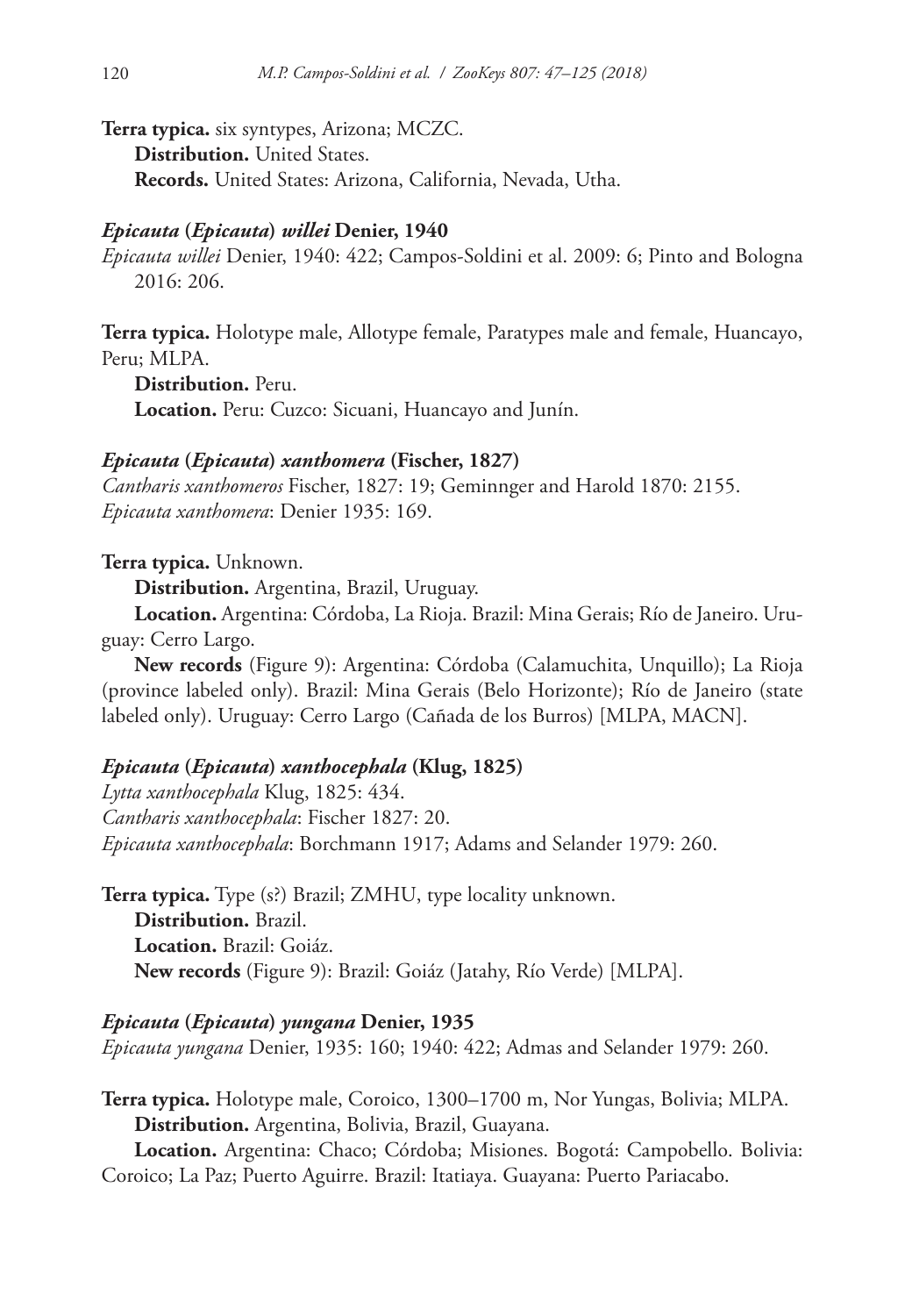**Terra typica.** six syntypes, Arizona; MCZC.

**Distribution.** United States.

**Records.** United States: Arizona, California, Nevada, Utha.

### *Epicauta* (*Epicauta*) *willei* Denier, 1940

*Epicauta willei* Denier, 1940: 422; Campos-Soldini et al. 2009: 6; Pinto and Bologna 2016: 206.

**Terra typica.** Holotype male, Allotype female, Paratypes male and female, Huancayo, Peru; MLPA.

**Distribution.** Peru.

**Location.** Peru: Cuzco: Sicuani, Huancayo and Junín.

### *Epicauta* (*Epicauta*) *xanthomera* (Fischer, 1827)

*Cantharis xanthomeros* Fischer, 1827: 19; Geminnger and Harold 1870: 2155.
*Epicauta xanthomera*: Denier 1935: 169.

**Terra typica.** Unknown.

**Distribution.** Argentina, Brazil, Uruguay.

**Location.** Argentina: Córdoba, La Rioja. Brazil: Mina Gerais; Río de Janeiro. Uruguay: Cerro Largo.

**New records** (Figure 9): Argentina: Córdoba (Calamuchita, Unquillo); La Rioja (province labeled only). Brazil: Mina Gerais (Belo Horizonte); Río de Janeiro (state labeled only). Uruguay: Cerro Largo (Cañada de los Burros) [MLPA, MACN].

### *Epicauta* (*Epicauta*) *xanthocephala* (Klug, 1825)

*Lytta xanthocephala* Klug, 1825: 434.
*Cantharis xanthocephala*: Fischer 1827: 20.
*Epicauta xanthocephala*: Borchmann 1917; Adams and Selander 1979: 260.

**Terra typica.** Type (s?) Brazil; ZMHU, type locality unknown.

**Distribution.** Brazil.

**Location.** Brazil: Goiáz.

**New records** (Figure 9): Brazil: Goiáz (Jatahy, Río Verde) [MLPA].

### *Epicauta* (*Epicauta*) *yungana* Denier, 1935

*Epicauta yungana* Denier, 1935: 160; 1940: 422; Admas and Selander 1979: 260.

**Terra typica.** Holotype male, Coroico, 1300–1700 m, Nor Yungas, Bolivia; MLPA.

**Distribution.** Argentina, Bolivia, Brazil, Guayana.

**Location.** Argentina: Chaco; Córdoba; Misiones. Bogotá: Campobello. Bolivia: Coroico; La Paz; Puerto Aguirre. Brazil: Itatiaya. Guayana: Puerto Pariacabo.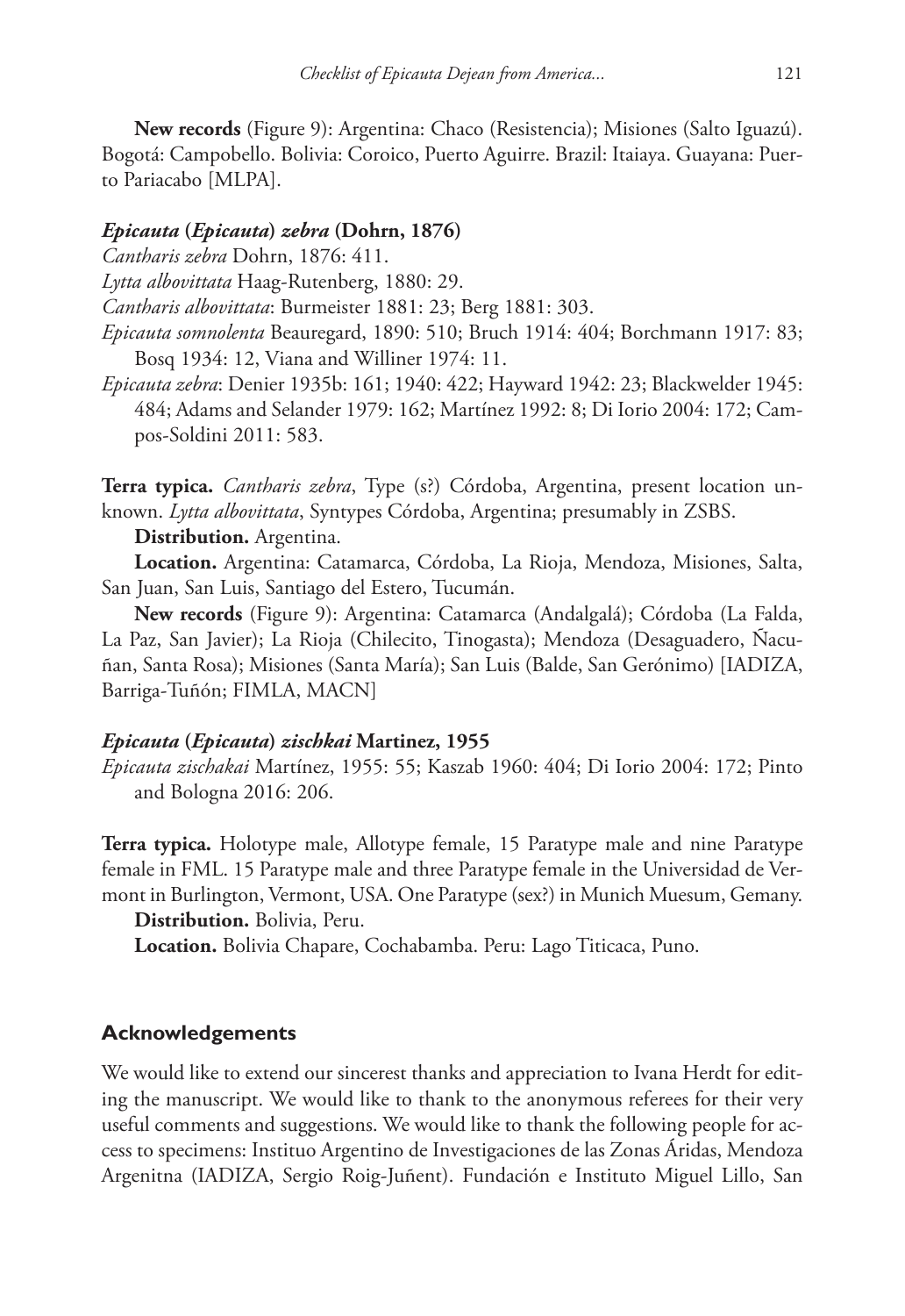**New records** (Figure 9): Argentina: Chaco (Resistencia); Misiones (Salto Iguazú). Bogotá: Campobello. Bolivia: Coroico, Puerto Aguirre. Brazil: Itaiaya. Guayana: Puerto Pariacabo [MLPA].

### *Epicauta* (*Epicauta*) *zebra* (Dohrn, 1876)

*Cantharis zebra* Dohrn, 1876: 411.

*Lytta albovittata* Haag-Rutenberg, 1880: 29.

*Cantharis albovittata*: Burmeister 1881: 23; Berg 1881: 303.

*Epicauta somnolenta* Beauregard, 1890: 510; Bruch 1914: 404; Borchmann 1917: 83; Bosq 1934: 12, Viana and Williner 1974: 11.

*Epicauta zebra*: Denier 1935b: 161; 1940: 422; Hayward 1942: 23; Blackwelder 1945: 484; Adams and Selander 1979: 162; Martínez 1992: 8; Di Iorio 2004: 172; Campos-Soldini 2011: 583.

**Terra typica.** *Cantharis zebra*, Type (s?) Córdoba, Argentina, present location unknown. *Lytta albovittata*, Syntypes Córdoba, Argentina; presumably in ZSBS.

**Distribution.** Argentina.

**Location.** Argentina: Catamarca, Córdoba, La Rioja, Mendoza, Misiones, Salta, San Juan, San Luis, Santiago del Estero, Tucumán.

**New records** (Figure 9): Argentina: Catamarca (Andalgalá); Córdoba (La Falda, La Paz, San Javier); La Rioja (Chilecito, Tinogasta); Mendoza (Desaguadero, Ñacuñan, Santa Rosa); Misiones (Santa María); San Luis (Balde, San Gerónimo) [IADIZA, Barriga-Tuñón; FIMLA, MACN]

### *Epicauta* (*Epicauta*) *zischkai* Martinez, 1955

*Epicauta zischakai* Martínez, 1955: 55; Kaszab 1960: 404; Di Iorio 2004: 172; Pinto and Bologna 2016: 206.

**Terra typica.** Holotype male, Allotype female, 15 Paratype male and nine Paratype female in FML. 15 Paratype male and three Paratype female in the Universidad de Vermont in Burlington, Vermont, USA. One Paratype (sex?) in Munich Muesum, Gemany.

**Distribution.** Bolivia, Peru.

**Location.** Bolivia Chapare, Cochabamba. Peru: Lago Titicaca, Puno.

## Acknowledgements

We would like to extend our sincerest thanks and appreciation to Ivana Herdt for editing the manuscript. We would like to thank to the anonymous referees for their very useful comments and suggestions. We would like to thank the following people for access to specimens: Instituo Argentino de Investigaciones de las Zonas Áridas, Mendoza Argenitna (IADIZA, Sergio Roig-Juñent). Fundación e Instituto Miguel Lillo, San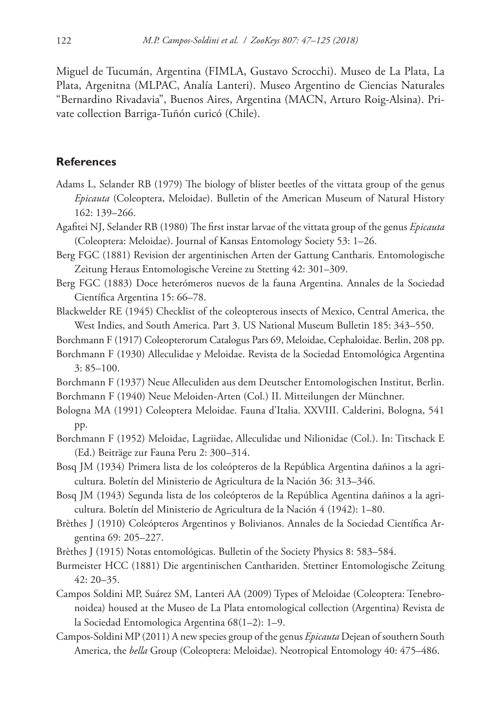Miguel de Tucumán, Argentina (FIMLA, Gustavo Scrocchi). Museo de La Plata, La Plata, Argenitna (MLPAC, Analía Lanteri). Museo Argentino de Ciencias Naturales "Bernardino Rivadavia", Buenos Aires, Argentina (MACN, Arturo Roig-Alsina). Private collection Barriga-Tuñón curicó (Chile).

## References

Adams L, Selander RB (1979) The biology of blister beetles of the vittata group of the genus *Epicauta* (Coleoptera, Meloidae). Bulletin of the American Museum of Natural History 162: 139–266.

Agafitei NJ, Selander RB (1980) The first instar larvae of the vittata group of the genus *Epicauta* (Coleoptera: Meloidae). Journal of Kansas Entomology Society 53: 1–26.

Berg FGC (1881) Revision der argentinischen Arten der Gattung Cantharis. Entomologische Zeitung Heraus Entomologische Vereine zu Stetting 42: 301–309.

Berg FGC (1883) Doce heterómeros nuevos de la fauna Argentina. Annales de la Sociedad Científica Argentina 15: 66–78.

Blackwelder RE (1945) Checklist of the coleopterous insects of Mexico, Central America, the West Indies, and South America. Part 3. US National Museum Bulletin 185: 343–550.

Borchmann F (1917) Coleopterorum Catalogus Pars 69, Meloidae, Cephaloidae. Berlin, 208 pp.

Borchmann F (1930) Alleculidae y Meloidae. Revista de la Sociedad Entomológica Argentina 3: 85–100.

Borchmann F (1937) Neue Alleculiden aus dem Deutscher Entomologischen Institut, Berlin.

Borchmann F (1940) Neue Meloiden-Arten (Col.) II. Mitteilungen der Münchner.

Bologna MA (1991) Coleoptera Meloidae. Fauna d'Italia. XXVIII. Calderini, Bologna, 541 pp.

Borchmann F (1952) Meloidae, Lagriidae, Alleculidae und Nilionidae (Col.). In: Titschack E (Ed.) Beiträge zur Fauna Peru 2: 300–314.

Bosq JM (1934) Primera lista de los coleópteros de la República Argentina dañinos a la agricultura. Boletín del Ministerio de Agricultura de la Nación 36: 313–346.

Bosq JM (1943) Segunda lista de los coleópteros de la República Agentina dañinos a la agricultura. Boletín del Ministerio de Agricultura de la Nación 4 (1942): 1–80.

Brèthes J (1910) Coleópteros Argentinos y Bolivianos. Annales de la Sociedad Científica Argentina 69: 205–227.

Brèthes J (1915) Notas entomológicas. Bulletin of the Society Physics 8: 583–584.

Burmeister HCC (1881) Die argentinischen Canthariden. Stettiner Entomologische Zeitung 42: 20–35.

Campos Soldini MP, Suárez SM, Lanteri AA (2009) Types of Meloidae (Coleoptera: Tenebronoidea) housed at the Museo de La Plata entomological collection (Argentina) Revista de la Sociedad Entomologica Argentina 68(1–2): 1–9.

Campos-Soldini MP (2011) A new species group of the genus *Epicauta* Dejean of southern South America, the *bella* Group (Coleoptera: Meloidae). Neotropical Entomology 40: 475–486.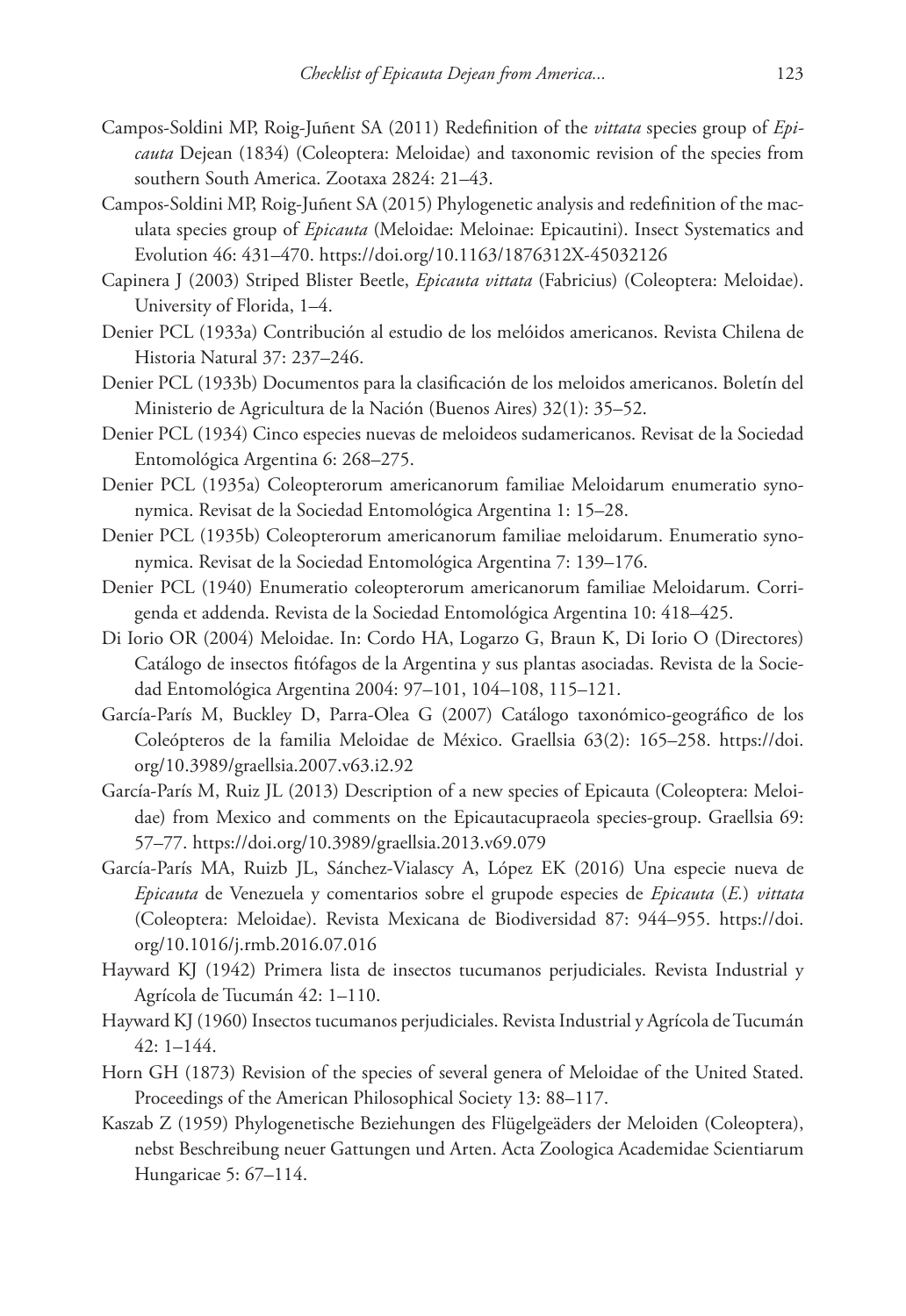Campos-Soldini MP, Roig-Juñent SA (2011) Redefinition of the *vittata* species group of *Epicauta* Dejean (1834) (Coleoptera: Meloidae) and taxonomic revision of the species from southern South America. Zootaxa 2824: 21–43.

Campos-Soldini MP, Roig-Juñent SA (2015) Phylogenetic analysis and redefinition of the maculata species group of *Epicauta* (Meloidae: Meloinae: Epicautini). Insect Systematics and Evolution 46: 431–470. https://doi.org/10.1163/1876312X-45032126

Capinera J (2003) Striped Blister Beetle, *Epicauta vittata* (Fabricius) (Coleoptera: Meloidae). University of Florida, 1–4.

Denier PCL (1933a) Contribución al estudio de los melóidos americanos. Revista Chilena de Historia Natural 37: 237–246.

Denier PCL (1933b) Documentos para la clasificación de los meloidos americanos. Boletín del Ministerio de Agricultura de la Nación (Buenos Aires) 32(1): 35–52.

Denier PCL (1934) Cinco especies nuevas de meloideos sudamericanos. Revisat de la Sociedad Entomológica Argentina 6: 268–275.

Denier PCL (1935a) Coleopterorum americanorum familiae Meloidarum enumeratio synonymica. Revisat de la Sociedad Entomológica Argentina 1: 15–28.

Denier PCL (1935b) Coleopterorum americanorum familiae meloidarum. Enumeratio synonymica. Revisat de la Sociedad Entomológica Argentina 7: 139–176.

Denier PCL (1940) Enumeratio coleopterorum americanorum familiae Meloidarum. Corrigenda et addenda. Revista de la Sociedad Entomológica Argentina 10: 418–425.

Di Iorio OR (2004) Meloidae. In: Cordo HA, Logarzo G, Braun K, Di Iorio O (Directores) Catálogo de insectos fitófagos de la Argentina y sus plantas asociadas. Revista de la Sociedad Entomológica Argentina 2004: 97–101, 104–108, 115–121.

García-París M, Buckley D, Parra-Olea G (2007) Catálogo taxonómico-geográfico de los Coleópteros de la familia Meloidae de México. Graellsia 63(2): 165–258. https://doi.org/10.3989/graellsia.2007.v63.i2.92

García-París M, Ruiz JL (2013) Description of a new species of Epicauta (Coleoptera: Meloidae) from Mexico and comments on the Epicautacupraeola species-group. Graellsia 69: 57–77. https://doi.org/10.3989/graellsia.2013.v69.079

García-París MA, Ruizb JL, Sánchez-Vialascy A, López EK (2016) Una especie nueva de *Epicauta* de Venezuela y comentarios sobre el grupode especies de *Epicauta* (*E.*) *vittata* (Coleoptera: Meloidae). Revista Mexicana de Biodiversidad 87: 944–955. https://doi.org/10.1016/j.rmb.2016.07.016

Hayward KJ (1942) Primera lista de insectos tucumanos perjudiciales. Revista Industrial y Agrícola de Tucumán 42: 1–110.

Hayward KJ (1960) Insectos tucumanos perjudiciales. Revista Industrial y Agrícola de Tucumán 42: 1–144.

Horn GH (1873) Revision of the species of several genera of Meloidae of the United Stated. Proceedings of the American Philosophical Society 13: 88–117.

Kaszab Z (1959) Phylogenetische Beziehungen des Flügelgeäders der Meloiden (Coleoptera), nebst Beschreibung neuer Gattungen und Arten. Acta Zoologica Academidae Scientiarum Hungaricae 5: 67–114.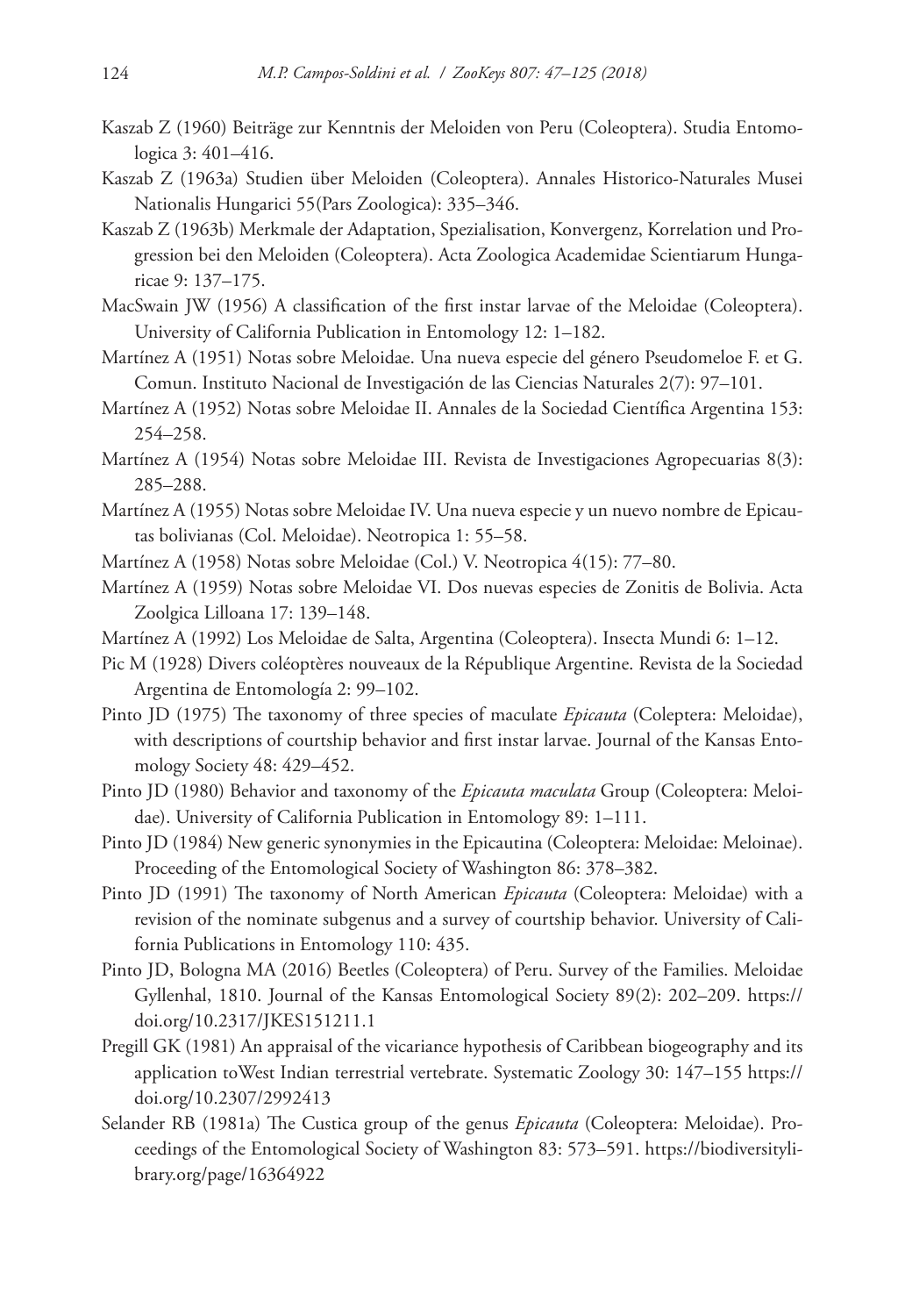Kaszab Z (1960) Beiträge zur Kenntnis der Meloiden von Peru (Coleoptera). Studia Entomologica 3: 401–416.

Kaszab Z (1963a) Studien über Meloiden (Coleoptera). Annales Historico-Naturales Musei Nationalis Hungarici 55(Pars Zoologica): 335–346.

Kaszab Z (1963b) Merkmale der Adaptation, Spezialisation, Konvergenz, Korrelation und Progression bei den Meloiden (Coleoptera). Acta Zoologica Academidae Scientiarum Hungaricae 9: 137–175.

MacSwain JW (1956) A classification of the first instar larvae of the Meloidae (Coleoptera). University of California Publication in Entomology 12: 1–182.

Martínez A (1951) Notas sobre Meloidae. Una nueva especie del género Pseudomeloe F. et G. Comun. Instituto Nacional de Investigación de las Ciencias Naturales 2(7): 97–101.

Martínez A (1952) Notas sobre Meloidae II. Annales de la Sociedad Científica Argentina 153: 254–258.

Martínez A (1954) Notas sobre Meloidae III. Revista de Investigaciones Agropecuarias 8(3): 285–288.

Martínez A (1955) Notas sobre Meloidae IV. Una nueva especie y un nuevo nombre de Epicautas bolivianas (Col. Meloidae). Neotropica 1: 55–58.

Martínez A (1958) Notas sobre Meloidae (Col.) V. Neotropica 4(15): 77–80.

Martínez A (1959) Notas sobre Meloidae VI. Dos nuevas especies de Zonitis de Bolivia. Acta Zoolgica Lilloana 17: 139–148.

Martínez A (1992) Los Meloidae de Salta, Argentina (Coleoptera). Insecta Mundi 6: 1–12.

Pic M (1928) Divers coléoptères nouveaux de la République Argentine. Revista de la Sociedad Argentina de Entomología 2: 99–102.

Pinto JD (1975) The taxonomy of three species of maculate *Epicauta* (Coleptera: Meloidae), with descriptions of courtship behavior and first instar larvae. Journal of the Kansas Entomology Society 48: 429–452.

Pinto JD (1980) Behavior and taxonomy of the *Epicauta maculata* Group (Coleoptera: Meloidae). University of California Publication in Entomology 89: 1–111.

Pinto JD (1984) New generic synonymies in the Epicautina (Coleoptera: Meloidae: Meloinae). Proceeding of the Entomological Society of Washington 86: 378–382.

Pinto JD (1991) The taxonomy of North American *Epicauta* (Coleoptera: Meloidae) with a revision of the nominate subgenus and a survey of courtship behavior. University of California Publications in Entomology 110: 435.

Pinto JD, Bologna MA (2016) Beetles (Coleoptera) of Peru. Survey of the Families. Meloidae Gyllenhal, 1810. Journal of the Kansas Entomological Society 89(2): 202–209. https://doi.org/10.2317/JKES151211.1

Pregill GK (1981) An appraisal of the vicariance hypothesis of Caribbean biogeography and its application toWest Indian terrestrial vertebrate. Systematic Zoology 30: 147–155 https://doi.org/10.2307/2992413

Selander RB (1981a) The Custica group of the genus *Epicauta* (Coleoptera: Meloidae). Proceedings of the Entomological Society of Washington 83: 573–591. https://biodiversitylibrary.org/page/16364922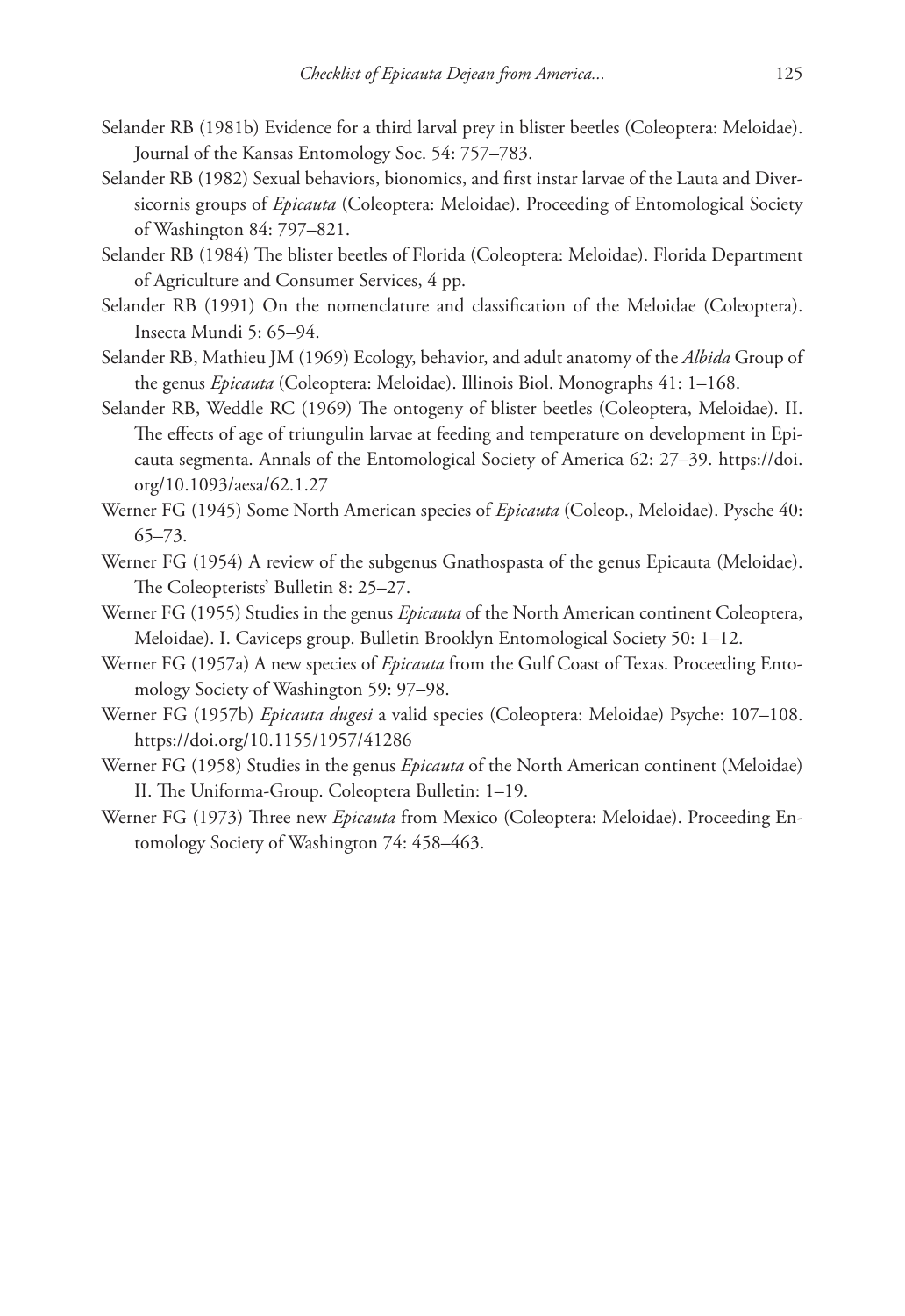Selander RB (1981b) Evidence for a third larval prey in blister beetles (Coleoptera: Meloidae). Journal of the Kansas Entomology Soc. 54: 757–783.

Selander RB (1982) Sexual behaviors, bionomics, and first instar larvae of the Lauta and Diversicornis groups of *Epicauta* (Coleoptera: Meloidae). Proceeding of Entomological Society of Washington 84: 797–821.

Selander RB (1984) The blister beetles of Florida (Coleoptera: Meloidae). Florida Department of Agriculture and Consumer Services, 4 pp.

Selander RB (1991) On the nomenclature and classification of the Meloidae (Coleoptera). Insecta Mundi 5: 65–94.

Selander RB, Mathieu JM (1969) Ecology, behavior, and adult anatomy of the *Albida* Group of the genus *Epicauta* (Coleoptera: Meloidae). Illinois Biol. Monographs 41: 1–168.

Selander RB, Weddle RC (1969) The ontogeny of blister beetles (Coleoptera, Meloidae). II. The effects of age of triungulin larvae at feeding and temperature on development in Epicauta segmenta. Annals of the Entomological Society of America 62: 27–39. https://doi.org/10.1093/aesa/62.1.27

Werner FG (1945) Some North American species of *Epicauta* (Coleop., Meloidae). Pysche 40: 65–73.

Werner FG (1954) A review of the subgenus Gnathospasta of the genus Epicauta (Meloidae). The Coleopterists' Bulletin 8: 25–27.

Werner FG (1955) Studies in the genus *Epicauta* of the North American continent Coleoptera, Meloidae). I. Caviceps group. Bulletin Brooklyn Entomological Society 50: 1–12.

Werner FG (1957a) A new species of *Epicauta* from the Gulf Coast of Texas. Proceeding Entomology Society of Washington 59: 97–98.

Werner FG (1957b) *Epicauta dugesi* a valid species (Coleoptera: Meloidae) Psyche: 107–108. https://doi.org/10.1155/1957/41286

Werner FG (1958) Studies in the genus *Epicauta* of the North American continent (Meloidae) II. The Uniforma-Group. Coleoptera Bulletin: 1–19.

Werner FG (1973) Three new *Epicauta* from Mexico (Coleoptera: Meloidae). Proceeding Entomology Society of Washington 74: 458–463.